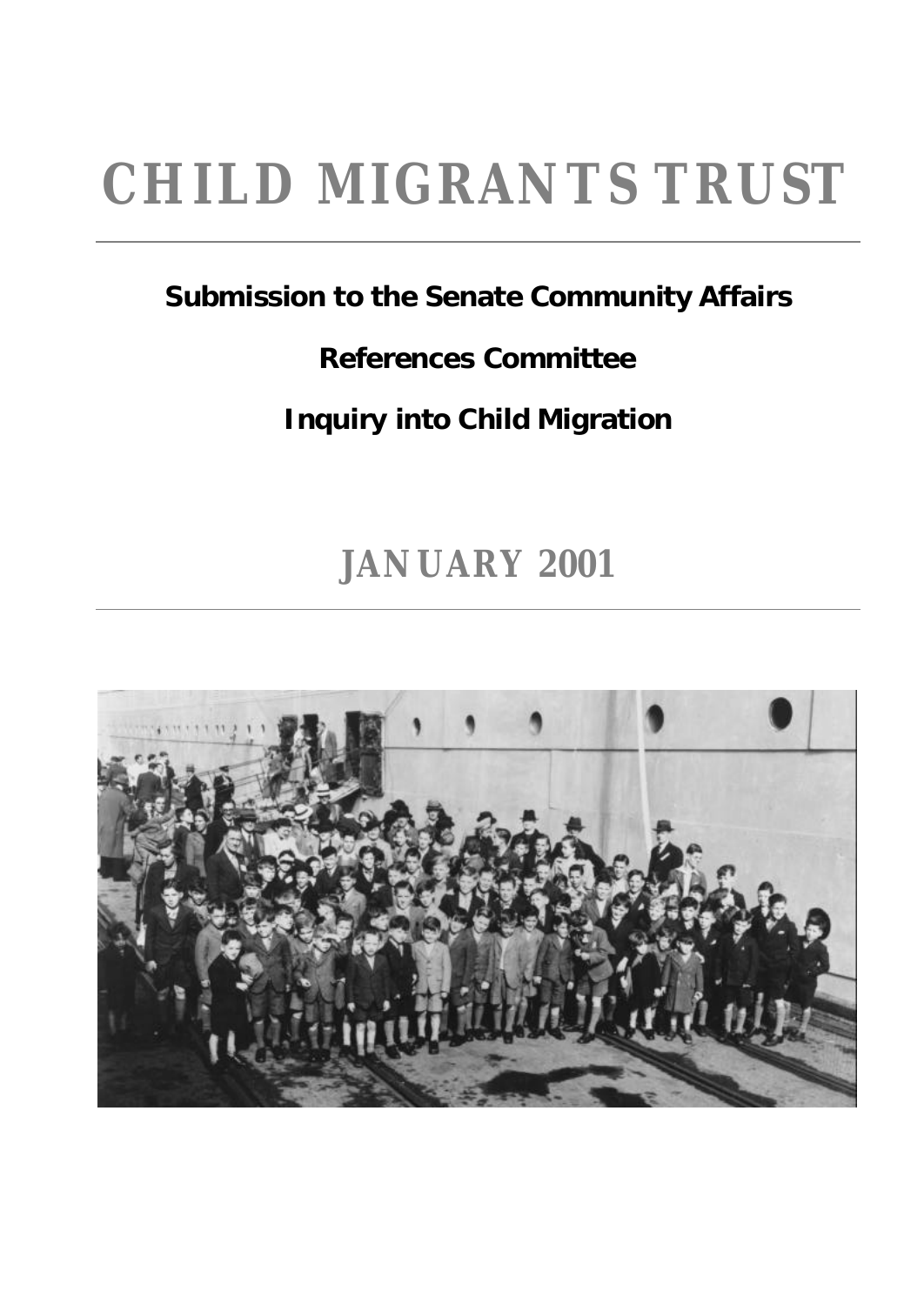# CHILD MIGRANTS TRUST

**Submission to the Senate Community Affairs**

**References Committee**

**Inquiry into Child Migration**

## JANUARY 2001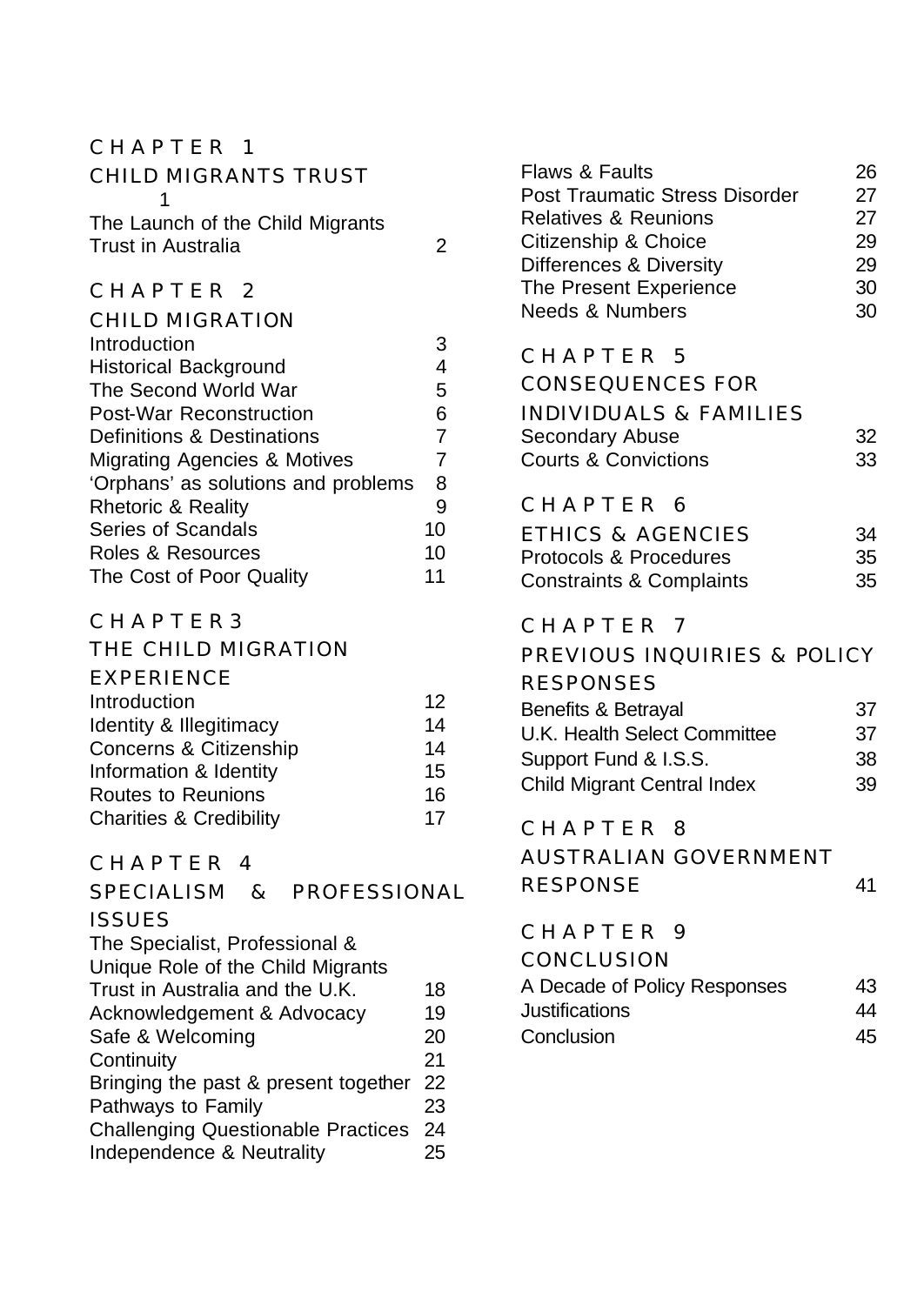CHAPTER 1

CHILD MIGRANTS TRUST 1

The Launch of the Child Migrants Trust in Australia 2

CHAPTER 2

CHILD MIGRATION

| | |
|---|---|
| Introduction | 3 |
| Historical Background | 4 |
| The Second World War | 5 |
| Post-War Reconstruction | 6 |
| Definitions & Destinations | 7 |
| Migrating Agencies & Motives | 7 |
| 'Orphans' as solutions and problems | 8 |
| Rhetoric & Reality | 9 |
| Series of Scandals | 10 |
| Roles & Resources | 10 |
| The Cost of Poor Quality | 11 |

CHAPTER 3

THE CHILD MIGRATION EXPERIENCE

| | |
|---|---|
| Introduction | 12 |
| Identity & Illegitimacy | 14 |
| Concerns & Citizenship | 14 |
| Information & Identity | 15 |
| Routes to Reunions | 16 |
| Charities & Credibility | 17 |

CHAPTER 4

SPECIALISM & PROFESSIONAL ISSUES

| | |
|---|---|
| The Specialist, Professional & Unique Role of the Child Migrants Trust in Australia and the U.K. | 18 |
| Acknowledgement & Advocacy | 19 |
| Safe & Welcoming | 20 |
| Continuity | 21 |
| Bringing the past & present together | 22 |
| Pathways to Family | 23 |
| Challenging Questionable Practices | 24 |
| Independence & Neutrality | 25 |
| Flaws & Faults | 26 |
| Post Traumatic Stress Disorder | 27 |
| Relatives & Reunions | 27 |
| Citizenship & Choice | 29 |
| Differences & Diversity | 29 |
| The Present Experience | 30 |
| Needs & Numbers | 30 |

CHAPTER 5

CONSEQUENCES FOR INDIVIDUALS & FAMILIES

| | |
|---|---|
| Secondary Abuse | 32 |
| Courts & Convictions | 33 |

CHAPTER 6

ETHICS & AGENCIES 34

| | |
|---|---|
| Protocols & Procedures | 35 |
| Constraints & Complaints | 35 |

CHAPTER 7

PREVIOUS INQUIRIES & POLICY RESPONSES

| | |
|---|---|
| Benefits & Betrayal | 37 |
| U.K. Health Select Committee | 37 |
| Support Fund & I.S.S. | 38 |
| Child Migrant Central Index | 39 |

CHAPTER 8

AUSTRALIAN GOVERNMENT RESPONSE 41

CHAPTER 9

CONCLUSION

| | |
|---|---|
| A Decade of Policy Responses | 43 |
| Justifications | 44 |
| Conclusion | 45 |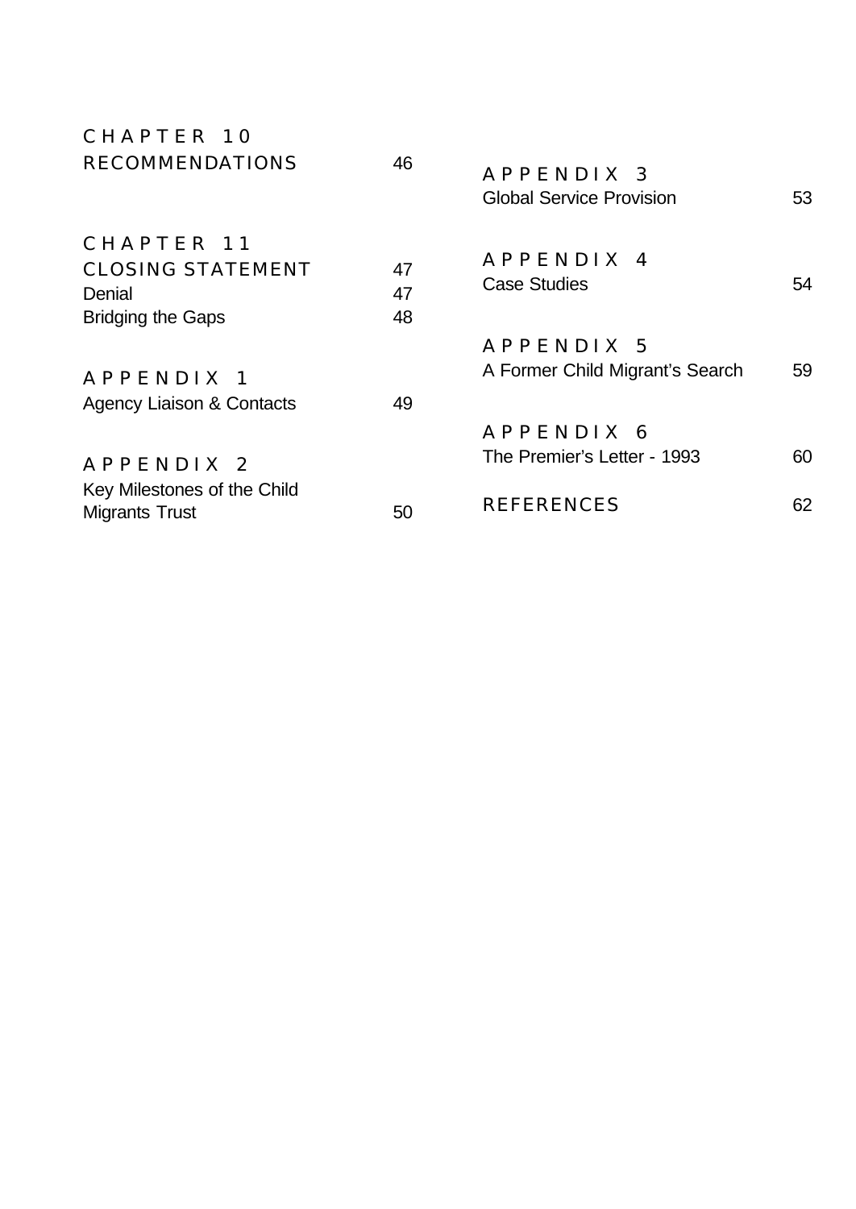CHAPTER 10
RECOMMENDATIONS 46

CHAPTER 11
CLOSING STATEMENT 47
Denial 47
Bridging the Gaps 48

APPENDIX 1
Agency Liaison & Contacts 49

APPENDIX 2
Key Milestones of the Child Migrants Trust 50

APPENDIX 3
Global Service Provision 53

APPENDIX 4
Case Studies 54

APPENDIX 5
A Former Child Migrant's Search 59

APPENDIX 6
The Premier's Letter - 1993 60

REFERENCES 62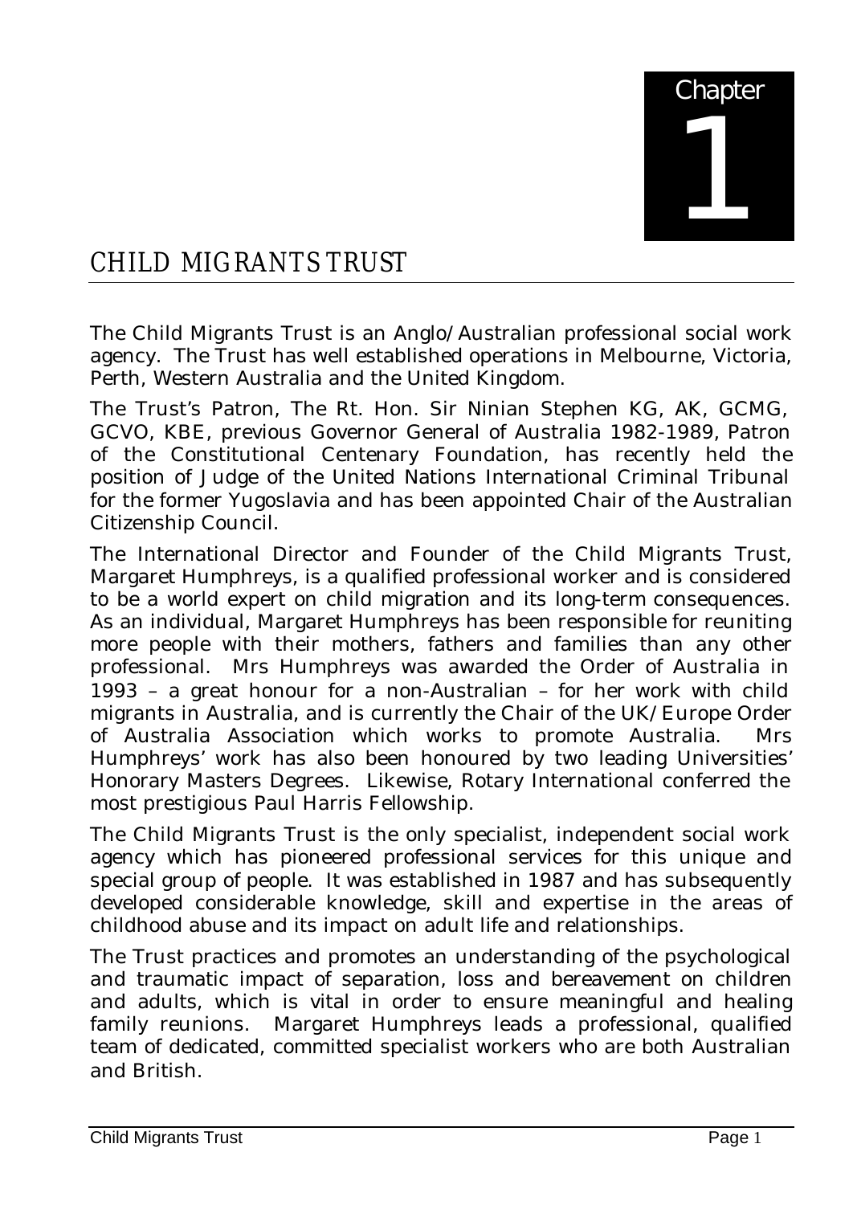# Chapter 1

## CHILD MIGRANTS TRUST

The Child Migrants Trust is an Anglo/Australian professional social work agency. The Trust has well established operations in Melbourne, Victoria, Perth, Western Australia and the United Kingdom.

The Trust's Patron, The Rt. Hon. Sir Ninian Stephen KG, AK, GCMG, GCVO, KBE, previous Governor General of Australia 1982-1989, Patron of the Constitutional Centenary Foundation, has recently held the position of Judge of the United Nations International Criminal Tribunal for the former Yugoslavia and has been appointed Chair of the Australian Citizenship Council.

The International Director and Founder of the Child Migrants Trust, Margaret Humphreys, is a qualified professional worker and is considered to be a world expert on child migration and its long-term consequences. As an individual, Margaret Humphreys has been responsible for reuniting more people with their mothers, fathers and families than any other professional. Mrs Humphreys was awarded the Order of Australia in 1993 – a great honour for a non-Australian – for her work with child migrants in Australia, and is currently the Chair of the UK/Europe Order of Australia Association which works to promote Australia. Mrs Humphreys' work has also been honoured by two leading Universities' Honorary Masters Degrees. Likewise, Rotary International conferred the most prestigious Paul Harris Fellowship.

The Child Migrants Trust is the only specialist, independent social work agency which has pioneered professional services for this unique and special group of people. It was established in 1987 and has subsequently developed considerable knowledge, skill and expertise in the areas of childhood abuse and its impact on adult life and relationships.

The Trust practices and promotes an understanding of the psychological and traumatic impact of separation, loss and bereavement on children and adults, which is vital in order to ensure meaningful and healing family reunions. Margaret Humphreys leads a professional, qualified team of dedicated, committed specialist workers who are both Australian and British.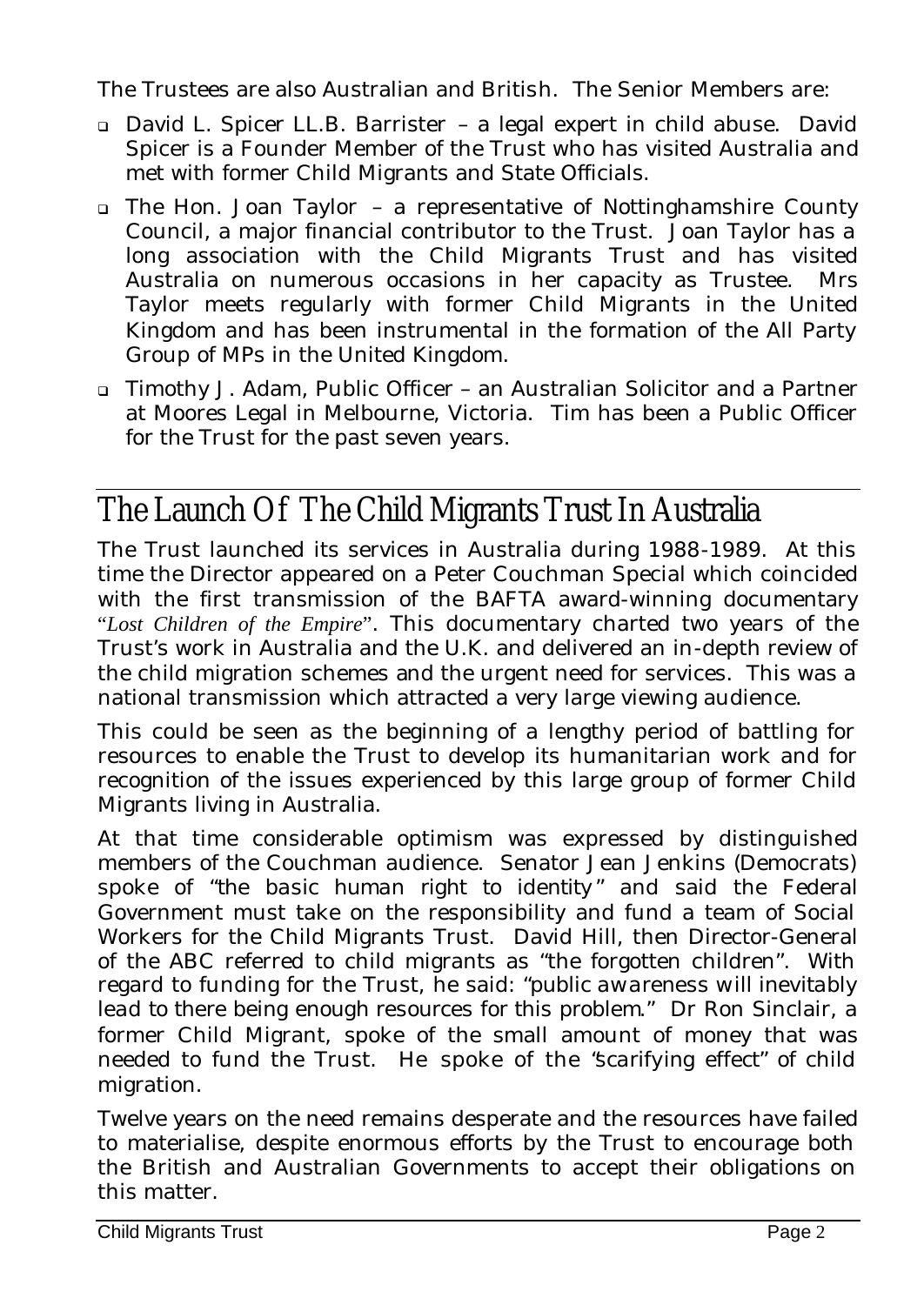The Trustees are also Australian and British. The Senior Members are:

- David L. Spicer LL.B. Barrister – a legal expert in child abuse. David Spicer is a Founder Member of the Trust who has visited Australia and met with former Child Migrants and State Officials.
- The Hon. Joan Taylor – a representative of Nottinghamshire County Council, a major financial contributor to the Trust. Joan Taylor has a long association with the Child Migrants Trust and has visited Australia on numerous occasions in her capacity as Trustee. Mrs Taylor meets regularly with former Child Migrants in the United Kingdom and has been instrumental in the formation of the All Party Group of MPs in the United Kingdom.
- Timothy J. Adam, Public Officer – an Australian Solicitor and a Partner at Moores Legal in Melbourne, Victoria. Tim has been a Public Officer for the Trust for the past seven years.

## The Launch Of The Child Migrants Trust In Australia

The Trust launched its services in Australia during 1988-1989. At this time the Director appeared on a Peter Couchman Special which coincided with the first transmission of the BAFTA award-winning documentary "*Lost Children of the Empire*". This documentary charted two years of the Trust's work in Australia and the U.K. and delivered an in-depth review of the child migration schemes and the urgent need for services. This was a national transmission which attracted a very large viewing audience.

This could be seen as the beginning of a lengthy period of battling for resources to enable the Trust to develop its humanitarian work and for recognition of the issues experienced by this large group of former Child Migrants living in Australia.

At that time considerable optimism was expressed by distinguished members of the Couchman audience. Senator Jean Jenkins (Democrats) spoke of "the basic human right to identity" and said the Federal Government must take on the responsibility and fund a team of Social Workers for the Child Migrants Trust. David Hill, then Director-General of the ABC referred to child migrants as "the forgotten children". With regard to funding for the Trust, he said: "public awareness will inevitably lead to there being enough resources for this problem." Dr Ron Sinclair, a former Child Migrant, spoke of the small amount of money that was needed to fund the Trust. He spoke of the "scarifying effect" of child migration.

Twelve years on the need remains desperate and the resources have failed to materialise, despite enormous efforts by the Trust to encourage both the British and Australian Governments to accept their obligations on this matter.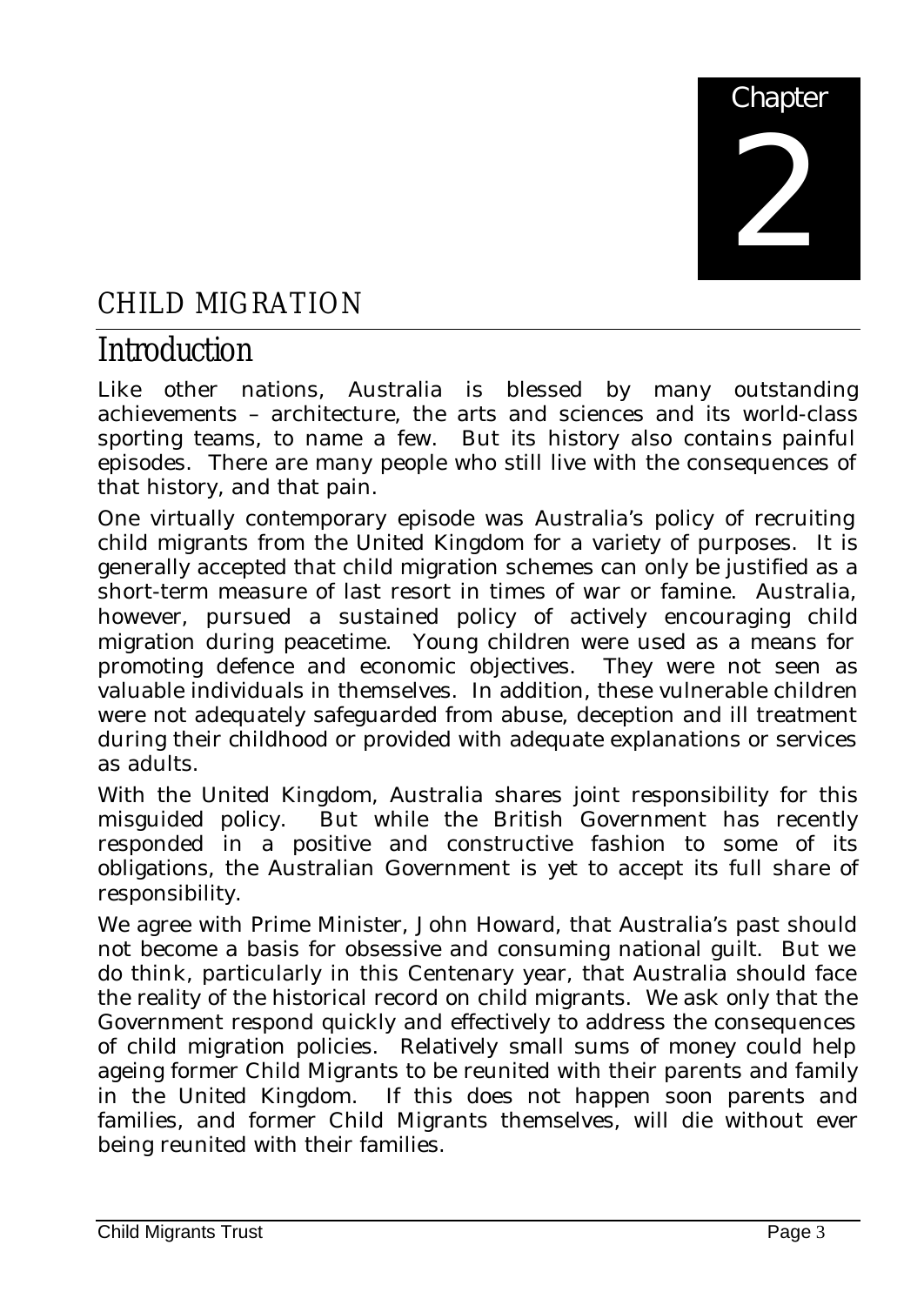Chapter 2

# CHILD MIGRATION

## Introduction

Like other nations, Australia is blessed by many outstanding achievements – architecture, the arts and sciences and its world-class sporting teams, to name a few. But its history also contains painful episodes. There are many people who still live with the consequences of that history, and that pain.

One virtually contemporary episode was Australia's policy of recruiting child migrants from the United Kingdom for a variety of purposes. It is generally accepted that child migration schemes can only be justified as a short-term measure of last resort in times of war or famine. Australia, however, pursued a sustained policy of actively encouraging child migration during peacetime. Young children were used as a means for promoting defence and economic objectives. They were not seen as valuable individuals in themselves. In addition, these vulnerable children were not adequately safeguarded from abuse, deception and ill treatment during their childhood or provided with adequate explanations or services as adults.

With the United Kingdom, Australia shares joint responsibility for this misguided policy. But while the British Government has recently responded in a positive and constructive fashion to some of its obligations, the Australian Government is yet to accept its full share of responsibility.

We agree with Prime Minister, John Howard, that Australia's past should not become a basis for obsessive and consuming national guilt. But we do think, particularly in this Centenary year, that Australia should face the reality of the historical record on child migrants. We ask only that the Government respond quickly and effectively to address the consequences of child migration policies. Relatively small sums of money could help ageing former Child Migrants to be reunited with their parents and family in the United Kingdom. If this does not happen soon parents and families, and former Child Migrants themselves, will die without ever being reunited with their families.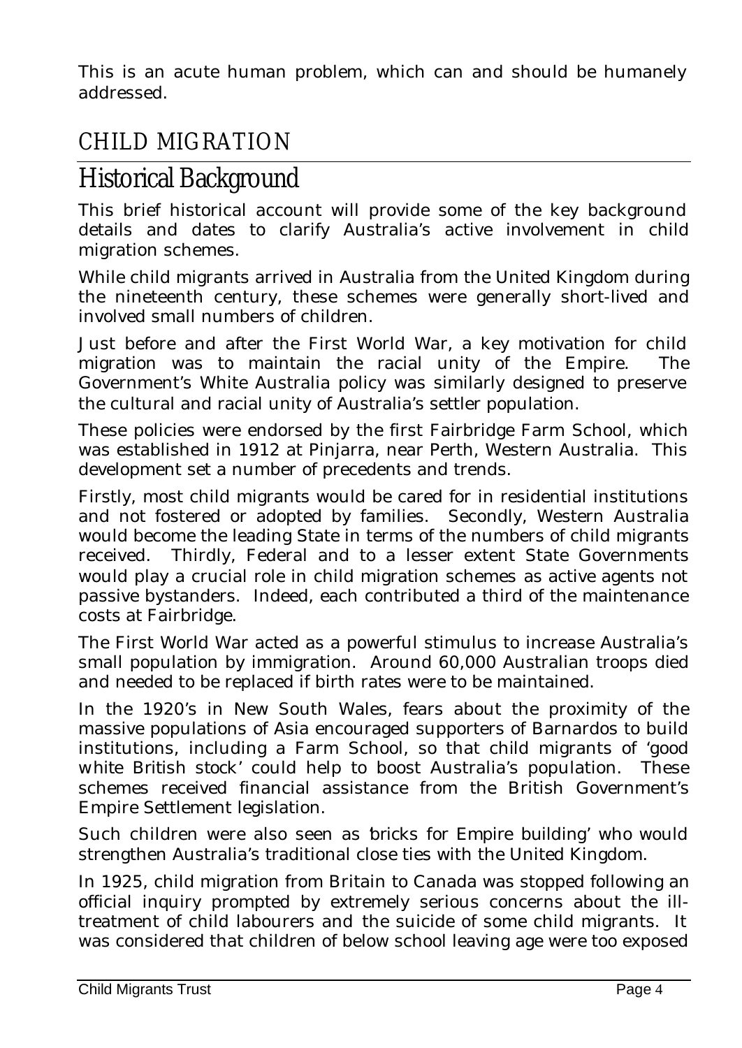This is an acute human problem, which can and should be humanely addressed.

# CHILD MIGRATION

## Historical Background

This brief historical account will provide some of the key background details and dates to clarify Australia's active involvement in child migration schemes.

While child migrants arrived in Australia from the United Kingdom during the nineteenth century, these schemes were generally short-lived and involved small numbers of children.

Just before and after the First World War, a key motivation for child migration was to maintain the racial unity of the Empire. The Government's White Australia policy was similarly designed to preserve the cultural and racial unity of Australia's settler population.

These policies were endorsed by the first Fairbridge Farm School, which was established in 1912 at Pinjarra, near Perth, Western Australia. This development set a number of precedents and trends.

Firstly, most child migrants would be cared for in residential institutions and not fostered or adopted by families. Secondly, Western Australia would become the leading State in terms of the numbers of child migrants received. Thirdly, Federal and to a lesser extent State Governments would play a crucial role in child migration schemes as active agents not passive bystanders. Indeed, each contributed a third of the maintenance costs at Fairbridge.

The First World War acted as a powerful stimulus to increase Australia's small population by immigration. Around 60,000 Australian troops died and needed to be replaced if birth rates were to be maintained.

In the 1920's in New South Wales, fears about the proximity of the massive populations of Asia encouraged supporters of Barnardos to build institutions, including a Farm School, so that child migrants of 'good white British stock' could help to boost Australia's population. These schemes received financial assistance from the British Government's Empire Settlement legislation.

Such children were also seen as 'bricks for Empire building' who would strengthen Australia's traditional close ties with the United Kingdom.

In 1925, child migration from Britain to Canada was stopped following an official inquiry prompted by extremely serious concerns about the ill-treatment of child labourers and the suicide of some child migrants. It was considered that children of below school leaving age were too exposed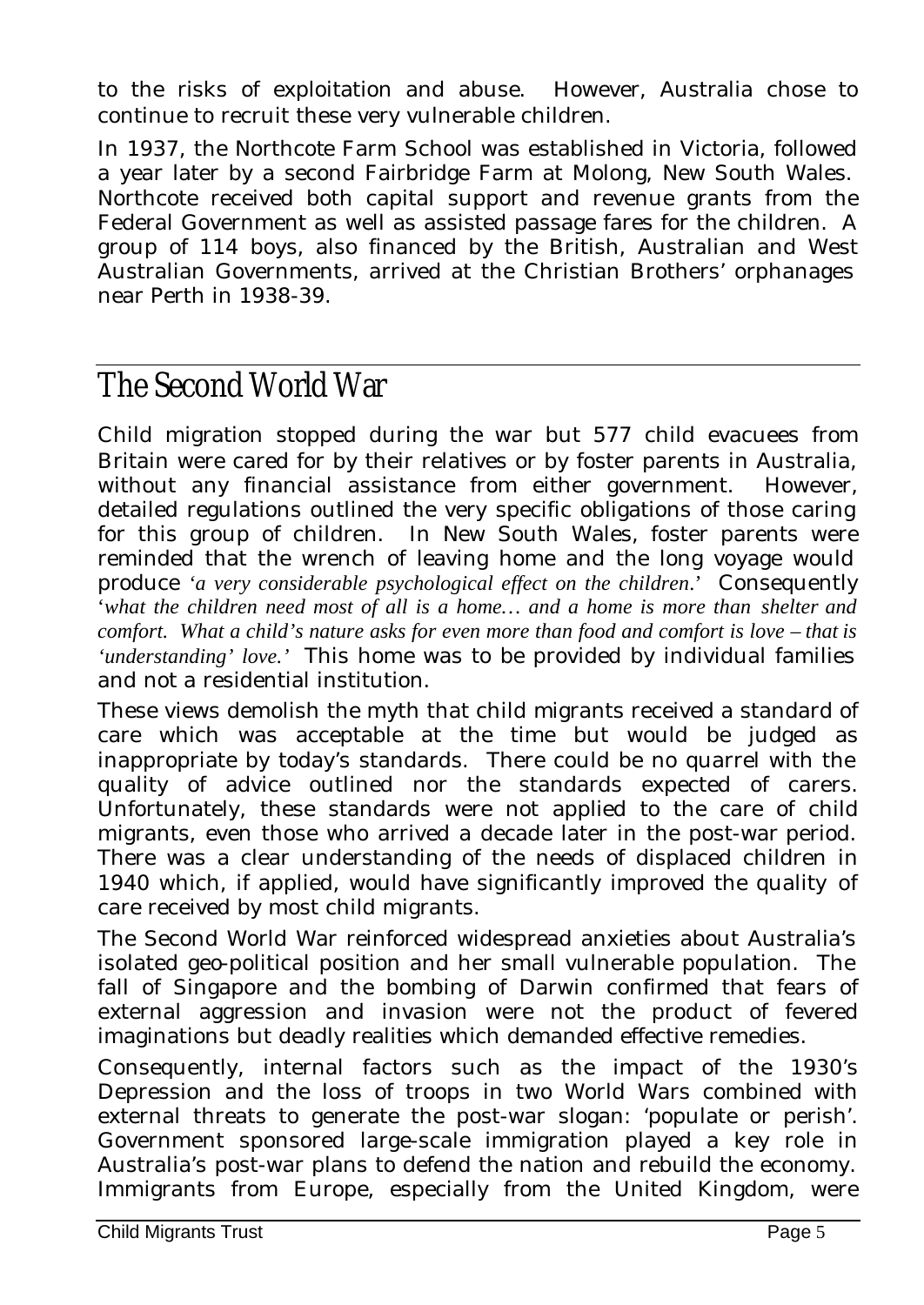to the risks of exploitation and abuse. However, Australia chose to continue to recruit these very vulnerable children.

In 1937, the Northcote Farm School was established in Victoria, followed a year later by a second Fairbridge Farm at Molong, New South Wales. Northcote received both capital support and revenue grants from the Federal Government as well as assisted passage fares for the children. A group of 114 boys, also financed by the British, Australian and West Australian Governments, arrived at the Christian Brothers' orphanages near Perth in 1938-39.

## The Second World War

Child migration stopped during the war but 577 child evacuees from Britain were cared for by their relatives or by foster parents in Australia, without any financial assistance from either government. However, detailed regulations outlined the very specific obligations of those caring for this group of children. In New South Wales, foster parents were reminded that the wrench of leaving home and the long voyage would produce *'a very considerable psychological effect on the children.'* Consequently *'what the children need most of all is a home… and a home is more than shelter and comfort. What a child's nature asks for even more than food and comfort is love – that is 'understanding' love.'* This home was to be provided by individual families and not a residential institution.

These views demolish the myth that child migrants received a standard of care which was acceptable at the time but would be judged as inappropriate by today's standards. There could be no quarrel with the quality of advice outlined nor the standards expected of carers. Unfortunately, these standards were not applied to the care of child migrants, even those who arrived a decade later in the post-war period. There was a clear understanding of the needs of displaced children in 1940 which, if applied, would have significantly improved the quality of care received by most child migrants.

The Second World War reinforced widespread anxieties about Australia's isolated geo-political position and her small vulnerable population. The fall of Singapore and the bombing of Darwin confirmed that fears of external aggression and invasion were not the product of fevered imaginations but deadly realities which demanded effective remedies.

Consequently, internal factors such as the impact of the 1930's Depression and the loss of troops in two World Wars combined with external threats to generate the post-war slogan: 'populate or perish'. Government sponsored large-scale immigration played a key role in Australia's post-war plans to defend the nation and rebuild the economy. Immigrants from Europe, especially from the United Kingdom, were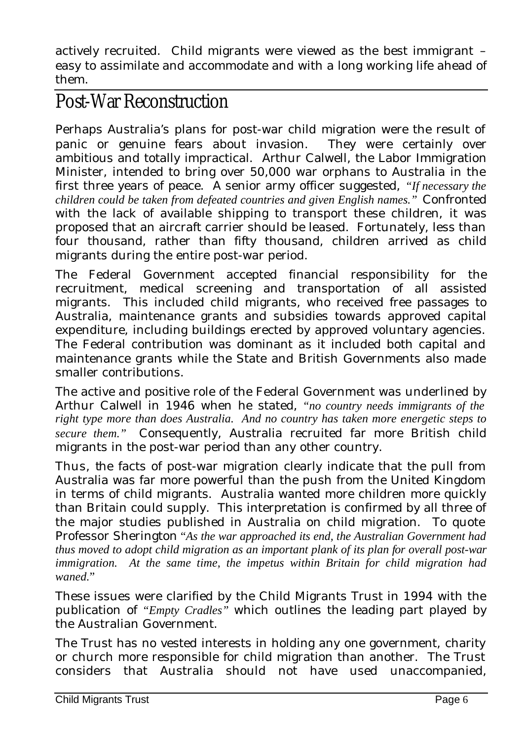actively recruited. Child migrants were viewed as the best immigrant – easy to assimilate and accommodate and with a long working life ahead of them.

## Post-War Reconstruction

Perhaps Australia's plans for post-war child migration were the result of panic or genuine fears about invasion. They were certainly over ambitious and totally impractical. Arthur Calwell, the Labor Immigration Minister, intended to bring over 50,000 war orphans to Australia in the first three years of peace. A senior army officer suggested, *"If necessary the children could be taken from defeated countries and given English names."* Confronted with the lack of available shipping to transport these children, it was proposed that an aircraft carrier should be leased. Fortunately, less than four thousand, rather than fifty thousand, children arrived as child migrants during the entire post-war period.

The Federal Government accepted financial responsibility for the recruitment, medical screening and transportation of all assisted migrants. This included child migrants, who received free passages to Australia, maintenance grants and subsidies towards approved capital expenditure, including buildings erected by approved voluntary agencies. The Federal contribution was dominant as it included both capital and maintenance grants while the State and British Governments also made smaller contributions.

The active and positive role of the Federal Government was underlined by Arthur Calwell in 1946 when he stated, *"no country needs immigrants of the right type more than does Australia. And no country has taken more energetic steps to secure them."* Consequently, Australia recruited far more British child migrants in the post-war period than any other country.

Thus, the facts of post-war migration clearly indicate that the pull from Australia was far more powerful than the push from the United Kingdom in terms of child migrants. Australia wanted more children more quickly than Britain could supply. This interpretation is confirmed by all three of the major studies published in Australia on child migration. To quote Professor Sherington *"As the war approached its end, the Australian Government had thus moved to adopt child migration as an important plank of its plan for overall post-war immigration. At the same time, the impetus within Britain for child migration had waned."*

These issues were clarified by the Child Migrants Trust in 1994 with the publication of *"Empty Cradles"* which outlines the leading part played by the Australian Government.

The Trust has no vested interests in holding any one government, charity or church more responsible for child migration than another. The Trust considers that Australia should not have used unaccompanied,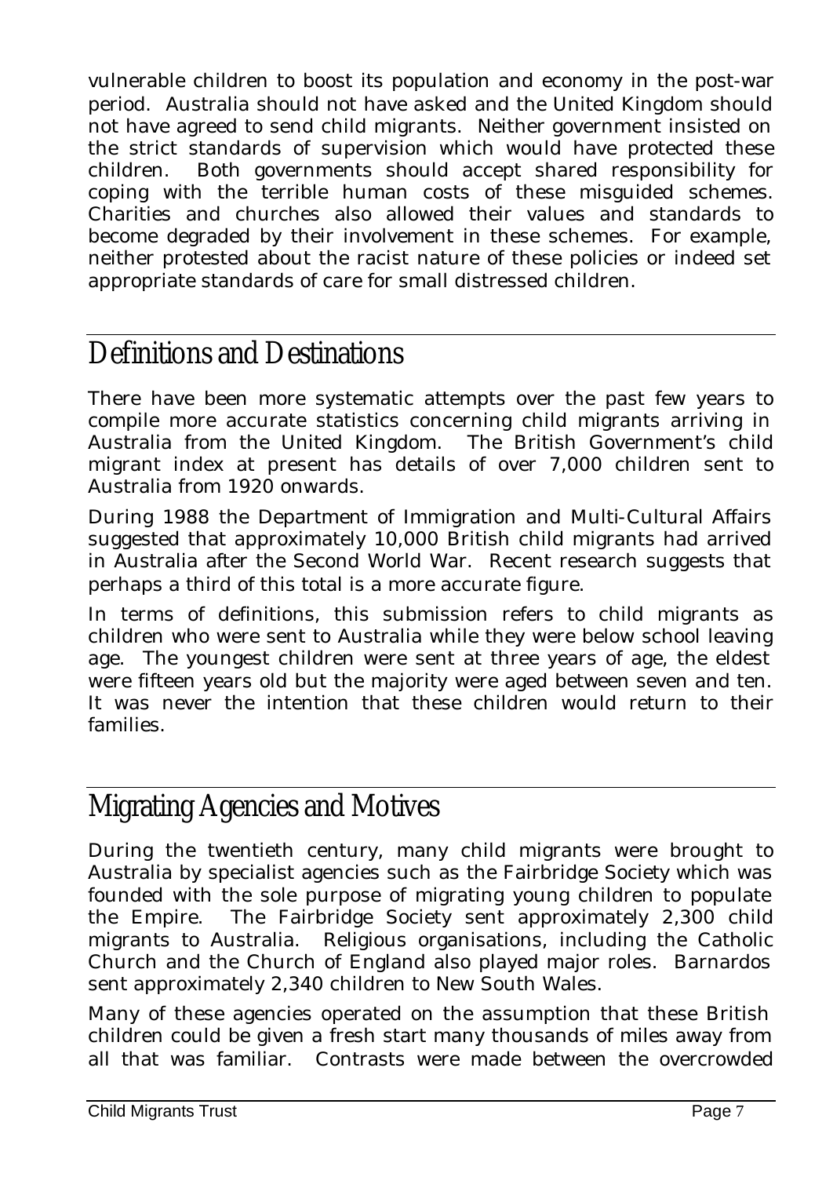vulnerable children to boost its population and economy in the post-war period. Australia should not have asked and the United Kingdom should not have agreed to send child migrants. Neither government insisted on the strict standards of supervision which would have protected these children. Both governments should accept shared responsibility for coping with the terrible human costs of these misguided schemes. Charities and churches also allowed their values and standards to become degraded by their involvement in these schemes. For example, neither protested about the racist nature of these policies or indeed set appropriate standards of care for small distressed children.

## Definitions and Destinations

There have been more systematic attempts over the past few years to compile more accurate statistics concerning child migrants arriving in Australia from the United Kingdom. The British Government's child migrant index at present has details of over 7,000 children sent to Australia from 1920 onwards.

During 1988 the Department of Immigration and Multi-Cultural Affairs suggested that approximately 10,000 British child migrants had arrived in Australia after the Second World War. Recent research suggests that perhaps a third of this total is a more accurate figure.

In terms of definitions, this submission refers to child migrants as children who were sent to Australia while they were below school leaving age. The youngest children were sent at three years of age, the eldest were fifteen years old but the majority were aged between seven and ten. It was never the intention that these children would return to their families.

## Migrating Agencies and Motives

During the twentieth century, many child migrants were brought to Australia by specialist agencies such as the Fairbridge Society which was founded with the sole purpose of migrating young children to populate the Empire. The Fairbridge Society sent approximately 2,300 child migrants to Australia. Religious organisations, including the Catholic Church and the Church of England also played major roles. Barnardos sent approximately 2,340 children to New South Wales.

Many of these agencies operated on the assumption that these British children could be given a fresh start many thousands of miles away from all that was familiar. Contrasts were made between the overcrowded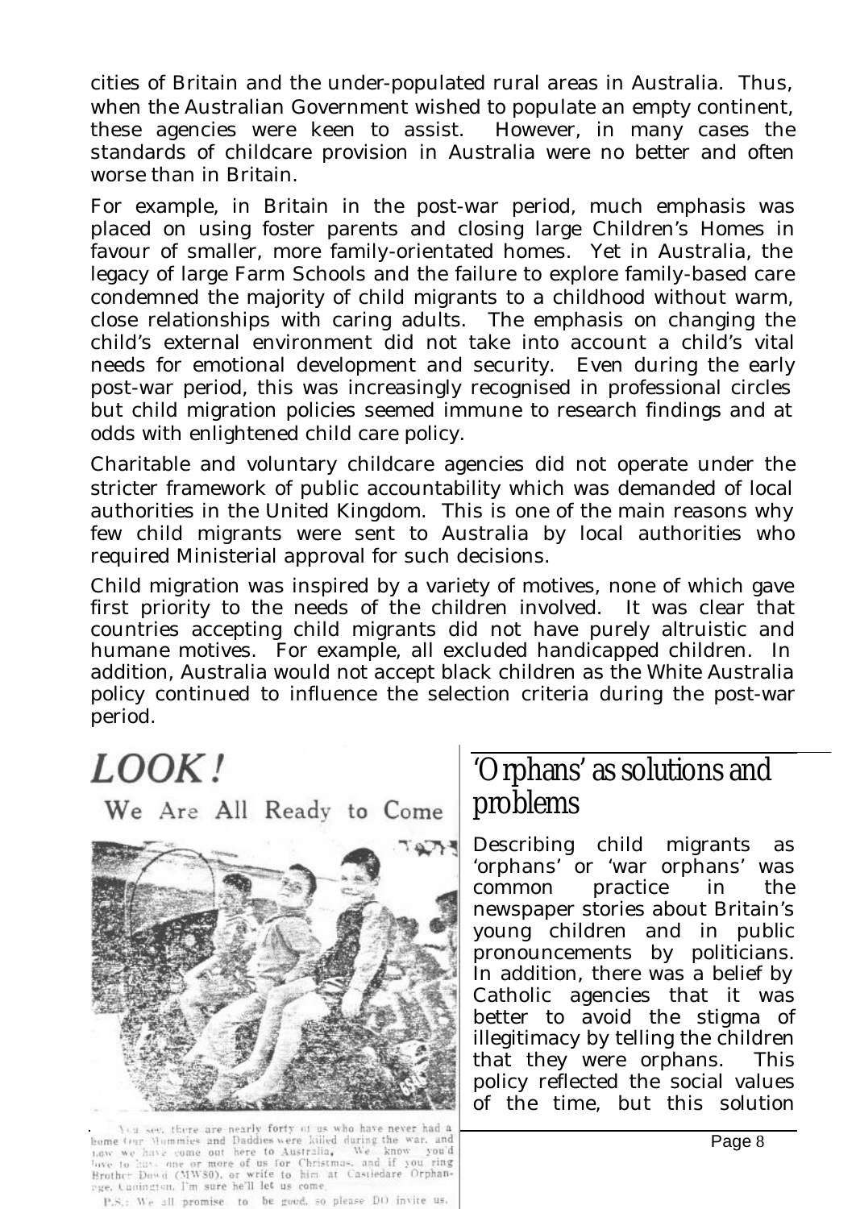cities of Britain and the under-populated rural areas in Australia. Thus, when the Australian Government wished to populate an empty continent, these agencies were keen to assist. However, in many cases the standards of childcare provision in Australia were no better and often worse than in Britain.

For example, in Britain in the post-war period, much emphasis was placed on using foster parents and closing large Children's Homes in favour of smaller, more family-orientated homes. Yet in Australia, the legacy of large Farm Schools and the failure to explore family-based care condemned the majority of child migrants to a childhood without warm, close relationships with caring adults. The emphasis on changing the child's external environment did not take into account a child's vital needs for emotional development and security. Even during the early post-war period, this was increasingly recognised in professional circles but child migration policies seemed immune to research findings and at odds with enlightened child care policy.

Charitable and voluntary childcare agencies did not operate under the stricter framework of public accountability which was demanded of local authorities in the United Kingdom. This is one of the main reasons why few child migrants were sent to Australia by local authorities who required Ministerial approval for such decisions.

Child migration was inspired by a variety of motives, none of which gave first priority to the needs of the children involved. It was clear that countries accepting child migrants did not have purely altruistic and humane motives. For example, all excluded handicapped children. In addition, Australia would not accept black children as the White Australia policy continued to influence the selection criteria during the post-war period.

**LOOK!**

We Are All Ready to Come

You see, there are nearly forty of us who have never had a home (our Mummies and Daddies were killed during the war, and now we have come out here to Australia. We know you'd love to have one or more of us for Christmas, and if you ring Brother Dowd (MW80), or write to him at Castledare Orphanage, Cannington, I'm sure he'll let us come.

P.S.: We all promise to be good, so please DO invite us.

## 'Orphans' as solutions and problems

Describing child migrants as 'orphans' or 'war orphans' was common practice in the newspaper stories about Britain's young children and in public pronouncements by politicians. In addition, there was a belief by Catholic agencies that it was better to avoid the stigma of illegitimacy by telling the children that they were orphans. This policy reflected the social values of the time, but this solution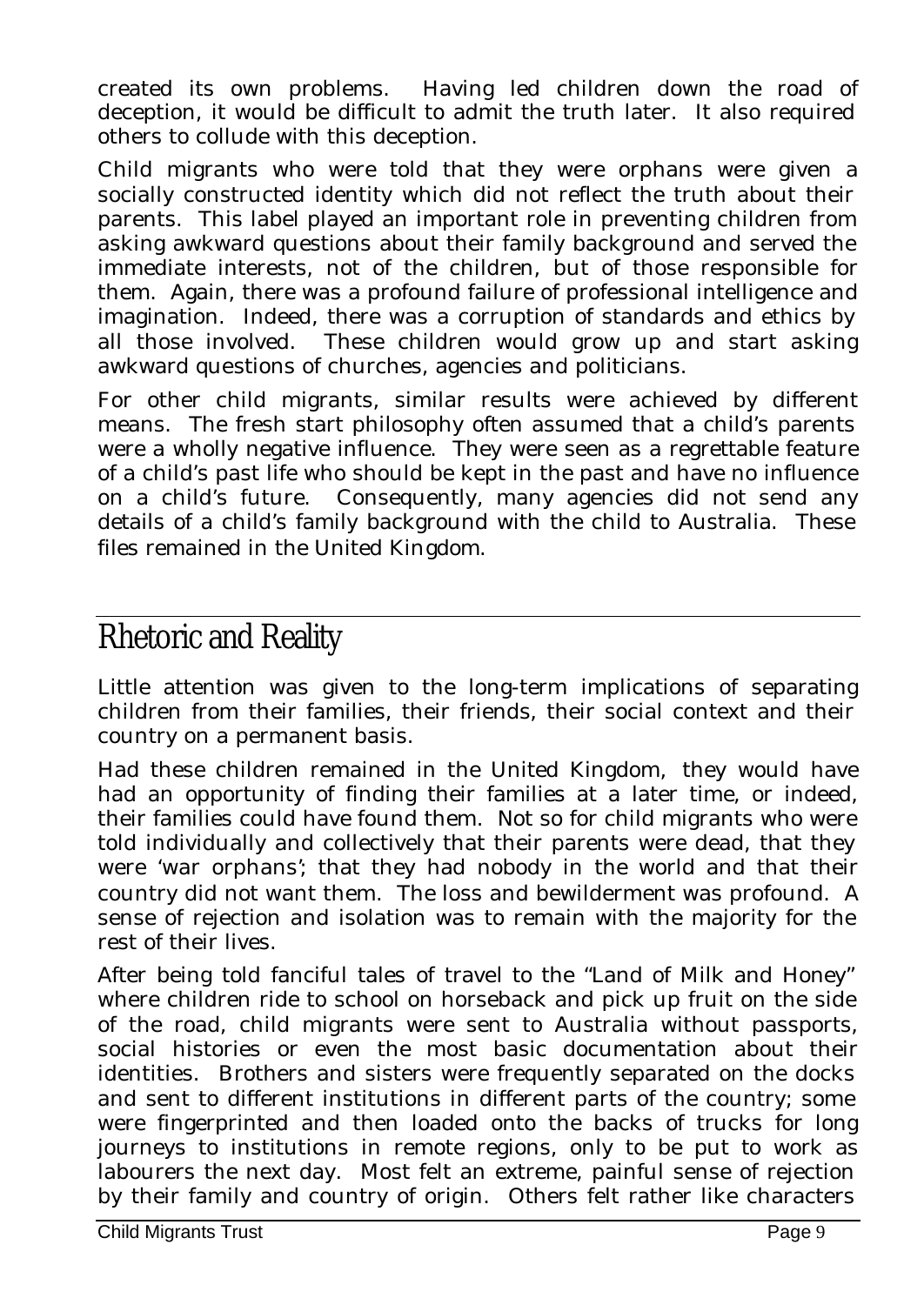created its own problems. Having led children down the road of deception, it would be difficult to admit the truth later. It also required others to collude with this deception.

Child migrants who were told that they were orphans were given a socially constructed identity which did not reflect the truth about their parents. This label played an important role in preventing children from asking awkward questions about their family background and served the immediate interests, not of the children, but of those responsible for them. Again, there was a profound failure of professional intelligence and imagination. Indeed, there was a corruption of standards and ethics by all those involved. These children would grow up and start asking awkward questions of churches, agencies and politicians.

For other child migrants, similar results were achieved by different means. The fresh start philosophy often assumed that a child's parents were a wholly negative influence. They were seen as a regrettable feature of a child's past life who should be kept in the past and have no influence on a child's future. Consequently, many agencies did not send any details of a child's family background with the child to Australia. These files remained in the United Kingdom.

## Rhetoric and Reality

Little attention was given to the long-term implications of separating children from their families, their friends, their social context and their country on a permanent basis.

Had these children remained in the United Kingdom, they would have had an opportunity of finding their families at a later time, or indeed, their families could have found them. Not so for child migrants who were told individually and collectively that their parents were dead, that they were 'war orphans'; that they had nobody in the world and that their country did not want them. The loss and bewilderment was profound. A sense of rejection and isolation was to remain with the majority for the rest of their lives.

After being told fanciful tales of travel to the "Land of Milk and Honey" where children ride to school on horseback and pick up fruit on the side of the road, child migrants were sent to Australia without passports, social histories or even the most basic documentation about their identities. Brothers and sisters were frequently separated on the docks and sent to different institutions in different parts of the country; some were fingerprinted and then loaded onto the backs of trucks for long journeys to institutions in remote regions, only to be put to work as labourers the next day. Most felt an extreme, painful sense of rejection by their family and country of origin. Others felt rather like characters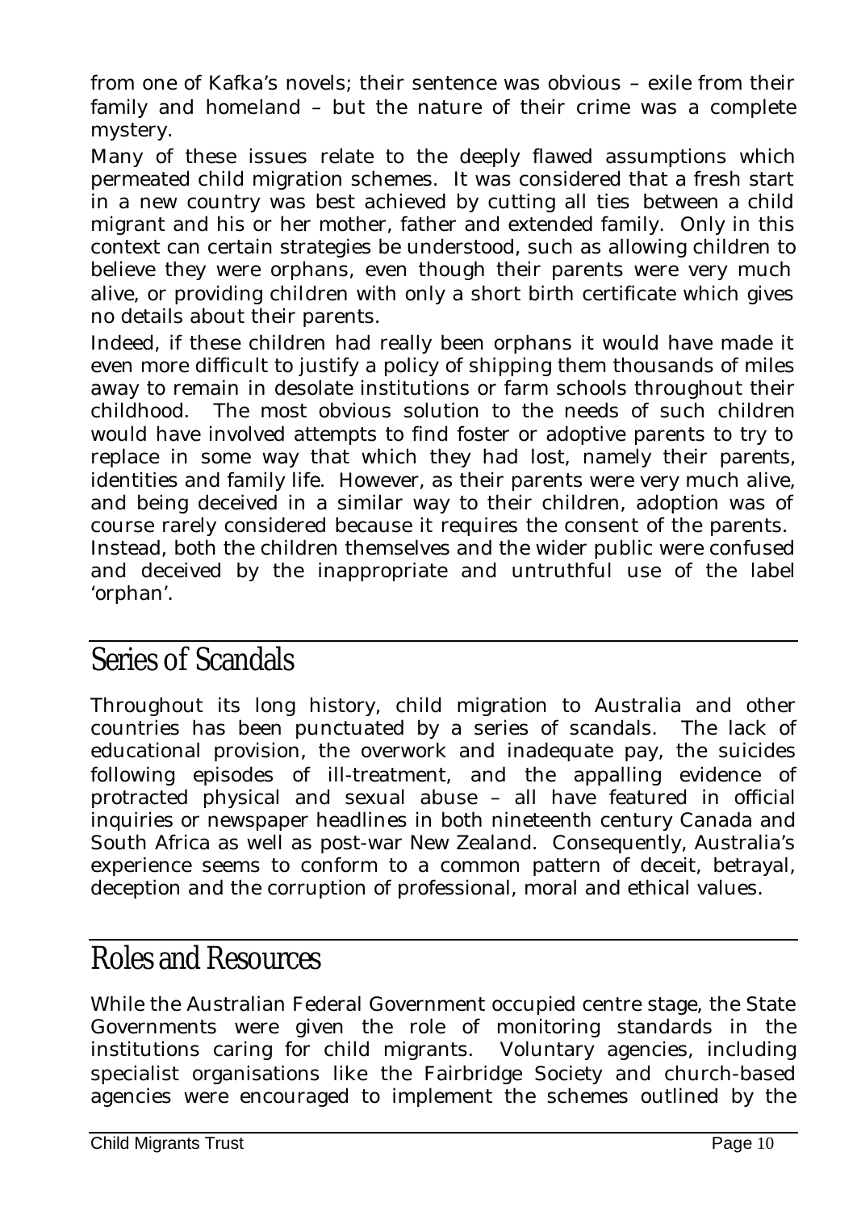from one of Kafka's novels; their sentence was obvious – exile from their family and homeland – but the nature of their crime was a complete mystery.

Many of these issues relate to the deeply flawed assumptions which permeated child migration schemes. It was considered that a fresh start in a new country was best achieved by cutting all ties between a child migrant and his or her mother, father and extended family. Only in this context can certain strategies be understood, such as allowing children to believe they were orphans, even though their parents were very much alive, or providing children with only a short birth certificate which gives no details about their parents.

Indeed, if these children had really been orphans it would have made it even more difficult to justify a policy of shipping them thousands of miles away to remain in desolate institutions or farm schools throughout their childhood. The most obvious solution to the needs of such children would have involved attempts to find foster or adoptive parents to try to replace in some way that which they had lost, namely their parents, identities and family life. However, as their parents were very much alive, and being deceived in a similar way to their children, adoption was of course rarely considered because it requires the consent of the parents. Instead, both the children themselves and the wider public were confused and deceived by the inappropriate and untruthful use of the label 'orphan'.

## Series of Scandals

Throughout its long history, child migration to Australia and other countries has been punctuated by a series of scandals. The lack of educational provision, the overwork and inadequate pay, the suicides following episodes of ill-treatment, and the appalling evidence of protracted physical and sexual abuse – all have featured in official inquiries or newspaper headlines in both nineteenth century Canada and South Africa as well as post-war New Zealand. Consequently, Australia's experience seems to conform to a common pattern of deceit, betrayal, deception and the corruption of professional, moral and ethical values.

## Roles and Resources

While the Australian Federal Government occupied centre stage, the State Governments were given the role of monitoring standards in the institutions caring for child migrants. Voluntary agencies, including specialist organisations like the Fairbridge Society and church-based agencies were encouraged to implement the schemes outlined by the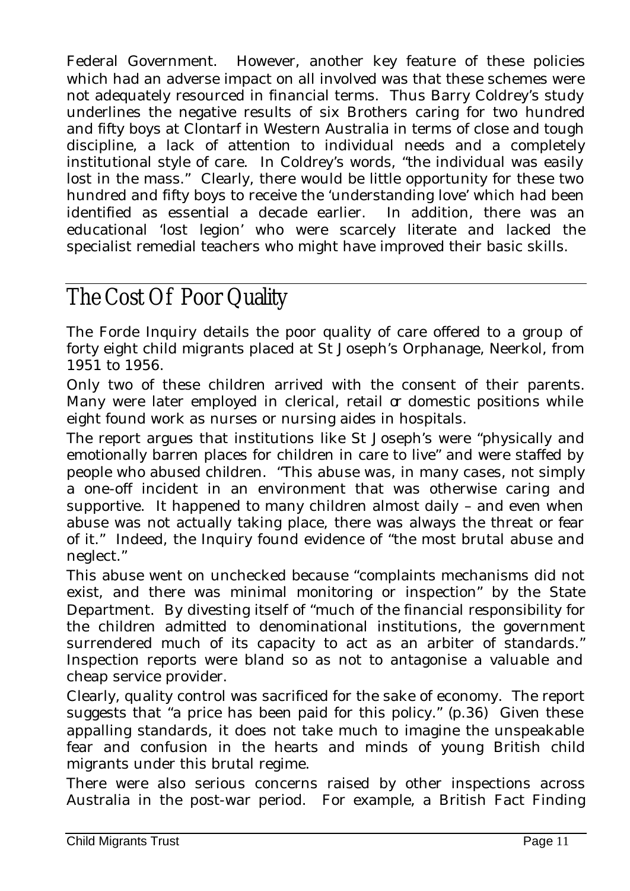Federal Government. However, another key feature of these policies which had an adverse impact on all involved was that these schemes were not adequately resourced in financial terms. Thus Barry Coldrey's study underlines the negative results of six Brothers caring for two hundred and fifty boys at Clontarf in Western Australia in terms of close and tough discipline, a lack of attention to individual needs and a completely institutional style of care. In Coldrey's words, "the individual was easily lost in the mass." Clearly, there would be little opportunity for these two hundred and fifty boys to receive the 'understanding love' which had been identified as essential a decade earlier. In addition, there was an educational 'lost legion' who were scarcely literate and lacked the specialist remedial teachers who might have improved their basic skills.

## The Cost Of Poor Quality

The Forde Inquiry details the poor quality of care offered to a group of forty eight child migrants placed at St Joseph's Orphanage, Neerkol, from 1951 to 1956.

Only two of these children arrived with the consent of their parents. Many were later employed in clerical, retail or domestic positions while eight found work as nurses or nursing aides in hospitals.

The report argues that institutions like St Joseph's were "physically and emotionally barren places for children in care to live" and were staffed by people who abused children. "This abuse was, in many cases, not simply a one-off incident in an environment that was otherwise caring and supportive. It happened to many children almost daily – and even when abuse was not actually taking place, there was always the threat or fear of it." Indeed, the Inquiry found evidence of "the most brutal abuse and neglect."

This abuse went on unchecked because "complaints mechanisms did not exist, and there was minimal monitoring or inspection" by the State Department. By divesting itself of "much of the financial responsibility for the children admitted to denominational institutions, the government surrendered much of its capacity to act as an arbiter of standards." Inspection reports were bland so as not to antagonise a valuable and cheap service provider.

Clearly, quality control was sacrificed for the sake of economy. The report suggests that "a price has been paid for this policy." (p.36) Given these appalling standards, it does not take much to imagine the unspeakable fear and confusion in the hearts and minds of young British child migrants under this brutal regime.

There were also serious concerns raised by other inspections across Australia in the post-war period. For example, a British Fact Finding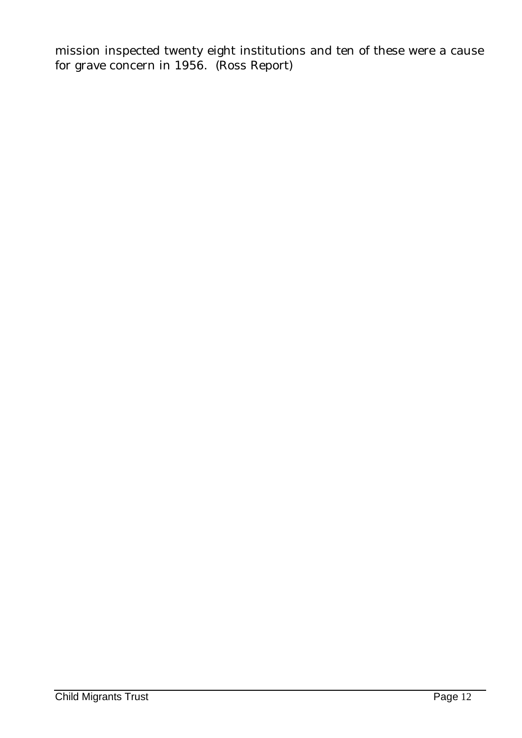mission inspected twenty eight institutions and ten of these were a cause for grave concern in 1956. (Ross Report)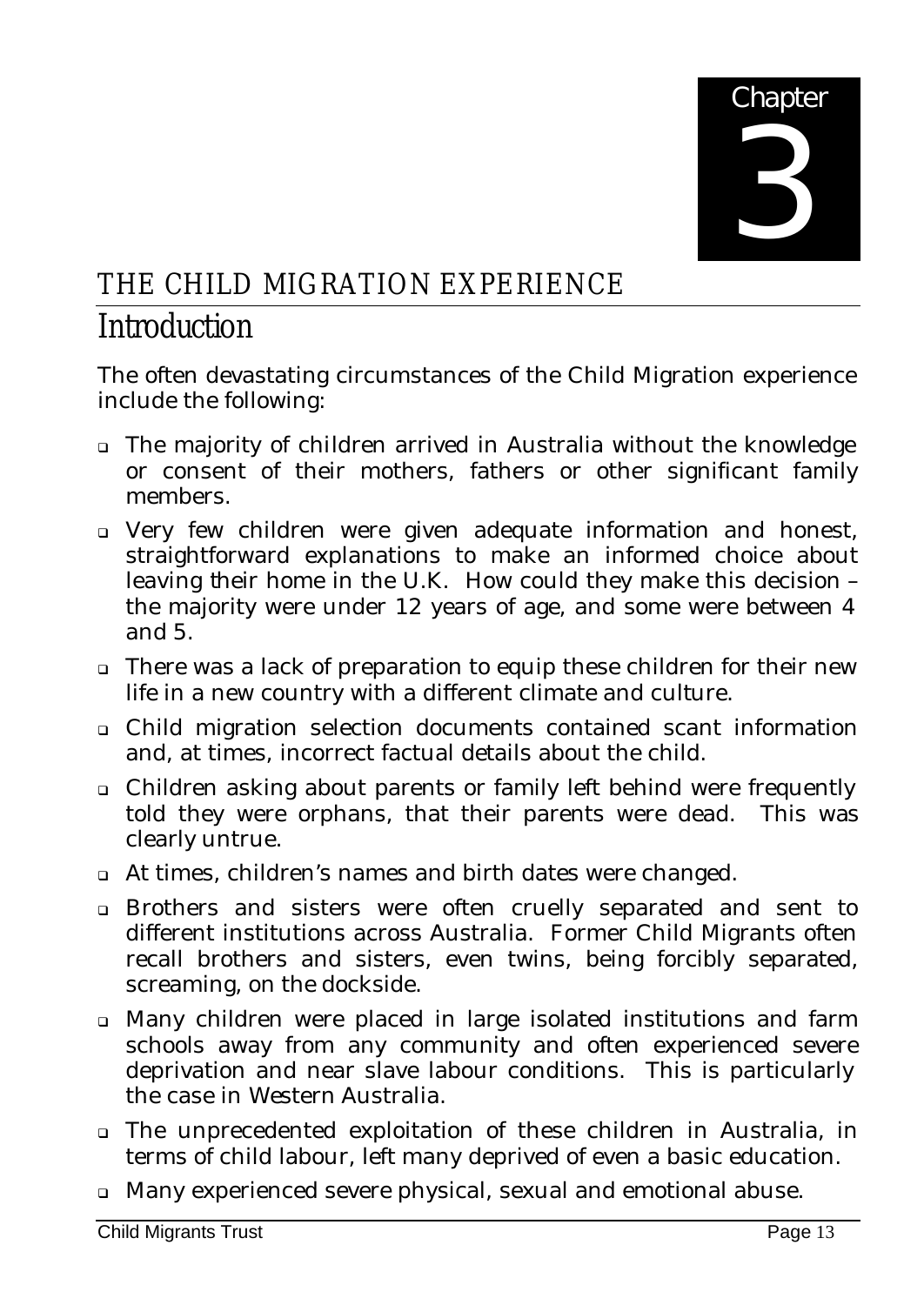Chapter 3

# THE CHILD MIGRATION EXPERIENCE

## Introduction

The often devastating circumstances of the Child Migration experience include the following:

- The majority of children arrived in Australia without the knowledge or consent of their mothers, fathers or other significant family members.
- Very few children were given adequate information and honest, straightforward explanations to make an informed choice about leaving their home in the U.K. How could they make this decision – the majority were under 12 years of age, and some were between 4 and 5.
- There was a lack of preparation to equip these children for their new life in a new country with a different climate and culture.
- Child migration selection documents contained scant information and, at times, incorrect factual details about the child.
- Children asking about parents or family left behind were frequently told they were orphans, that their parents were dead. This was clearly untrue.
- At times, children's names and birth dates were changed.
- Brothers and sisters were often cruelly separated and sent to different institutions across Australia. Former Child Migrants often recall brothers and sisters, even twins, being forcibly separated, screaming, on the dockside.
- Many children were placed in large isolated institutions and farm schools away from any community and often experienced severe deprivation and near slave labour conditions. This is particularly the case in Western Australia.
- The unprecedented exploitation of these children in Australia, in terms of child labour, left many deprived of even a basic education.
- Many experienced severe physical, sexual and emotional abuse.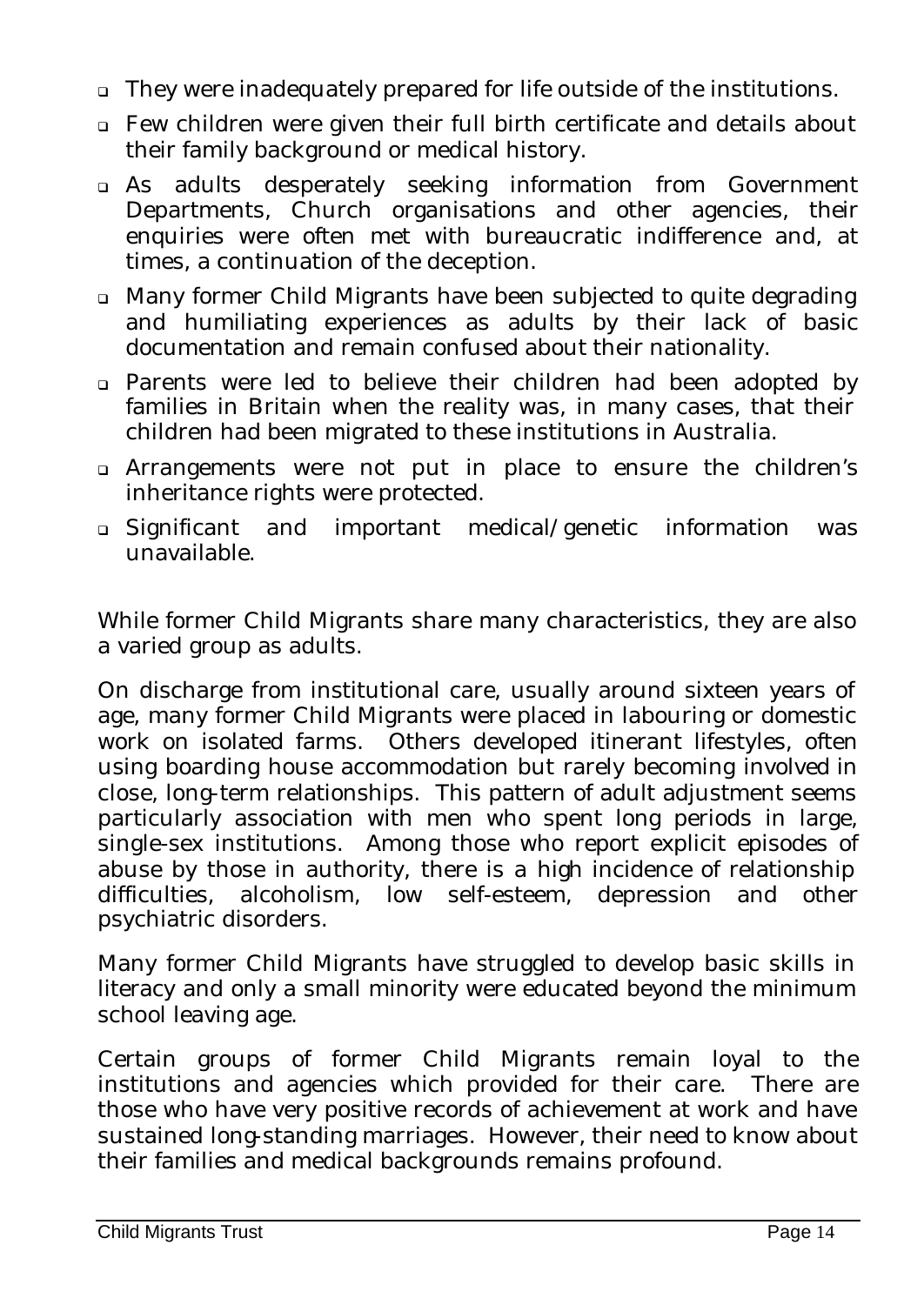- They were inadequately prepared for life outside of the institutions.
- Few children were given their full birth certificate and details about their family background or medical history.
- As adults desperately seeking information from Government Departments, Church organisations and other agencies, their enquiries were often met with bureaucratic indifference and, at times, a continuation of the deception.
- Many former Child Migrants have been subjected to quite degrading and humiliating experiences as adults by their lack of basic documentation and remain confused about their nationality.
- Parents were led to believe their children had been adopted by families in Britain when the reality was, in many cases, that their children had been migrated to these institutions in Australia.
- Arrangements were not put in place to ensure the children's inheritance rights were protected.
- Significant and important medical/genetic information was unavailable.

While former Child Migrants share many characteristics, they are also a varied group as adults.

On discharge from institutional care, usually around sixteen years of age, many former Child Migrants were placed in labouring or domestic work on isolated farms. Others developed itinerant lifestyles, often using boarding house accommodation but rarely becoming involved in close, long-term relationships. This pattern of adult adjustment seems particularly association with men who spent long periods in large, single-sex institutions. Among those who report explicit episodes of abuse by those in authority, there is a high incidence of relationship difficulties, alcoholism, low self-esteem, depression and other psychiatric disorders.

Many former Child Migrants have struggled to develop basic skills in literacy and only a small minority were educated beyond the minimum school leaving age.

Certain groups of former Child Migrants remain loyal to the institutions and agencies which provided for their care. There are those who have very positive records of achievement at work and have sustained long-standing marriages. However, their need to know about their families and medical backgrounds remains profound.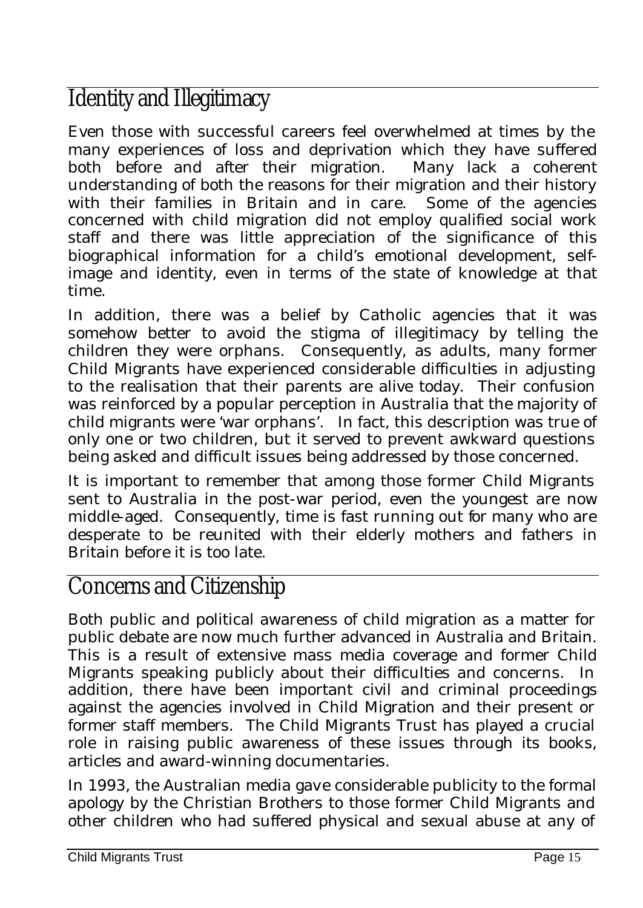## Identity and Illegitimacy

Even those with successful careers feel overwhelmed at times by the many experiences of loss and deprivation which they have suffered both before and after their migration. Many lack a coherent understanding of both the reasons for their migration and their history with their families in Britain and in care. Some of the agencies concerned with child migration did not employ qualified social work staff and there was little appreciation of the significance of this biographical information for a child's emotional development, self-image and identity, even in terms of the state of knowledge at that time.

In addition, there was a belief by Catholic agencies that it was somehow better to avoid the stigma of illegitimacy by telling the children they were orphans. Consequently, as adults, many former Child Migrants have experienced considerable difficulties in adjusting to the realisation that their parents are alive today. Their confusion was reinforced by a popular perception in Australia that the majority of child migrants were 'war orphans'. In fact, this description was true of only one or two children, but it served to prevent awkward questions being asked and difficult issues being addressed by those concerned.

It is important to remember that among those former Child Migrants sent to Australia in the post-war period, even the youngest are now middle-aged. Consequently, time is fast running out for many who are desperate to be reunited with their elderly mothers and fathers in Britain before it is too late.

## Concerns and Citizenship

Both public and political awareness of child migration as a matter for public debate are now much further advanced in Australia and Britain. This is a result of extensive mass media coverage and former Child Migrants speaking publicly about their difficulties and concerns. In addition, there have been important civil and criminal proceedings against the agencies involved in Child Migration and their present or former staff members. The Child Migrants Trust has played a crucial role in raising public awareness of these issues through its books, articles and award-winning documentaries.

In 1993, the Australian media gave considerable publicity to the formal apology by the Christian Brothers to those former Child Migrants and other children who had suffered physical and sexual abuse at any of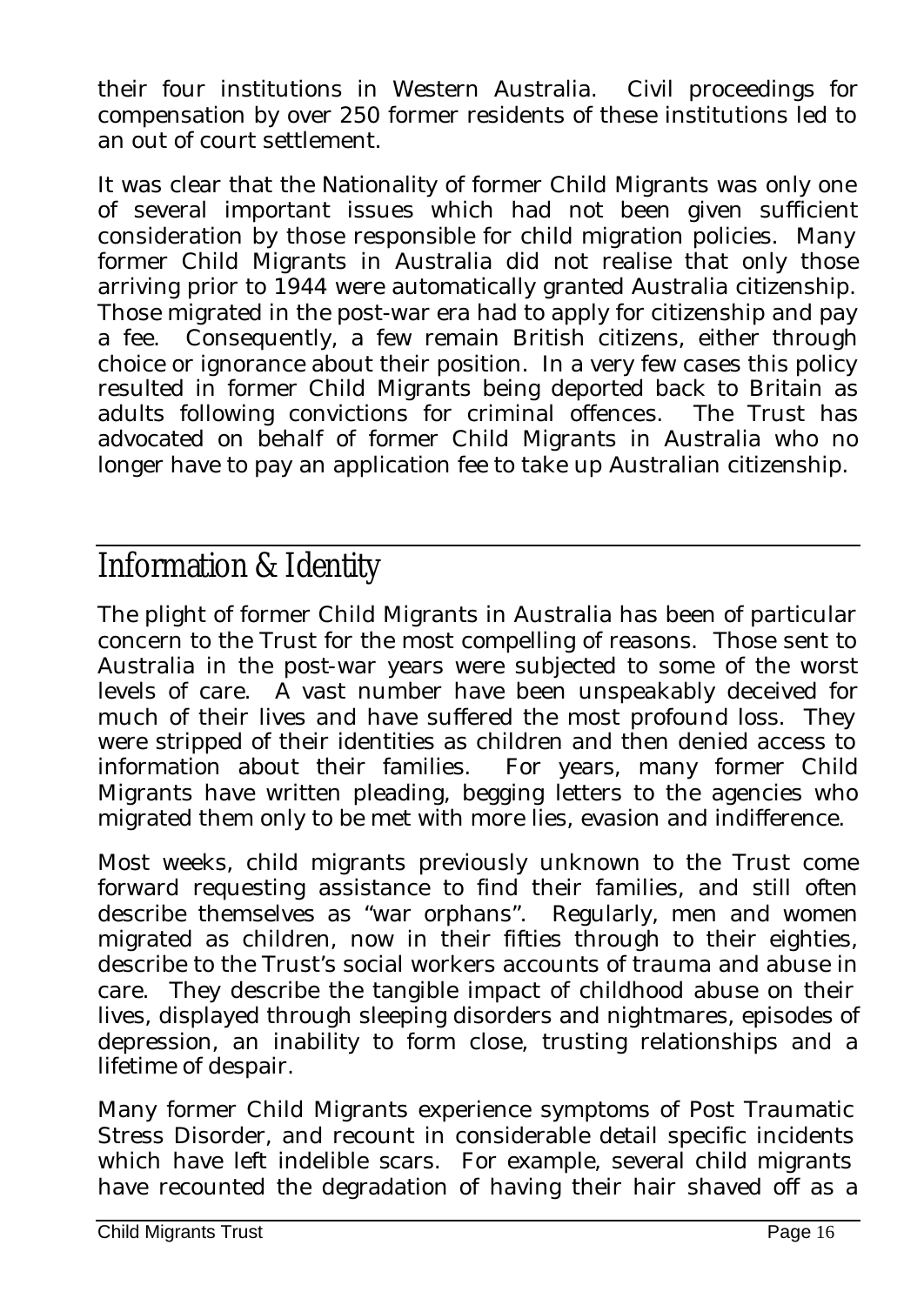their four institutions in Western Australia. Civil proceedings for compensation by over 250 former residents of these institutions led to an out of court settlement.

It was clear that the Nationality of former Child Migrants was only one of several important issues which had not been given sufficient consideration by those responsible for child migration policies. Many former Child Migrants in Australia did not realise that only those arriving prior to 1944 were automatically granted Australia citizenship. Those migrated in the post-war era had to apply for citizenship and pay a fee. Consequently, a few remain British citizens, either through choice or ignorance about their position. In a very few cases this policy resulted in former Child Migrants being deported back to Britain as adults following convictions for criminal offences. The Trust has advocated on behalf of former Child Migrants in Australia who no longer have to pay an application fee to take up Australian citizenship.

## Information & Identity

The plight of former Child Migrants in Australia has been of particular concern to the Trust for the most compelling of reasons. Those sent to Australia in the post-war years were subjected to some of the worst levels of care. A vast number have been unspeakably deceived for much of their lives and have suffered the most profound loss. They were stripped of their identities as children and then denied access to information about their families. For years, many former Child Migrants have written pleading, begging letters to the agencies who migrated them only to be met with more lies, evasion and indifference.

Most weeks, child migrants previously unknown to the Trust come forward requesting assistance to find their families, and still often describe themselves as "war orphans". Regularly, men and women migrated as children, now in their fifties through to their eighties, describe to the Trust's social workers accounts of trauma and abuse in care. They describe the tangible impact of childhood abuse on their lives, displayed through sleeping disorders and nightmares, episodes of depression, an inability to form close, trusting relationships and a lifetime of despair.

Many former Child Migrants experience symptoms of Post Traumatic Stress Disorder, and recount in considerable detail specific incidents which have left indelible scars. For example, several child migrants have recounted the degradation of having their hair shaved off as a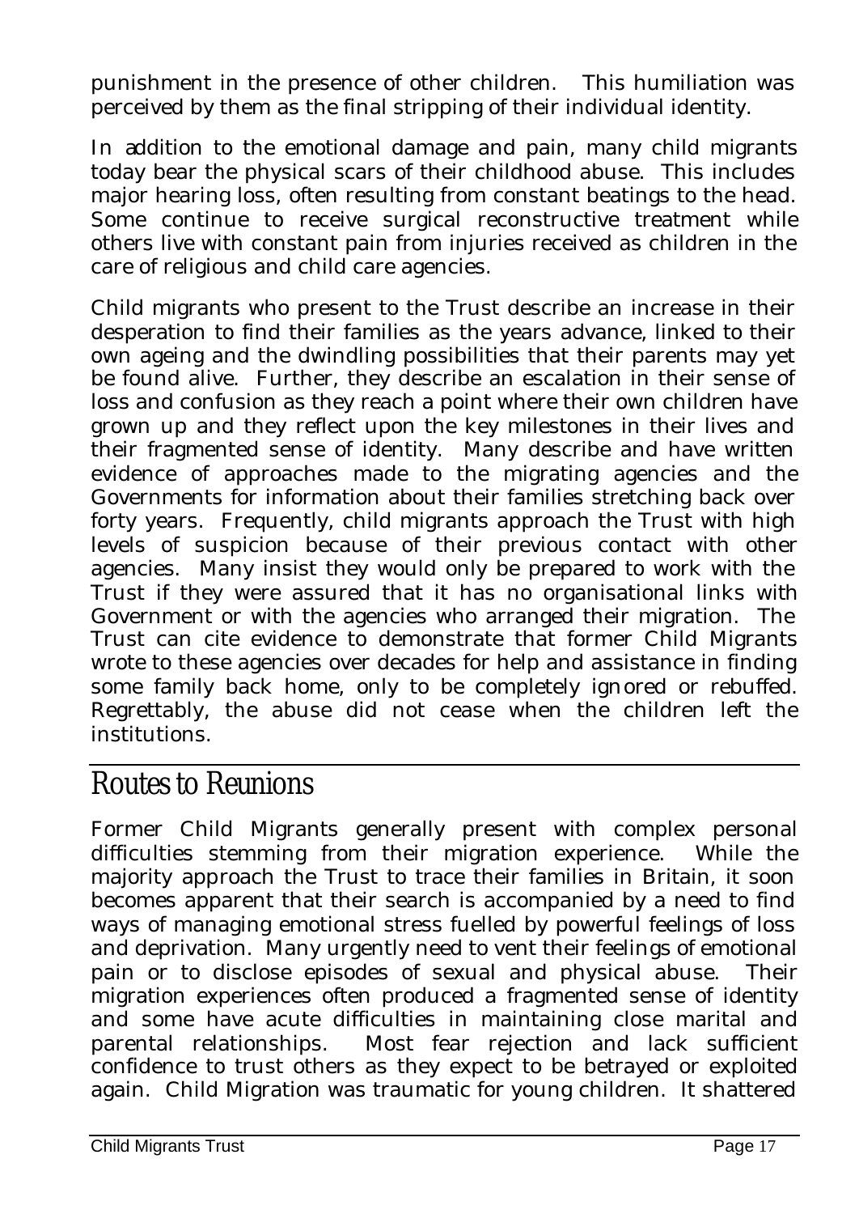punishment in the presence of other children. This humiliation was perceived by them as the final stripping of their individual identity.

In addition to the emotional damage and pain, many child migrants today bear the physical scars of their childhood abuse. This includes major hearing loss, often resulting from constant beatings to the head. Some continue to receive surgical reconstructive treatment while others live with constant pain from injuries received as children in the care of religious and child care agencies.

Child migrants who present to the Trust describe an increase in their desperation to find their families as the years advance, linked to their own ageing and the dwindling possibilities that their parents may yet be found alive. Further, they describe an escalation in their sense of loss and confusion as they reach a point where their own children have grown up and they reflect upon the key milestones in their lives and their fragmented sense of identity. Many describe and have written evidence of approaches made to the migrating agencies and the Governments for information about their families stretching back over forty years. Frequently, child migrants approach the Trust with high levels of suspicion because of their previous contact with other agencies. Many insist they would only be prepared to work with the Trust if they were assured that it has no organisational links with Government or with the agencies who arranged their migration. The Trust can cite evidence to demonstrate that former Child Migrants wrote to these agencies over decades for help and assistance in finding some family back home, only to be completely ignored or rebuffed. Regrettably, the abuse did not cease when the children left the institutions.

## Routes to Reunions

Former Child Migrants generally present with complex personal difficulties stemming from their migration experience. While the majority approach the Trust to trace their families in Britain, it soon becomes apparent that their search is accompanied by a need to find ways of managing emotional stress fuelled by powerful feelings of loss and deprivation. Many urgently need to vent their feelings of emotional pain or to disclose episodes of sexual and physical abuse. Their migration experiences often produced a fragmented sense of identity and some have acute difficulties in maintaining close marital and parental relationships. Most fear rejection and lack sufficient confidence to trust others as they expect to be betrayed or exploited again. Child Migration was traumatic for young children. It shattered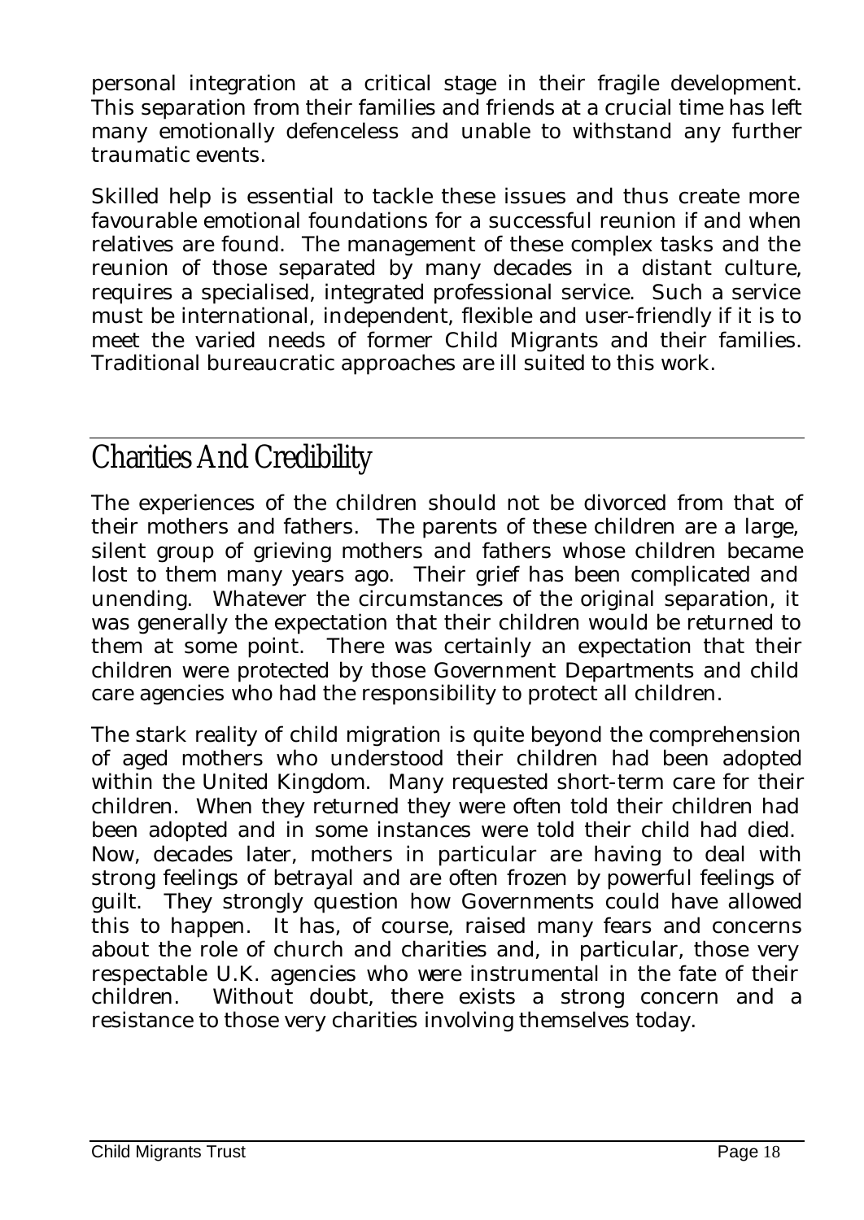personal integration at a critical stage in their fragile development. This separation from their families and friends at a crucial time has left many emotionally defenceless and unable to withstand any further traumatic events.

Skilled help is essential to tackle these issues and thus create more favourable emotional foundations for a successful reunion if and when relatives are found. The management of these complex tasks and the reunion of those separated by many decades in a distant culture, requires a specialised, integrated professional service. Such a service must be international, independent, flexible and user-friendly if it is to meet the varied needs of former Child Migrants and their families. Traditional bureaucratic approaches are ill suited to this work.

## Charities And Credibility

The experiences of the children should not be divorced from that of their mothers and fathers. The parents of these children are a large, silent group of grieving mothers and fathers whose children became lost to them many years ago. Their grief has been complicated and unending. Whatever the circumstances of the original separation, it was generally the expectation that their children would be returned to them at some point. There was certainly an expectation that their children were protected by those Government Departments and child care agencies who had the responsibility to protect all children.

The stark reality of child migration is quite beyond the comprehension of aged mothers who understood their children had been adopted within the United Kingdom. Many requested short-term care for their children. When they returned they were often told their children had been adopted and in some instances were told their child had died. Now, decades later, mothers in particular are having to deal with strong feelings of betrayal and are often frozen by powerful feelings of guilt. They strongly question how Governments could have allowed this to happen. It has, of course, raised many fears and concerns about the role of church and charities and, in particular, those very respectable U.K. agencies who were instrumental in the fate of their children. Without doubt, there exists a strong concern and a resistance to those very charities involving themselves today.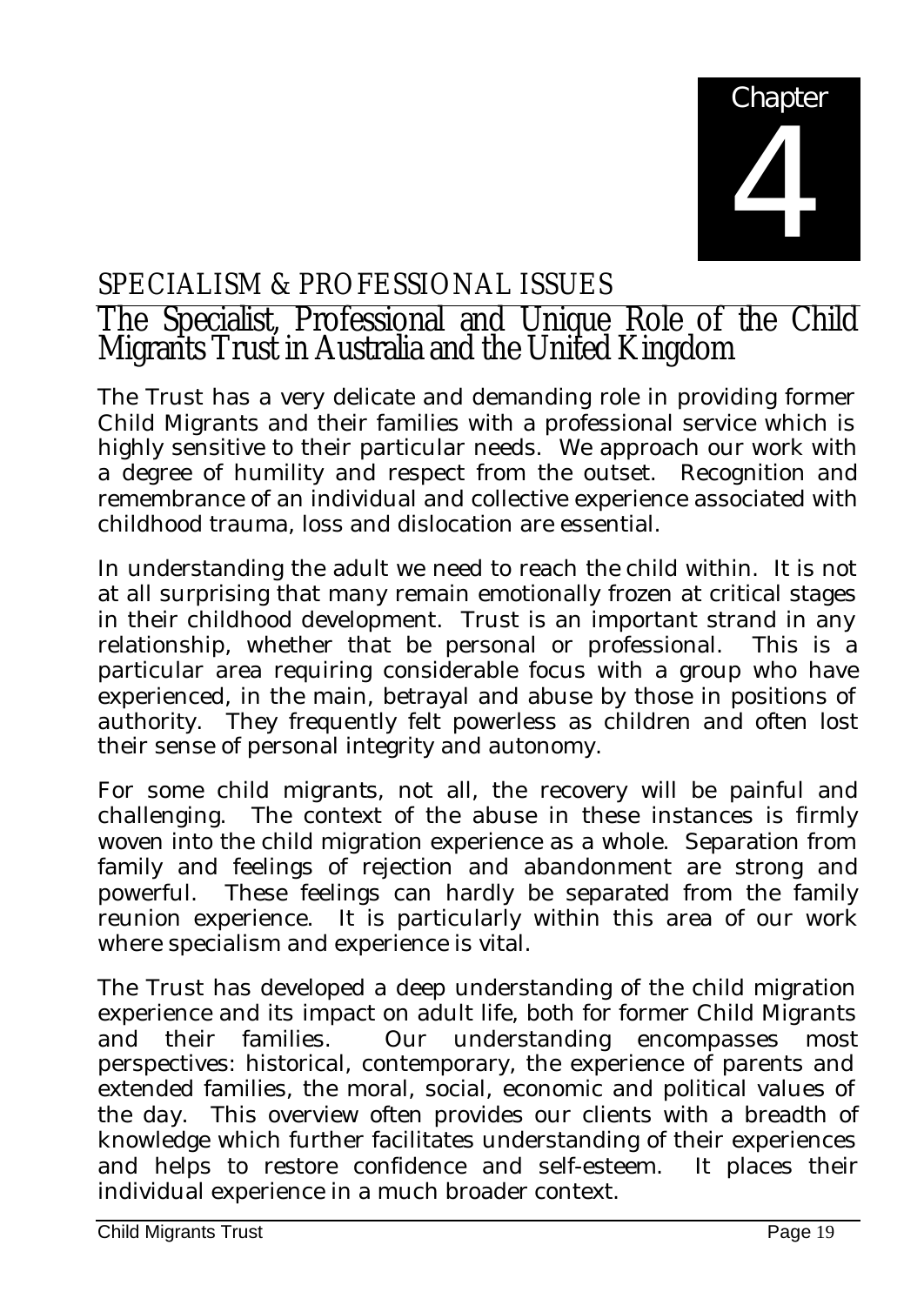# Chapter 4

## SPECIALISM & PROFESSIONAL ISSUES

## The Specialist, Professional and Unique Role of the Child Migrants Trust in Australia and the United Kingdom

The Trust has a very delicate and demanding role in providing former Child Migrants and their families with a professional service which is highly sensitive to their particular needs. We approach our work with a degree of humility and respect from the outset. Recognition and remembrance of an individual and collective experience associated with childhood trauma, loss and dislocation are essential.

In understanding the adult we need to reach the child within. It is not at all surprising that many remain emotionally frozen at critical stages in their childhood development. Trust is an important strand in any relationship, whether that be personal or professional. This is a particular area requiring considerable focus with a group who have experienced, in the main, betrayal and abuse by those in positions of authority. They frequently felt powerless as children and often lost their sense of personal integrity and autonomy.

For some child migrants, not all, the recovery will be painful and challenging. The context of the abuse in these instances is firmly woven into the child migration experience as a whole. Separation from family and feelings of rejection and abandonment are strong and powerful. These feelings can hardly be separated from the family reunion experience. It is particularly within this area of our work where specialism and experience is vital.

The Trust has developed a deep understanding of the child migration experience and its impact on adult life, both for former Child Migrants and their families. Our understanding encompasses most perspectives: historical, contemporary, the experience of parents and extended families, the moral, social, economic and political values of the day. This overview often provides our clients with a breadth of knowledge which further facilitates understanding of their experiences and helps to restore confidence and self-esteem. It places their individual experience in a much broader context.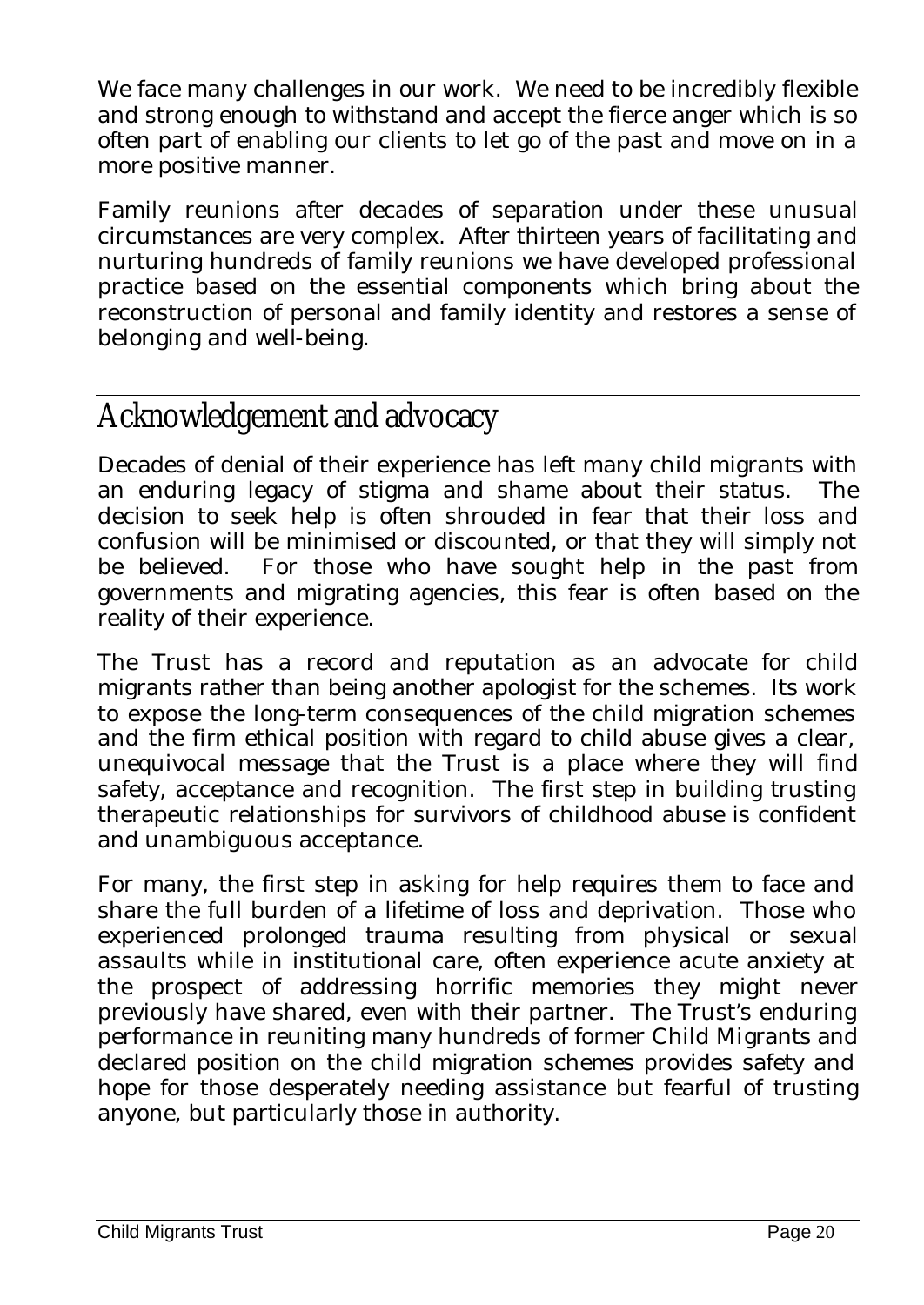We face many challenges in our work. We need to be incredibly flexible and strong enough to withstand and accept the fierce anger which is so often part of enabling our clients to let go of the past and move on in a more positive manner.

Family reunions after decades of separation under these unusual circumstances are very complex. After thirteen years of facilitating and nurturing hundreds of family reunions we have developed professional practice based on the essential components which bring about the reconstruction of personal and family identity and restores a sense of belonging and well-being.

## Acknowledgement and advocacy

Decades of denial of their experience has left many child migrants with an enduring legacy of stigma and shame about their status. The decision to seek help is often shrouded in fear that their loss and confusion will be minimised or discounted, or that they will simply not be believed. For those who have sought help in the past from governments and migrating agencies, this fear is often based on the reality of their experience.

The Trust has a record and reputation as an advocate for child migrants rather than being another apologist for the schemes. Its work to expose the long-term consequences of the child migration schemes and the firm ethical position with regard to child abuse gives a clear, unequivocal message that the Trust is a place where they will find safety, acceptance and recognition. The first step in building trusting therapeutic relationships for survivors of childhood abuse is confident and unambiguous acceptance.

For many, the first step in asking for help requires them to face and share the full burden of a lifetime of loss and deprivation. Those who experienced prolonged trauma resulting from physical or sexual assaults while in institutional care, often experience acute anxiety at the prospect of addressing horrific memories they might never previously have shared, even with their partner. The Trust's enduring performance in reuniting many hundreds of former Child Migrants and declared position on the child migration schemes provides safety and hope for those desperately needing assistance but fearful of trusting anyone, but particularly those in authority.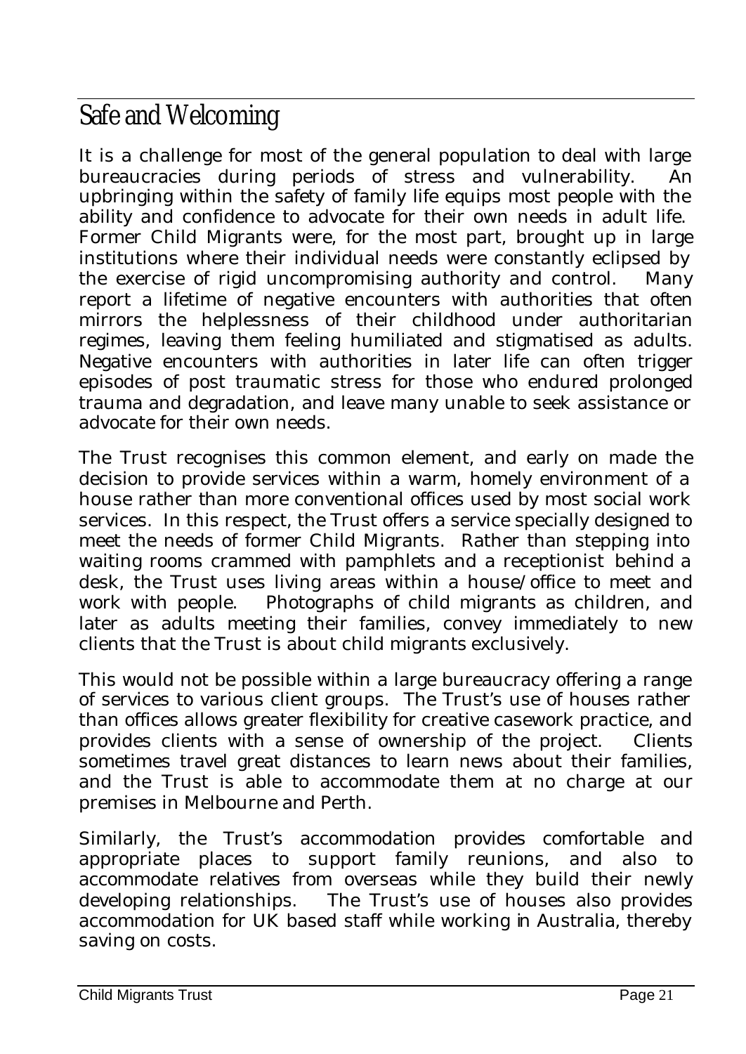## Safe and Welcoming

It is a challenge for most of the general population to deal with large bureaucracies during periods of stress and vulnerability. An upbringing within the safety of family life equips most people with the ability and confidence to advocate for their own needs in adult life. Former Child Migrants were, for the most part, brought up in large institutions where their individual needs were constantly eclipsed by the exercise of rigid uncompromising authority and control. Many report a lifetime of negative encounters with authorities that often mirrors the helplessness of their childhood under authoritarian regimes, leaving them feeling humiliated and stigmatised as adults. Negative encounters with authorities in later life can often trigger episodes of post traumatic stress for those who endured prolonged trauma and degradation, and leave many unable to seek assistance or advocate for their own needs.

The Trust recognises this common element, and early on made the decision to provide services within a warm, homely environment of a house rather than more conventional offices used by most social work services. In this respect, the Trust offers a service specially designed to meet the needs of former Child Migrants. Rather than stepping into waiting rooms crammed with pamphlets and a receptionist behind a desk, the Trust uses living areas within a house/office to meet and work with people. Photographs of child migrants as children, and later as adults meeting their families, convey immediately to new clients that the Trust is about child migrants exclusively.

This would not be possible within a large bureaucracy offering a range of services to various client groups. The Trust's use of houses rather than offices allows greater flexibility for creative casework practice, and provides clients with a sense of ownership of the project. Clients sometimes travel great distances to learn news about their families, and the Trust is able to accommodate them at no charge at our premises in Melbourne and Perth.

Similarly, the Trust's accommodation provides comfortable and appropriate places to support family reunions, and also to accommodate relatives from overseas while they build their newly developing relationships. The Trust's use of houses also provides accommodation for UK based staff while working in Australia, thereby saving on costs.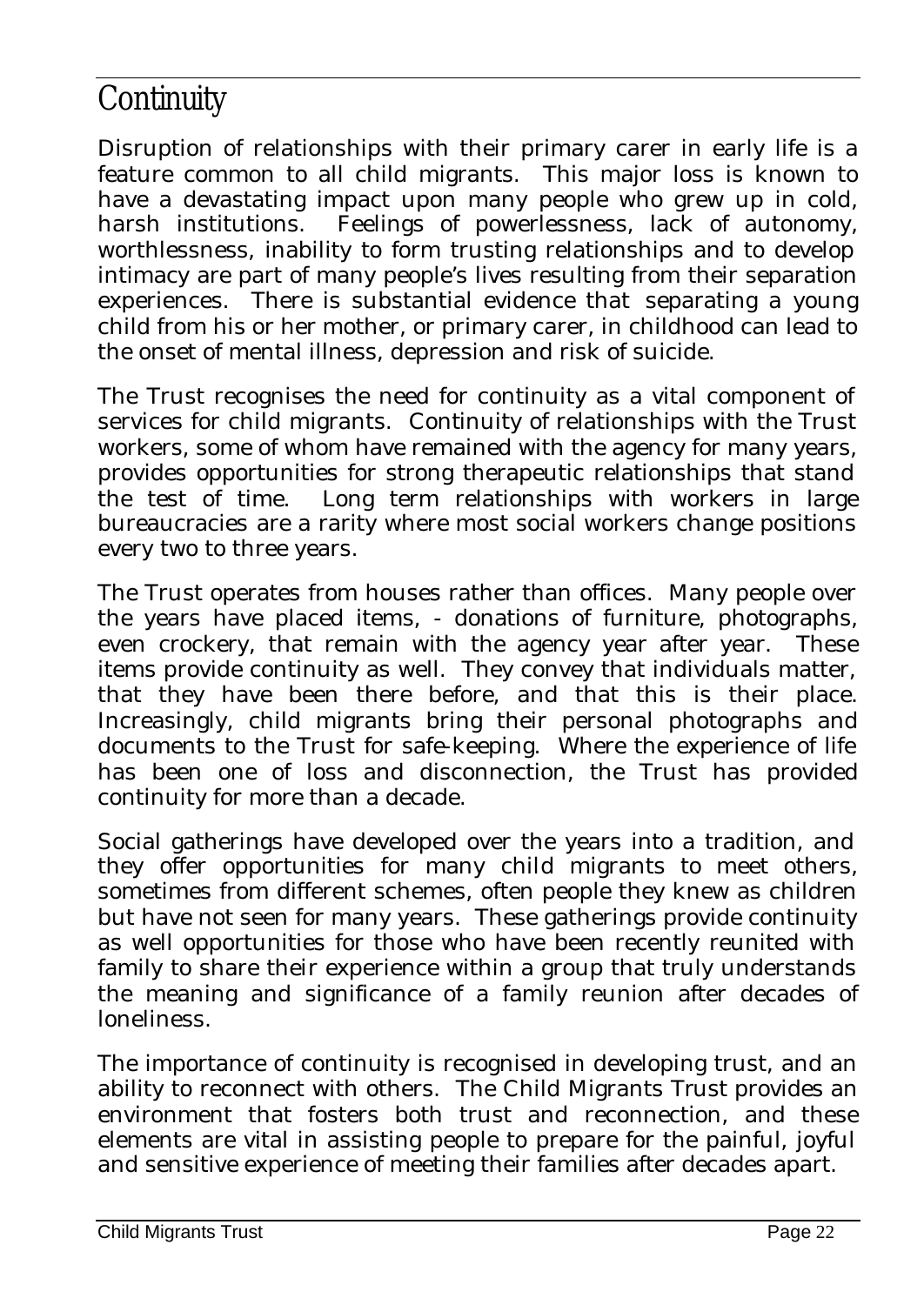# Continuity

Disruption of relationships with their primary carer in early life is a feature common to all child migrants. This major loss is known to have a devastating impact upon many people who grew up in cold, harsh institutions. Feelings of powerlessness, lack of autonomy, worthlessness, inability to form trusting relationships and to develop intimacy are part of many people's lives resulting from their separation experiences. There is substantial evidence that separating a young child from his or her mother, or primary carer, in childhood can lead to the onset of mental illness, depression and risk of suicide.

The Trust recognises the need for continuity as a vital component of services for child migrants. Continuity of relationships with the Trust workers, some of whom have remained with the agency for many years, provides opportunities for strong therapeutic relationships that stand the test of time. Long term relationships with workers in large bureaucracies are a rarity where most social workers change positions every two to three years.

The Trust operates from houses rather than offices. Many people over the years have placed items, - donations of furniture, photographs, even crockery, that remain with the agency year after year. These items provide continuity as well. They convey that individuals matter, that they have been there before, and that this is their place. Increasingly, child migrants bring their personal photographs and documents to the Trust for safe-keeping. Where the experience of life has been one of loss and disconnection, the Trust has provided continuity for more than a decade.

Social gatherings have developed over the years into a tradition, and they offer opportunities for many child migrants to meet others, sometimes from different schemes, often people they knew as children but have not seen for many years. These gatherings provide continuity as well opportunities for those who have been recently reunited with family to share their experience within a group that truly understands the meaning and significance of a family reunion after decades of loneliness.

The importance of continuity is recognised in developing trust, and an ability to reconnect with others. The Child Migrants Trust provides an environment that fosters both trust and reconnection, and these elements are vital in assisting people to prepare for the painful, joyful and sensitive experience of meeting their families after decades apart.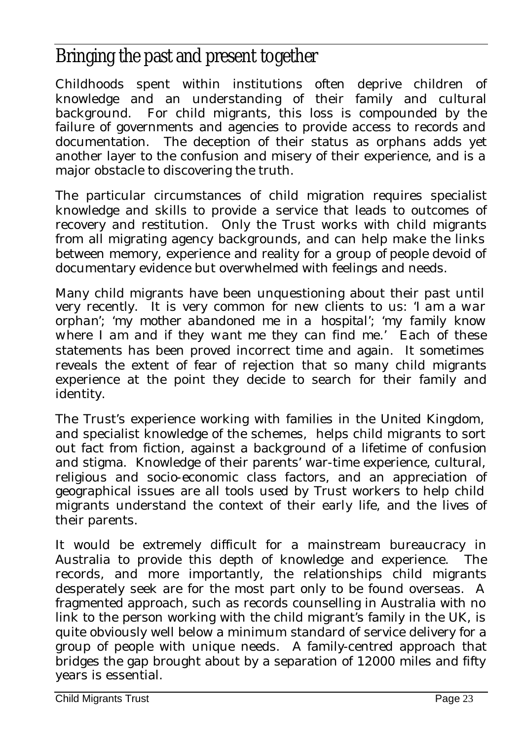# Bringing the past and present together

Childhoods spent within institutions often deprive children of knowledge and an understanding of their family and cultural background. For child migrants, this loss is compounded by the failure of governments and agencies to provide access to records and documentation. The deception of their status as orphans adds yet another layer to the confusion and misery of their experience, and is a major obstacle to discovering the truth.

The particular circumstances of child migration requires specialist knowledge and skills to provide a service that leads to outcomes of recovery and restitution. Only the Trust works with child migrants from all migrating agency backgrounds, and can help make the links between memory, experience and reality for a group of people devoid of documentary evidence but overwhelmed with feelings and needs.

Many child migrants have been unquestioning about their past until very recently. It is very common for new clients to us: *'I am a war orphan'; 'my mother abandoned me in a hospital'; 'my family know where I am and if they want me they can find me.'* Each of these statements has been proved incorrect time and again. It sometimes reveals the extent of fear of rejection that so many child migrants experience at the point they decide to search for their family and identity.

The Trust's experience working with families in the United Kingdom, and specialist knowledge of the schemes, helps child migrants to sort out fact from fiction, against a background of a lifetime of confusion and stigma. Knowledge of their parents' war-time experience, cultural, religious and socio-economic class factors, and an appreciation of geographical issues are all tools used by Trust workers to help child migrants understand the context of their early life, and the lives of their parents.

It would be extremely difficult for a mainstream bureaucracy in Australia to provide this depth of knowledge and experience. The records, and more importantly, the relationships child migrants desperately seek are for the most part only to be found overseas. A fragmented approach, such as records counselling in Australia with no link to the person working with the child migrant's family in the UK, is quite obviously well below a minimum standard of service delivery for a group of people with unique needs. A family-centred approach that bridges the gap brought about by a separation of 12000 miles and fifty years is essential.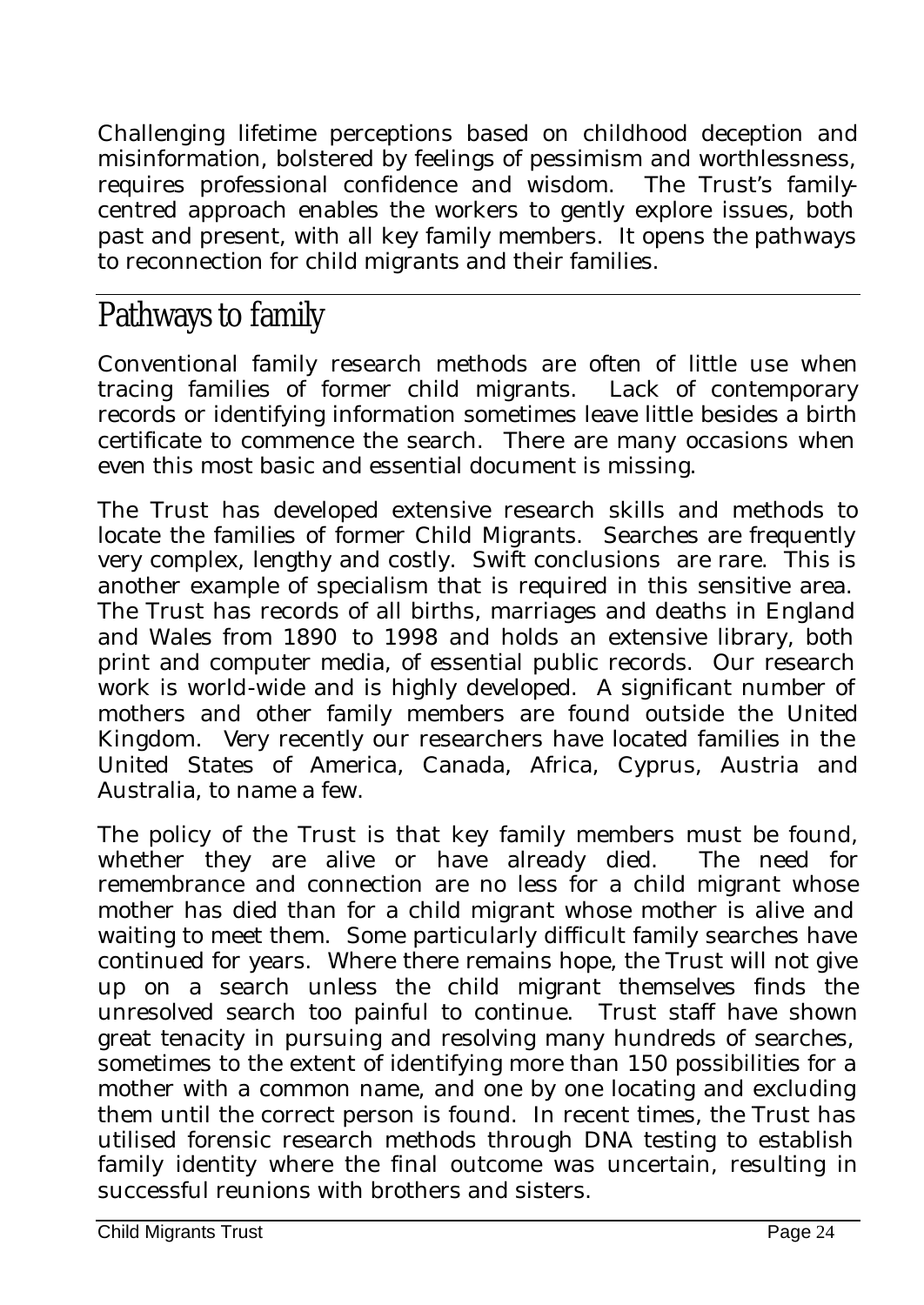Challenging lifetime perceptions based on childhood deception and misinformation, bolstered by feelings of pessimism and worthlessness, requires professional confidence and wisdom. The Trust's family-centred approach enables the workers to gently explore issues, both past and present, with all key family members. It opens the pathways to reconnection for child migrants and their families.

## Pathways to family

Conventional family research methods are often of little use when tracing families of former child migrants. Lack of contemporary records or identifying information sometimes leave little besides a birth certificate to commence the search. There are many occasions when even this most basic and essential document is missing.

The Trust has developed extensive research skills and methods to locate the families of former Child Migrants. Searches are frequently very complex, lengthy and costly. Swift conclusions are rare. This is another example of specialism that is required in this sensitive area. The Trust has records of all births, marriages and deaths in England and Wales from 1890 to 1998 and holds an extensive library, both print and computer media, of essential public records. Our research work is world-wide and is highly developed. A significant number of mothers and other family members are found outside the United Kingdom. Very recently our researchers have located families in the United States of America, Canada, Africa, Cyprus, Austria and Australia, to name a few.

The policy of the Trust is that key family members must be found, whether they are alive or have already died. The need for remembrance and connection are no less for a child migrant whose mother has died than for a child migrant whose mother is alive and waiting to meet them. Some particularly difficult family searches have continued for years. Where there remains hope, the Trust will not give up on a search unless the child migrant themselves finds the unresolved search too painful to continue. Trust staff have shown great tenacity in pursuing and resolving many hundreds of searches, sometimes to the extent of identifying more than 150 possibilities for a mother with a common name, and one by one locating and excluding them until the correct person is found. In recent times, the Trust has utilised forensic research methods through DNA testing to establish family identity where the final outcome was uncertain, resulting in successful reunions with brothers and sisters.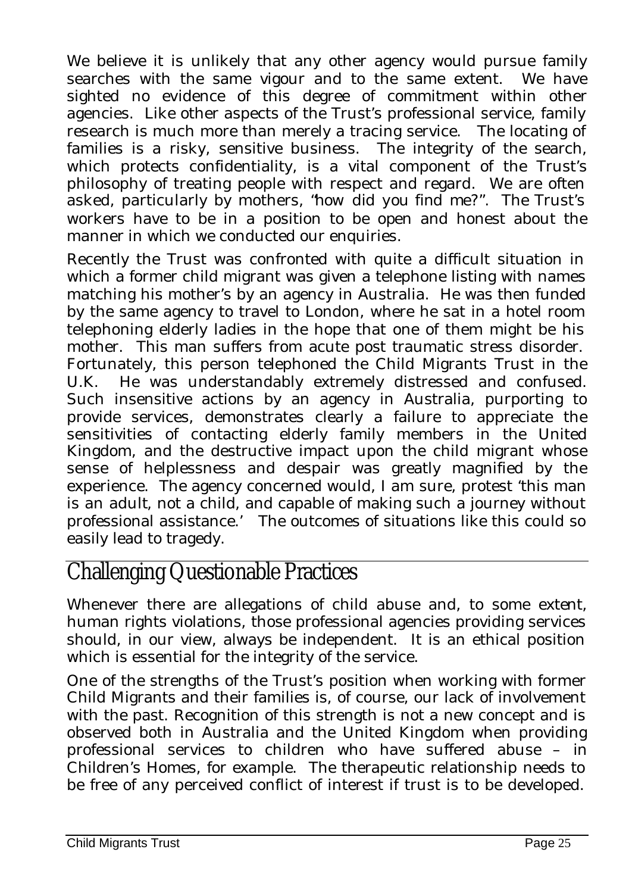We believe it is unlikely that any other agency would pursue family searches with the same vigour and to the same extent. We have sighted no evidence of this degree of commitment within other agencies. Like other aspects of the Trust's professional service, family research is much more than merely a tracing service. The locating of families is a risky, sensitive business. The integrity of the search, which protects confidentiality, is a vital component of the Trust's philosophy of treating people with respect and regard. We are often asked, particularly by mothers, "how did you find me?". The Trust's workers have to be in a position to be open and honest about the manner in which we conducted our enquiries.

Recently the Trust was confronted with quite a difficult situation in which a former child migrant was given a telephone listing with names matching his mother's by an agency in Australia. He was then funded by the same agency to travel to London, where he sat in a hotel room telephoning elderly ladies in the hope that one of them might be his mother. This man suffers from acute post traumatic stress disorder. Fortunately, this person telephoned the Child Migrants Trust in the U.K. He was understandably extremely distressed and confused. Such insensitive actions by an agency in Australia, purporting to provide services, demonstrates clearly a failure to appreciate the sensitivities of contacting elderly family members in the United Kingdom, and the destructive impact upon the child migrant whose sense of helplessness and despair was greatly magnified by the experience. The agency concerned would, I am sure, protest 'this man is an adult, not a child, and capable of making such a journey without professional assistance.' The outcomes of situations like this could so easily lead to tragedy.

## Challenging Questionable Practices

Whenever there are allegations of child abuse and, to some extent, human rights violations, those professional agencies providing services should, in our view, always be independent. It is an ethical position which is essential for the integrity of the service.

One of the strengths of the Trust's position when working with former Child Migrants and their families is, of course, our lack of involvement with the past. Recognition of this strength is not a new concept and is observed both in Australia and the United Kingdom when providing professional services to children who have suffered abuse – in Children's Homes, for example. The therapeutic relationship needs to be free of any perceived conflict of interest if trust is to be developed.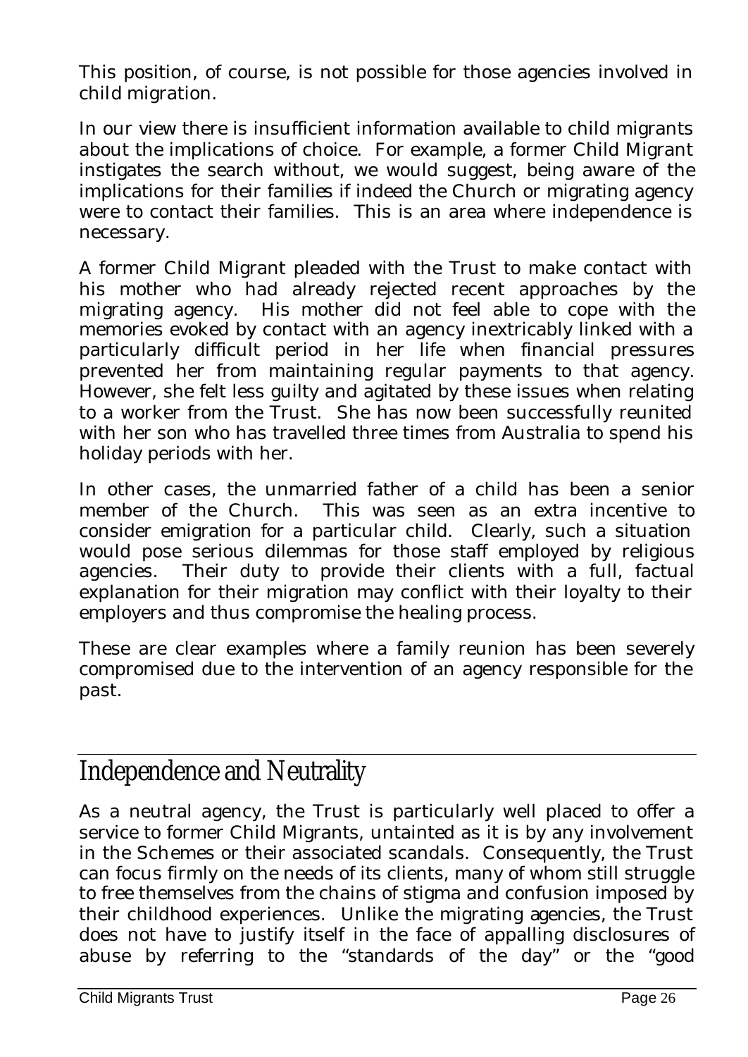This position, of course, is not possible for those agencies involved in child migration.

In our view there is insufficient information available to child migrants about the implications of choice. For example, a former Child Migrant instigates the search without, we would suggest, being aware of the implications for their families if indeed the Church or migrating agency were to contact their families. This is an area where independence is necessary.

A former Child Migrant pleaded with the Trust to make contact with his mother who had already rejected recent approaches by the migrating agency. His mother did not feel able to cope with the memories evoked by contact with an agency inextricably linked with a particularly difficult period in her life when financial pressures prevented her from maintaining regular payments to that agency. However, she felt less guilty and agitated by these issues when relating to a worker from the Trust. She has now been successfully reunited with her son who has travelled three times from Australia to spend his holiday periods with her.

In other cases, the unmarried father of a child has been a senior member of the Church. This was seen as an extra incentive to consider emigration for a particular child. Clearly, such a situation would pose serious dilemmas for those staff employed by religious agencies. Their duty to provide their clients with a full, factual explanation for their migration may conflict with their loyalty to their employers and thus compromise the healing process.

These are clear examples where a family reunion has been severely compromised due to the intervention of an agency responsible for the past.

## Independence and Neutrality

As a neutral agency, the Trust is particularly well placed to offer a service to former Child Migrants, untainted as it is by any involvement in the Schemes or their associated scandals. Consequently, the Trust can focus firmly on the needs of its clients, many of whom still struggle to free themselves from the chains of stigma and confusion imposed by their childhood experiences. Unlike the migrating agencies, the Trust does not have to justify itself in the face of appalling disclosures of abuse by referring to the "standards of the day" or the "good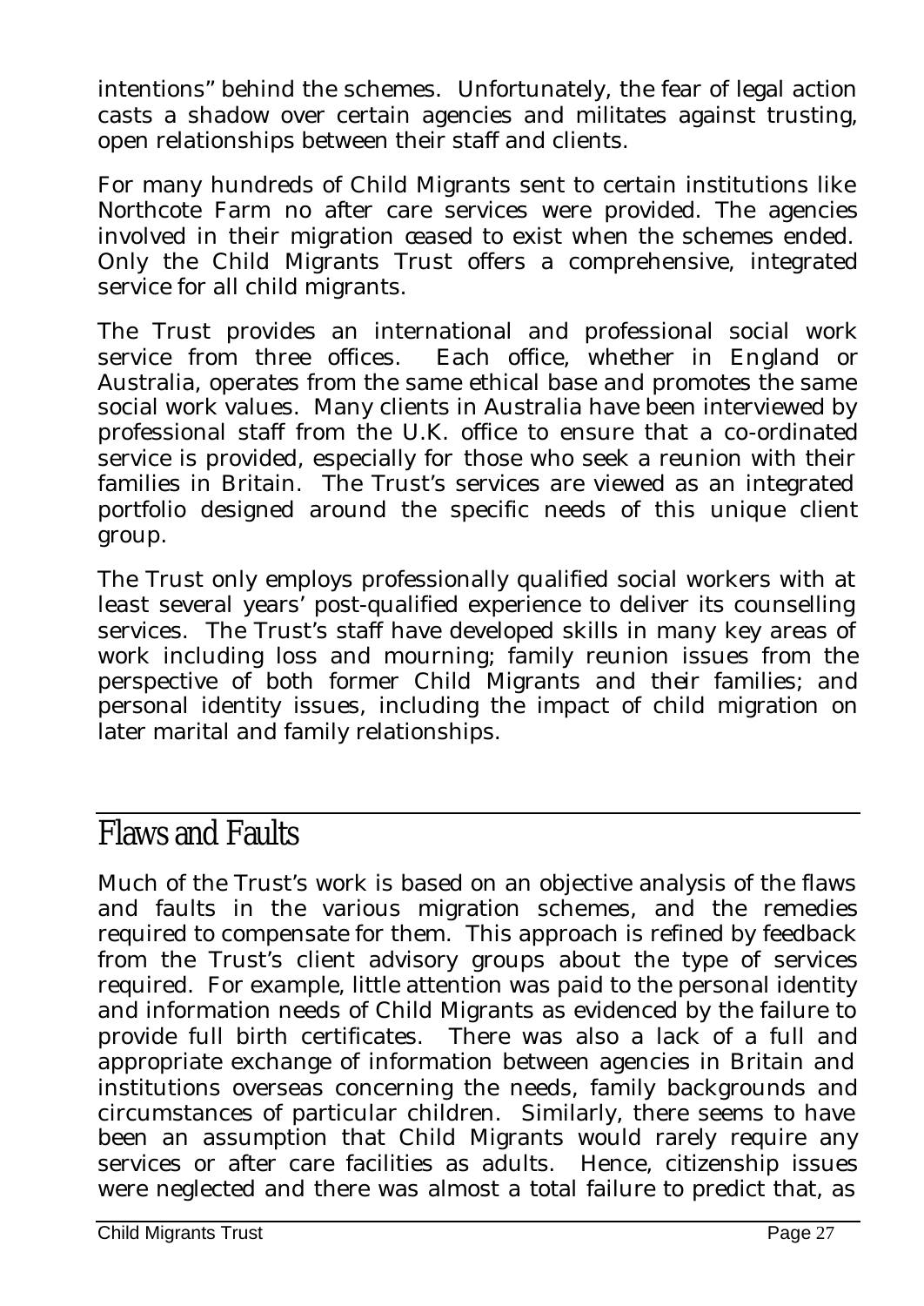intentions" behind the schemes. Unfortunately, the fear of legal action casts a shadow over certain agencies and militates against trusting, open relationships between their staff and clients.

For many hundreds of Child Migrants sent to certain institutions like Northcote Farm no after care services were provided. The agencies involved in their migration ceased to exist when the schemes ended. Only the Child Migrants Trust offers a comprehensive, integrated service for all child migrants.

The Trust provides an international and professional social work service from three offices. Each office, whether in England or Australia, operates from the same ethical base and promotes the same social work values. Many clients in Australia have been interviewed by professional staff from the U.K. office to ensure that a co-ordinated service is provided, especially for those who seek a reunion with their families in Britain. The Trust's services are viewed as an integrated portfolio designed around the specific needs of this unique client group.

The Trust only employs professionally qualified social workers with at least several years' post-qualified experience to deliver its counselling services. The Trust's staff have developed skills in many key areas of work including loss and mourning; family reunion issues from the perspective of both former Child Migrants and their families; and personal identity issues, including the impact of child migration on later marital and family relationships.

## Flaws and Faults

Much of the Trust's work is based on an objective analysis of the flaws and faults in the various migration schemes, and the remedies required to compensate for them. This approach is refined by feedback from the Trust's client advisory groups about the type of services required. For example, little attention was paid to the personal identity and information needs of Child Migrants as evidenced by the failure to provide full birth certificates. There was also a lack of a full and appropriate exchange of information between agencies in Britain and institutions overseas concerning the needs, family backgrounds and circumstances of particular children. Similarly, there seems to have been an assumption that Child Migrants would rarely require any services or after care facilities as adults. Hence, citizenship issues were neglected and there was almost a total failure to predict that, as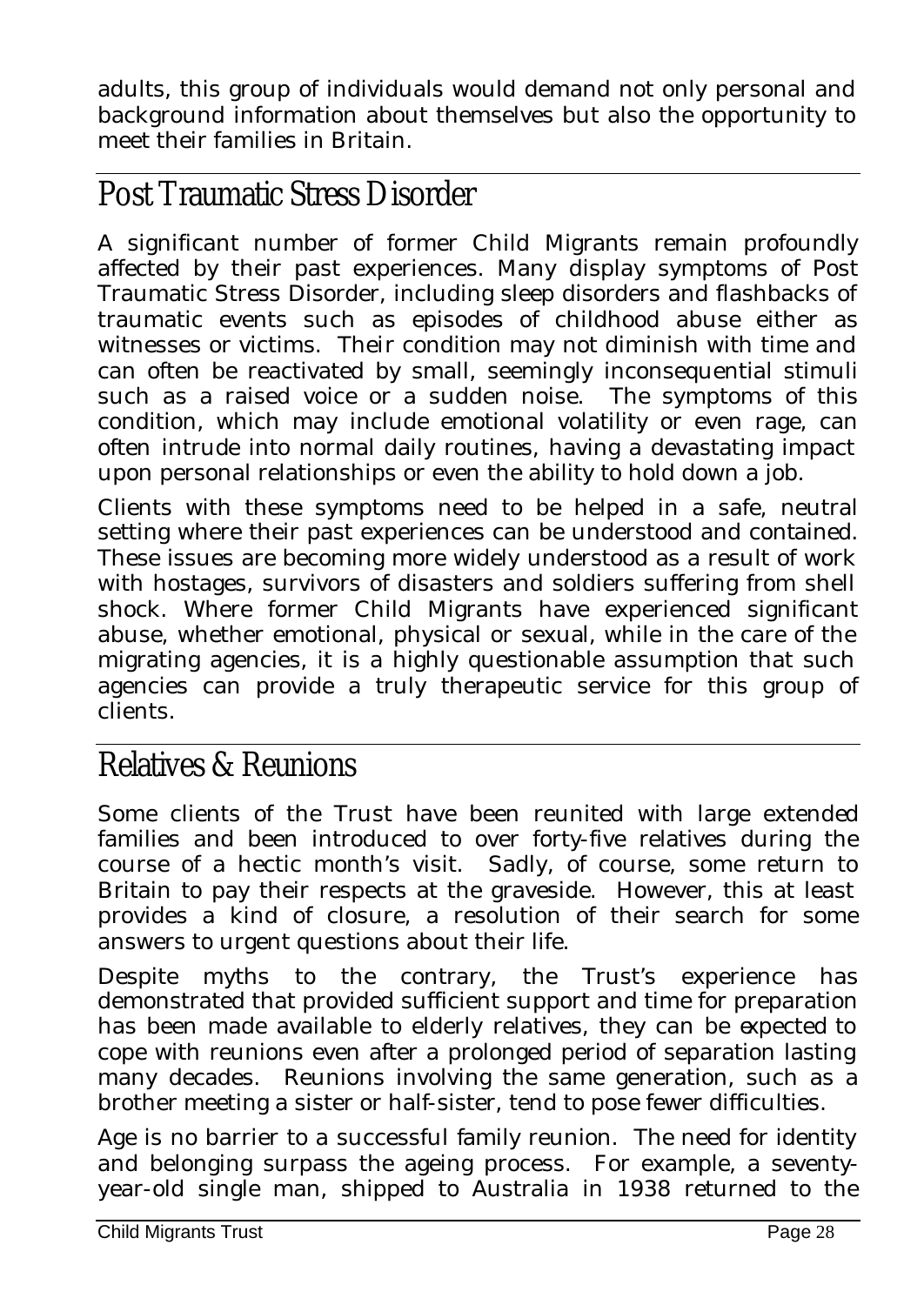adults, this group of individuals would demand not only personal and background information about themselves but also the opportunity to meet their families in Britain.

## Post Traumatic Stress Disorder

A significant number of former Child Migrants remain profoundly affected by their past experiences. Many display symptoms of Post Traumatic Stress Disorder, including sleep disorders and flashbacks of traumatic events such as episodes of childhood abuse either as witnesses or victims. Their condition may not diminish with time and can often be reactivated by small, seemingly inconsequential stimuli such as a raised voice or a sudden noise. The symptoms of this condition, which may include emotional volatility or even rage, can often intrude into normal daily routines, having a devastating impact upon personal relationships or even the ability to hold down a job.

Clients with these symptoms need to be helped in a safe, neutral setting where their past experiences can be understood and contained. These issues are becoming more widely understood as a result of work with hostages, survivors of disasters and soldiers suffering from shell shock. Where former Child Migrants have experienced significant abuse, whether emotional, physical or sexual, while in the care of the migrating agencies, it is a highly questionable assumption that such agencies can provide a truly therapeutic service for this group of clients.

## Relatives & Reunions

Some clients of the Trust have been reunited with large extended families and been introduced to over forty-five relatives during the course of a hectic month's visit. Sadly, of course, some return to Britain to pay their respects at the graveside. However, this at least provides a kind of closure, a resolution of their search for some answers to urgent questions about their life.

Despite myths to the contrary, the Trust's experience has demonstrated that provided sufficient support and time for preparation has been made available to elderly relatives, they can be expected to cope with reunions even after a prolonged period of separation lasting many decades. Reunions involving the same generation, such as a brother meeting a sister or half-sister, tend to pose fewer difficulties.

Age is no barrier to a successful family reunion. The need for identity and belonging surpass the ageing process. For example, a seventy-year-old single man, shipped to Australia in 1938 returned to the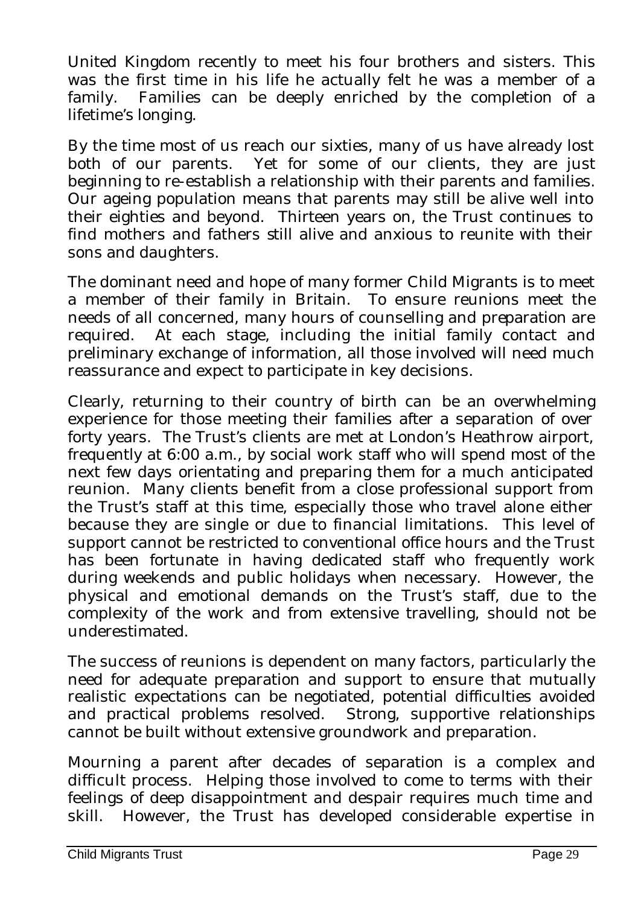United Kingdom recently to meet his four brothers and sisters. This was the first time in his life he actually felt he was a member of a family. Families can be deeply enriched by the completion of a lifetime's longing.

By the time most of us reach our sixties, many of us have already lost both of our parents. Yet for some of our clients, they are just beginning to re-establish a relationship with their parents and families. Our ageing population means that parents may still be alive well into their eighties and beyond. Thirteen years on, the Trust continues to find mothers and fathers still alive and anxious to reunite with their sons and daughters.

The dominant need and hope of many former Child Migrants is to meet a member of their family in Britain. To ensure reunions meet the needs of all concerned, many hours of counselling and preparation are required. At each stage, including the initial family contact and preliminary exchange of information, all those involved will need much reassurance and expect to participate in key decisions.

Clearly, returning to their country of birth can be an overwhelming experience for those meeting their families after a separation of over forty years. The Trust's clients are met at London's Heathrow airport, frequently at 6:00 a.m., by social work staff who will spend most of the next few days orientating and preparing them for a much anticipated reunion. Many clients benefit from a close professional support from the Trust's staff at this time, especially those who travel alone either because they are single or due to financial limitations. This level of support cannot be restricted to conventional office hours and the Trust has been fortunate in having dedicated staff who frequently work during weekends and public holidays when necessary. However, the physical and emotional demands on the Trust's staff, due to the complexity of the work and from extensive travelling, should not be underestimated.

The success of reunions is dependent on many factors, particularly the need for adequate preparation and support to ensure that mutually realistic expectations can be negotiated, potential difficulties avoided and practical problems resolved. Strong, supportive relationships cannot be built without extensive groundwork and preparation.

Mourning a parent after decades of separation is a complex and difficult process. Helping those involved to come to terms with their feelings of deep disappointment and despair requires much time and skill. However, the Trust has developed considerable expertise in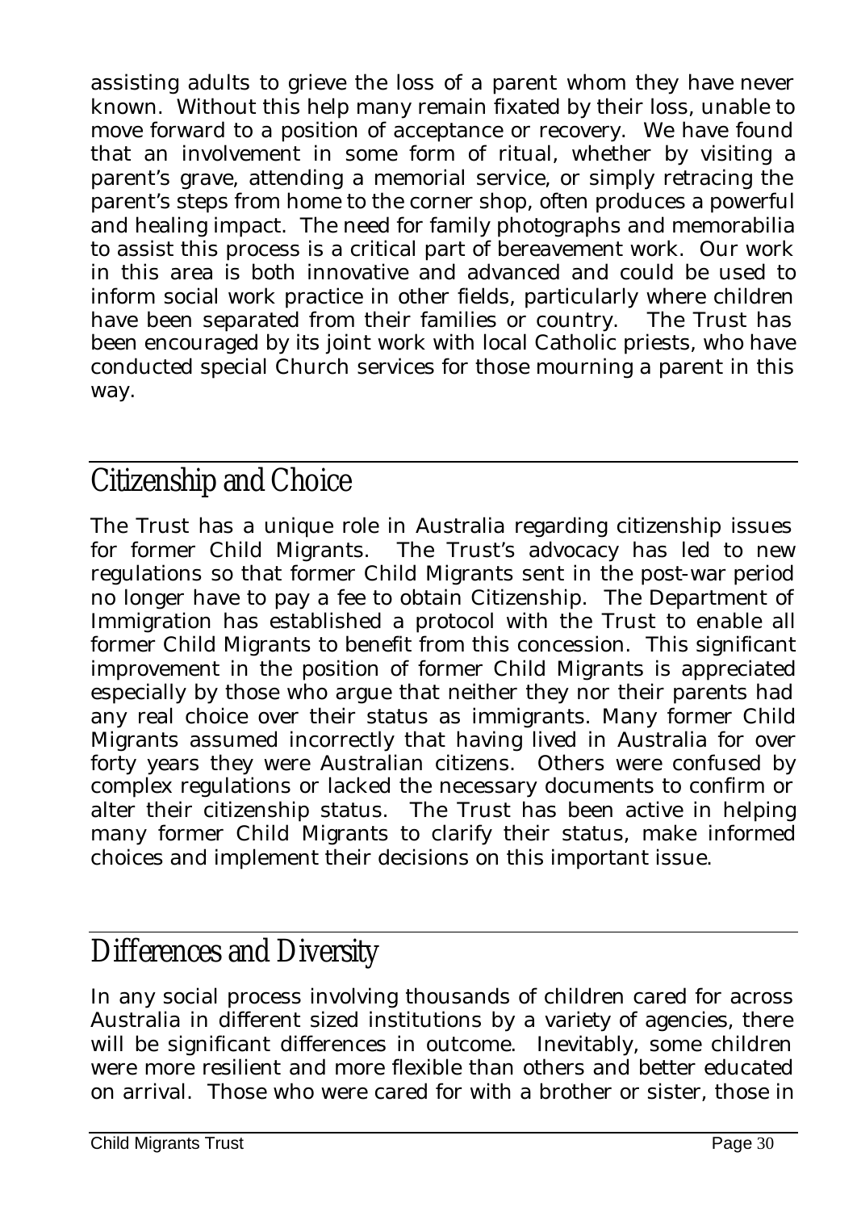assisting adults to grieve the loss of a parent whom they have never known. Without this help many remain fixated by their loss, unable to move forward to a position of acceptance or recovery. We have found that an involvement in some form of ritual, whether by visiting a parent's grave, attending a memorial service, or simply retracing the parent's steps from home to the corner shop, often produces a powerful and healing impact. The need for family photographs and memorabilia to assist this process is a critical part of bereavement work. Our work in this area is both innovative and advanced and could be used to inform social work practice in other fields, particularly where children have been separated from their families or country. The Trust has been encouraged by its joint work with local Catholic priests, who have conducted special Church services for those mourning a parent in this way.

## Citizenship and Choice

The Trust has a unique role in Australia regarding citizenship issues for former Child Migrants. The Trust's advocacy has led to new regulations so that former Child Migrants sent in the post-war period no longer have to pay a fee to obtain Citizenship. The Department of Immigration has established a protocol with the Trust to enable all former Child Migrants to benefit from this concession. This significant improvement in the position of former Child Migrants is appreciated especially by those who argue that neither they nor their parents had any real choice over their status as immigrants. Many former Child Migrants assumed incorrectly that having lived in Australia for over forty years they were Australian citizens. Others were confused by complex regulations or lacked the necessary documents to confirm or alter their citizenship status. The Trust has been active in helping many former Child Migrants to clarify their status, make informed choices and implement their decisions on this important issue.

## Differences and Diversity

In any social process involving thousands of children cared for across Australia in different sized institutions by a variety of agencies, there will be significant differences in outcome. Inevitably, some children were more resilient and more flexible than others and better educated on arrival. Those who were cared for with a brother or sister, those in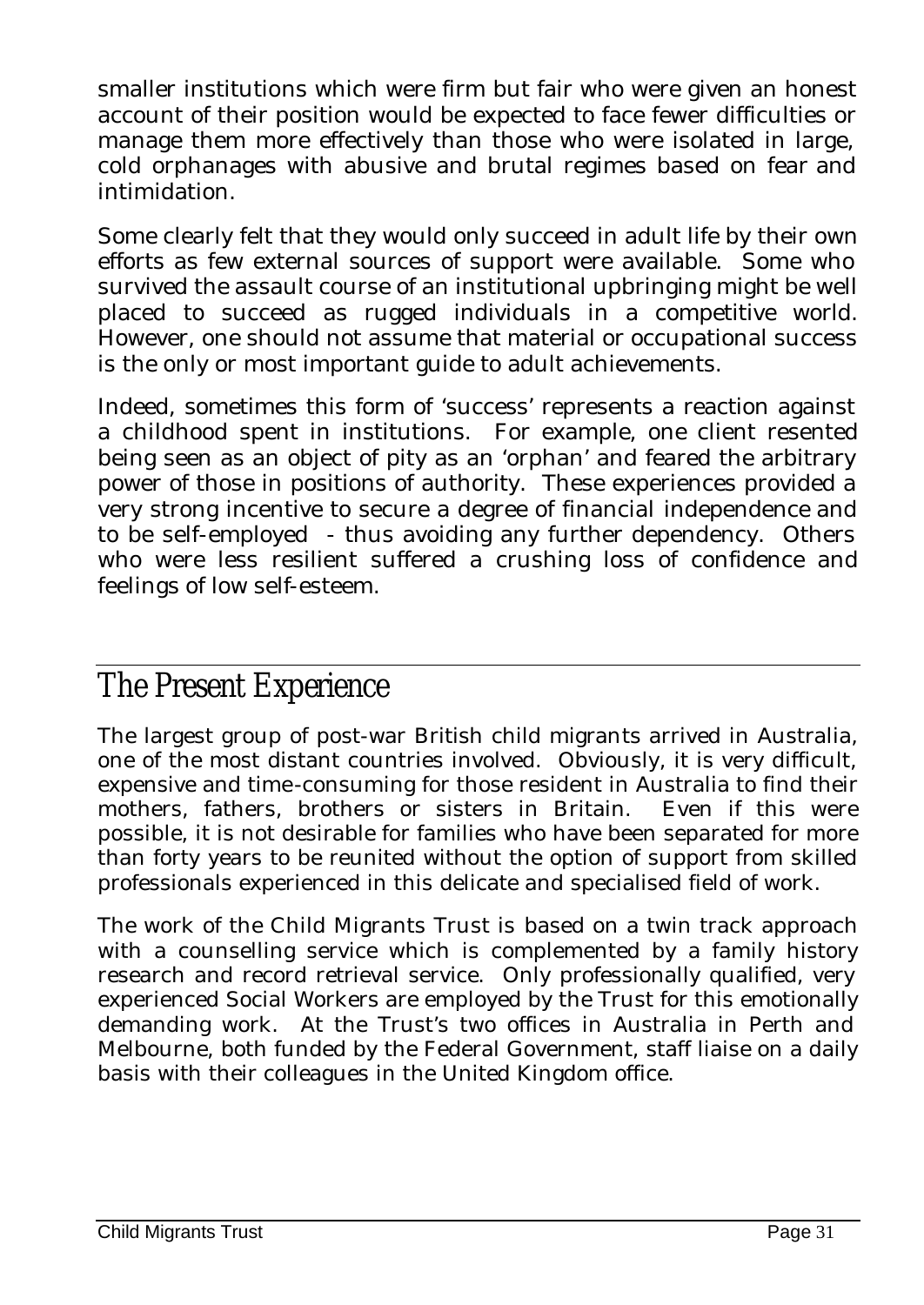smaller institutions which were firm but fair who were given an honest account of their position would be expected to face fewer difficulties or manage them more effectively than those who were isolated in large, cold orphanages with abusive and brutal regimes based on fear and intimidation.

Some clearly felt that they would only succeed in adult life by their own efforts as few external sources of support were available. Some who survived the assault course of an institutional upbringing might be well placed to succeed as rugged individuals in a competitive world. However, one should not assume that material or occupational success is the only or most important guide to adult achievements.

Indeed, sometimes this form of 'success' represents a reaction against a childhood spent in institutions. For example, one client resented being seen as an object of pity as an 'orphan' and feared the arbitrary power of those in positions of authority. These experiences provided a very strong incentive to secure a degree of financial independence and to be self-employed - thus avoiding any further dependency. Others who were less resilient suffered a crushing loss of confidence and feelings of low self-esteem.

## The Present Experience

The largest group of post-war British child migrants arrived in Australia, one of the most distant countries involved. Obviously, it is very difficult, expensive and time-consuming for those resident in Australia to find their mothers, fathers, brothers or sisters in Britain. Even if this were possible, it is not desirable for families who have been separated for more than forty years to be reunited without the option of support from skilled professionals experienced in this delicate and specialised field of work.

The work of the Child Migrants Trust is based on a twin track approach with a counselling service which is complemented by a family history research and record retrieval service. Only professionally qualified, very experienced Social Workers are employed by the Trust for this emotionally demanding work. At the Trust's two offices in Australia in Perth and Melbourne, both funded by the Federal Government, staff liaise on a daily basis with their colleagues in the United Kingdom office.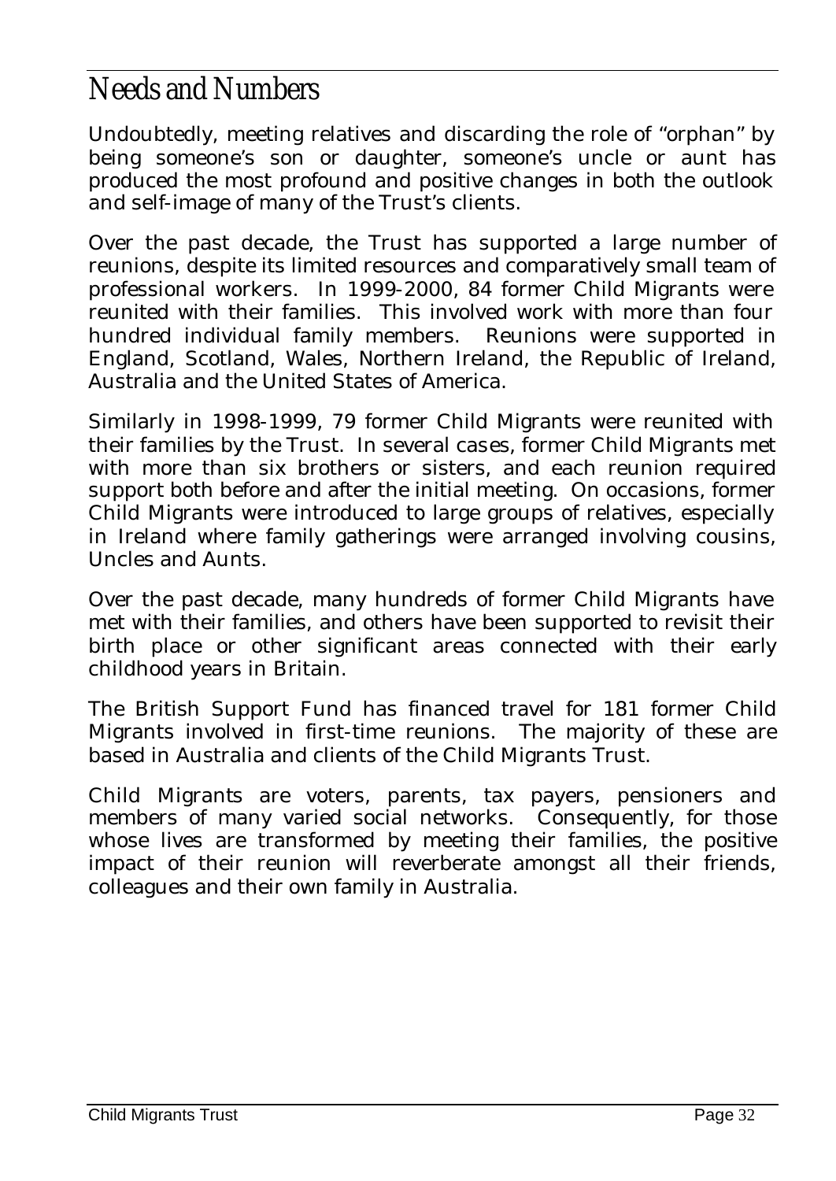# Needs and Numbers

Undoubtedly, meeting relatives and discarding the role of "orphan" by being someone's son or daughter, someone's uncle or aunt has produced the most profound and positive changes in both the outlook and self-image of many of the Trust's clients.

Over the past decade, the Trust has supported a large number of reunions, despite its limited resources and comparatively small team of professional workers. In 1999-2000, 84 former Child Migrants were reunited with their families. This involved work with more than four hundred individual family members. Reunions were supported in England, Scotland, Wales, Northern Ireland, the Republic of Ireland, Australia and the United States of America.

Similarly in 1998-1999, 79 former Child Migrants were reunited with their families by the Trust. In several cases, former Child Migrants met with more than six brothers or sisters, and each reunion required support both before and after the initial meeting. On occasions, former Child Migrants were introduced to large groups of relatives, especially in Ireland where family gatherings were arranged involving cousins, Uncles and Aunts.

Over the past decade, many hundreds of former Child Migrants have met with their families, and others have been supported to revisit their birth place or other significant areas connected with their early childhood years in Britain.

The British Support Fund has financed travel for 181 former Child Migrants involved in first-time reunions. The majority of these are based in Australia and clients of the Child Migrants Trust.

Child Migrants are voters, parents, tax payers, pensioners and members of many varied social networks. Consequently, for those whose lives are transformed by meeting their families, the positive impact of their reunion will reverberate amongst all their friends, colleagues and their own family in Australia.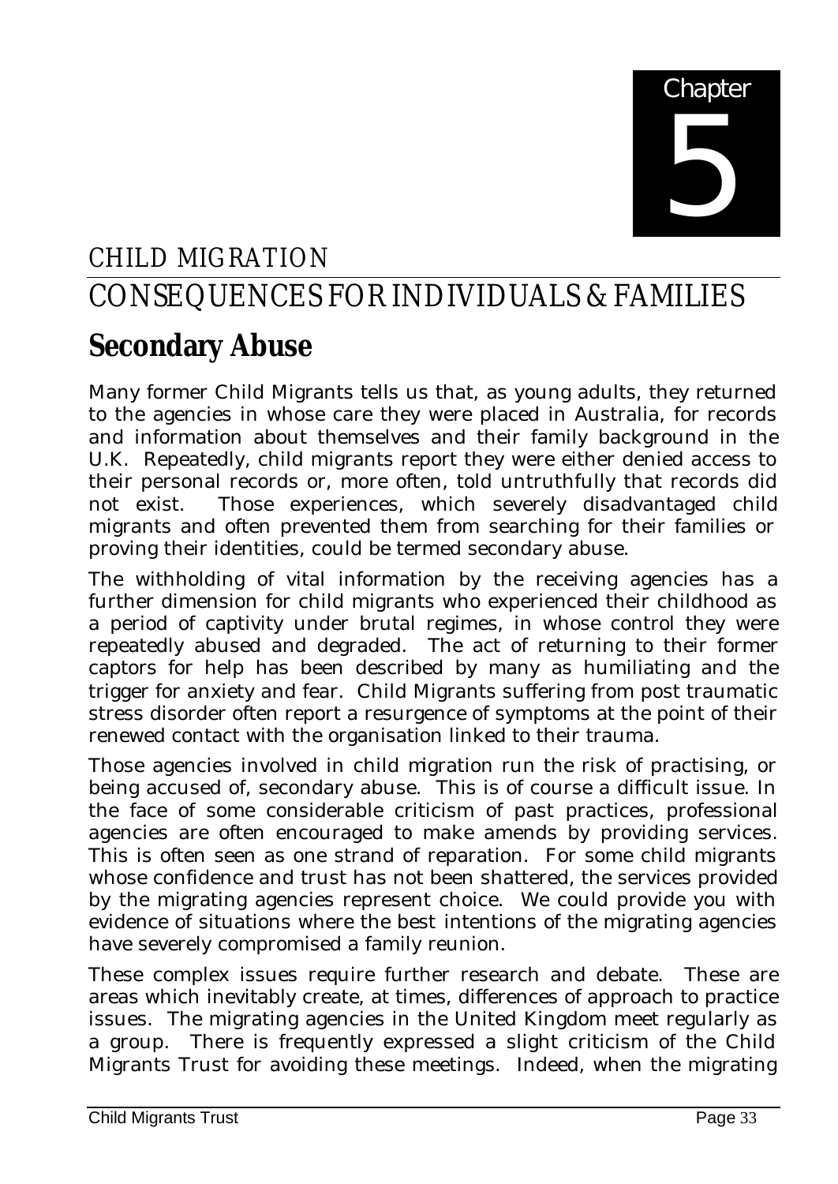# Chapter 5

## CHILD MIGRATION

## CONSEQUENCES FOR INDIVIDUALS & FAMILIES

## Secondary Abuse

Many former Child Migrants tells us that, as young adults, they returned to the agencies in whose care they were placed in Australia, for records and information about themselves and their family background in the U.K. Repeatedly, child migrants report they were either denied access to their personal records or, more often, told untruthfully that records did not exist. Those experiences, which severely disadvantaged child migrants and often prevented them from searching for their families or proving their identities, could be termed secondary abuse.

The withholding of vital information by the receiving agencies has a further dimension for child migrants who experienced their childhood as a period of captivity under brutal regimes, in whose control they were repeatedly abused and degraded. The act of returning to their former captors for help has been described by many as humiliating and the trigger for anxiety and fear. Child Migrants suffering from post traumatic stress disorder often report a resurgence of symptoms at the point of their renewed contact with the organisation linked to their trauma.

Those agencies involved in child migration run the risk of practising, or being accused of, secondary abuse. This is of course a difficult issue. In the face of some considerable criticism of past practices, professional agencies are often encouraged to make amends by providing services. This is often seen as one strand of reparation. For some child migrants whose confidence and trust has not been shattered, the services provided by the migrating agencies represent choice. We could provide you with evidence of situations where the best intentions of the migrating agencies have severely compromised a family reunion.

These complex issues require further research and debate. These are areas which inevitably create, at times, differences of approach to practice issues. The migrating agencies in the United Kingdom meet regularly as a group. There is frequently expressed a slight criticism of the Child Migrants Trust for avoiding these meetings. Indeed, when the migrating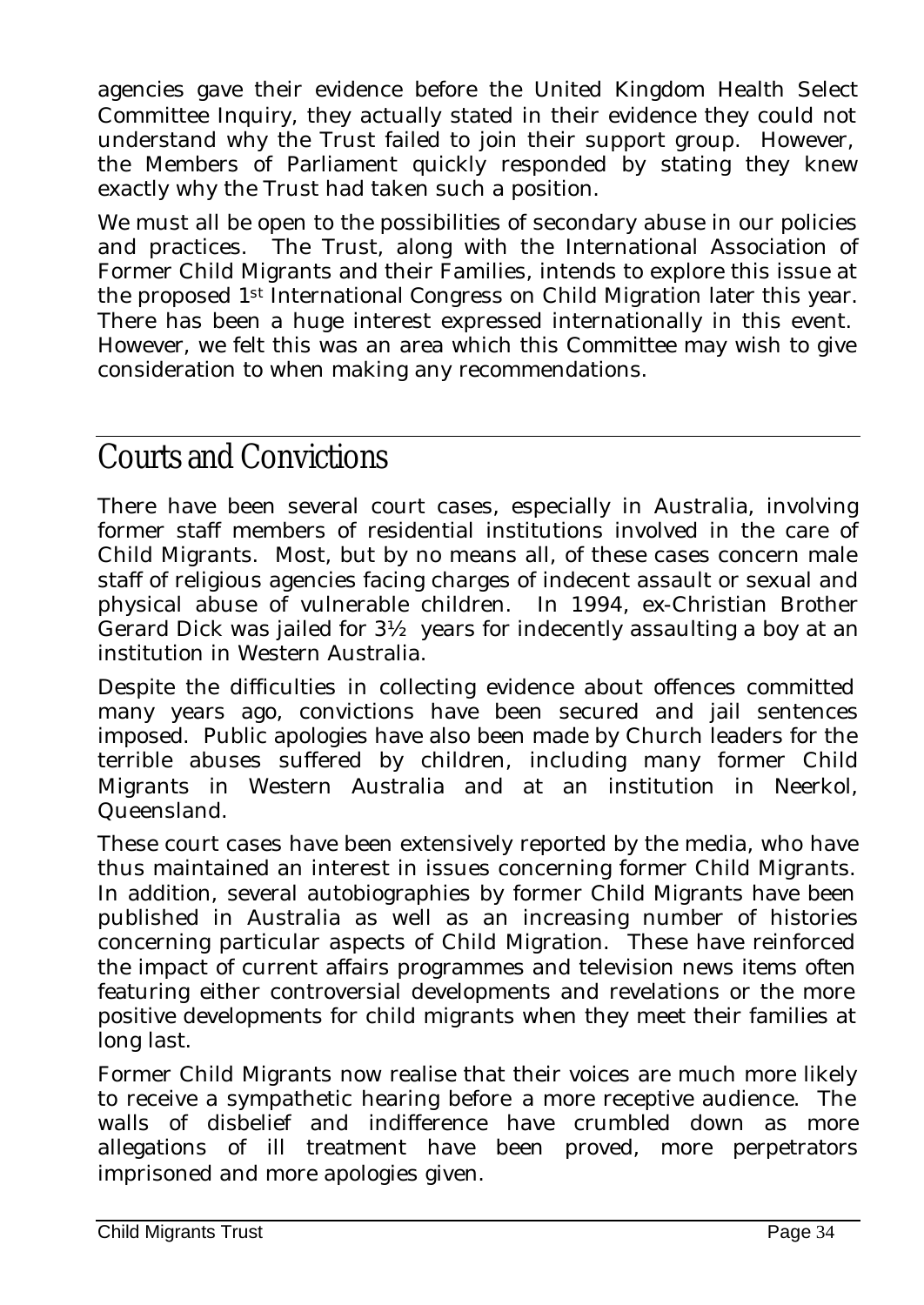agencies gave their evidence before the United Kingdom Health Select Committee Inquiry, they actually stated in their evidence they could not understand why the Trust failed to join their support group. However, the Members of Parliament quickly responded by stating they knew exactly why the Trust had taken such a position.

We must all be open to the possibilities of secondary abuse in our policies and practices. The Trust, along with the International Association of Former Child Migrants and their Families, intends to explore this issue at the proposed 1st International Congress on Child Migration later this year. There has been a huge interest expressed internationally in this event. However, we felt this was an area which this Committee may wish to give consideration to when making any recommendations.

## Courts and Convictions

There have been several court cases, especially in Australia, involving former staff members of residential institutions involved in the care of Child Migrants. Most, but by no means all, of these cases concern male staff of religious agencies facing charges of indecent assault or sexual and physical abuse of vulnerable children. In 1994, ex-Christian Brother Gerard Dick was jailed for 3½ years for indecently assaulting a boy at an institution in Western Australia.

Despite the difficulties in collecting evidence about offences committed many years ago, convictions have been secured and jail sentences imposed. Public apologies have also been made by Church leaders for the terrible abuses suffered by children, including many former Child Migrants in Western Australia and at an institution in Neerkol, Queensland.

These court cases have been extensively reported by the media, who have thus maintained an interest in issues concerning former Child Migrants. In addition, several autobiographies by former Child Migrants have been published in Australia as well as an increasing number of histories concerning particular aspects of Child Migration. These have reinforced the impact of current affairs programmes and television news items often featuring either controversial developments and revelations or the more positive developments for child migrants when they meet their families at long last.

Former Child Migrants now realise that their voices are much more likely to receive a sympathetic hearing before a more receptive audience. The walls of disbelief and indifference have crumbled down as more allegations of ill treatment have been proved, more perpetrators imprisoned and more apologies given.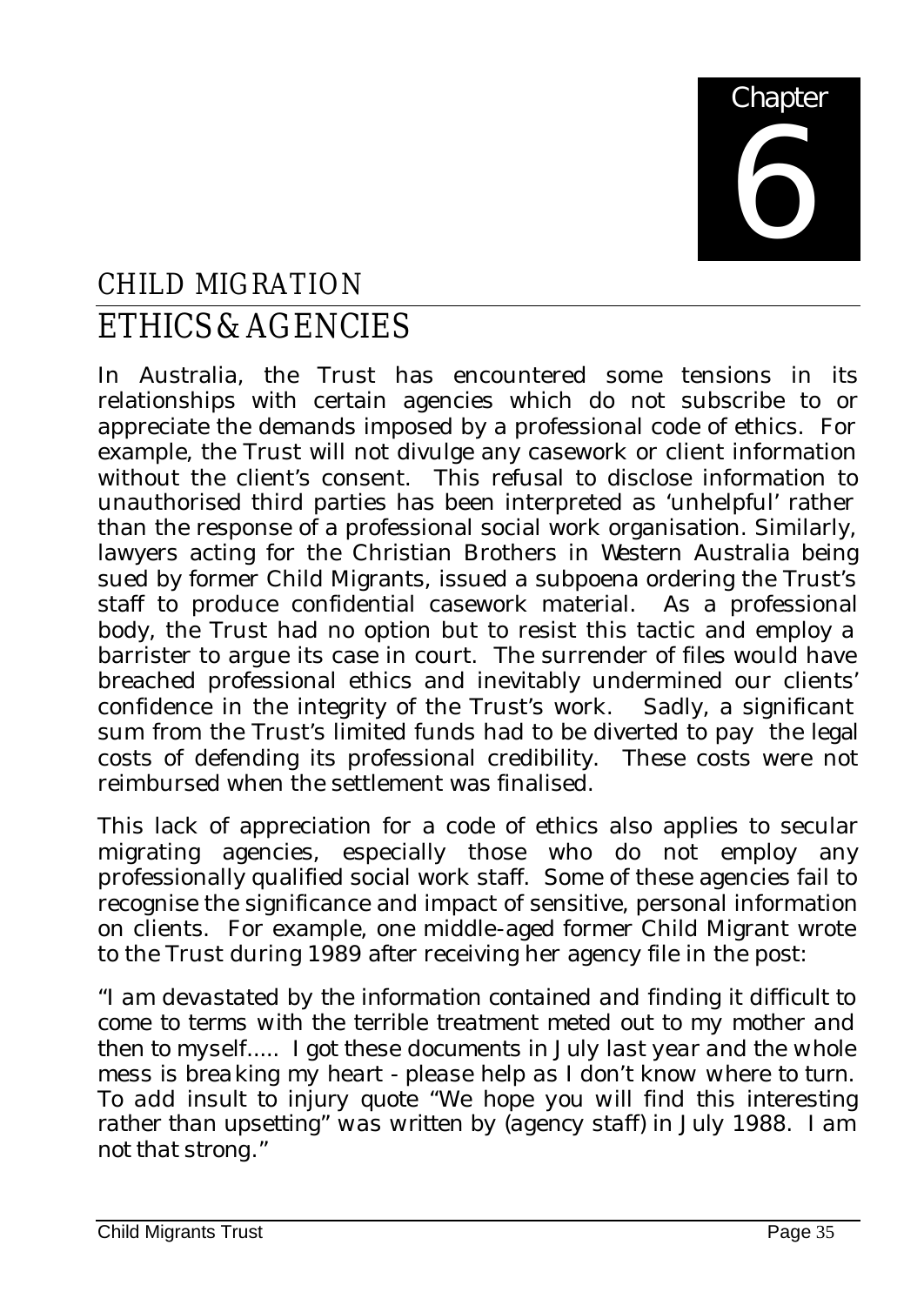# Chapter 6

## CHILD MIGRATION

## ETHICS & AGENCIES

In Australia, the Trust has encountered some tensions in its relationships with certain agencies which do not subscribe to or appreciate the demands imposed by a professional code of ethics. For example, the Trust will not divulge any casework or client information without the client's consent. This refusal to disclose information to unauthorised third parties has been interpreted as 'unhelpful' rather than the response of a professional social work organisation. Similarly, lawyers acting for the Christian Brothers in Western Australia being sued by former Child Migrants, issued a subpoena ordering the Trust's staff to produce confidential casework material. As a professional body, the Trust had no option but to resist this tactic and employ a barrister to argue its case in court. The surrender of files would have breached professional ethics and inevitably undermined our clients' confidence in the integrity of the Trust's work. Sadly, a significant sum from the Trust's limited funds had to be diverted to pay the legal costs of defending its professional credibility. These costs were not reimbursed when the settlement was finalised.

This lack of appreciation for a code of ethics also applies to secular migrating agencies, especially those who do not employ any professionally qualified social work staff. Some of these agencies fail to recognise the significance and impact of sensitive, personal information on clients. For example, one middle-aged former Child Migrant wrote to the Trust during 1989 after receiving her agency file in the post:

*"I am devastated by the information contained and finding it difficult to come to terms with the terrible treatment meted out to my mother and then to myself..... I got these documents in July last year and the whole mess is breaking my heart - please help as I don't know where to turn. To add insult to injury quote "We hope you will find this interesting rather than upsetting" was written by (agency staff) in July 1988. I am not that strong."*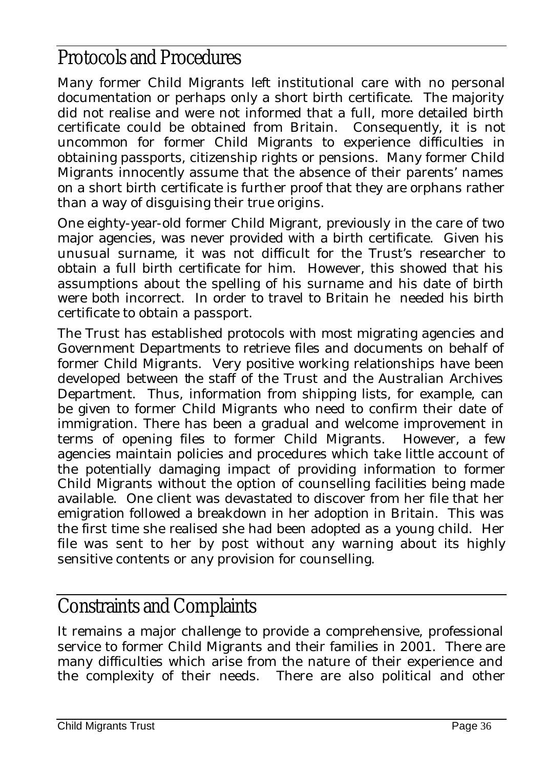## Protocols and Procedures

Many former Child Migrants left institutional care with no personal documentation or perhaps only a short birth certificate. The majority did not realise and were not informed that a full, more detailed birth certificate could be obtained from Britain. Consequently, it is not uncommon for former Child Migrants to experience difficulties in obtaining passports, citizenship rights or pensions. Many former Child Migrants innocently assume that the absence of their parents' names on a short birth certificate is further proof that they are orphans rather than a way of disguising their true origins.

One eighty-year-old former Child Migrant, previously in the care of two major agencies, was never provided with a birth certificate. Given his unusual surname, it was not difficult for the Trust's researcher to obtain a full birth certificate for him. However, this showed that his assumptions about the spelling of his surname and his date of birth were both incorrect. In order to travel to Britain he needed his birth certificate to obtain a passport.

The Trust has established protocols with most migrating agencies and Government Departments to retrieve files and documents on behalf of former Child Migrants. Very positive working relationships have been developed between the staff of the Trust and the Australian Archives Department. Thus, information from shipping lists, for example, can be given to former Child Migrants who need to confirm their date of immigration. There has been a gradual and welcome improvement in terms of opening files to former Child Migrants. However, a few agencies maintain policies and procedures which take little account of the potentially damaging impact of providing information to former Child Migrants without the option of counselling facilities being made available. One client was devastated to discover from her file that her emigration followed a breakdown in her adoption in Britain. This was the first time she realised she had been adopted as a young child. Her file was sent to her by post without any warning about its highly sensitive contents or any provision for counselling.

## Constraints and Complaints

It remains a major challenge to provide a comprehensive, professional service to former Child Migrants and their families in 2001. There are many difficulties which arise from the nature of their experience and the complexity of their needs. There are also political and other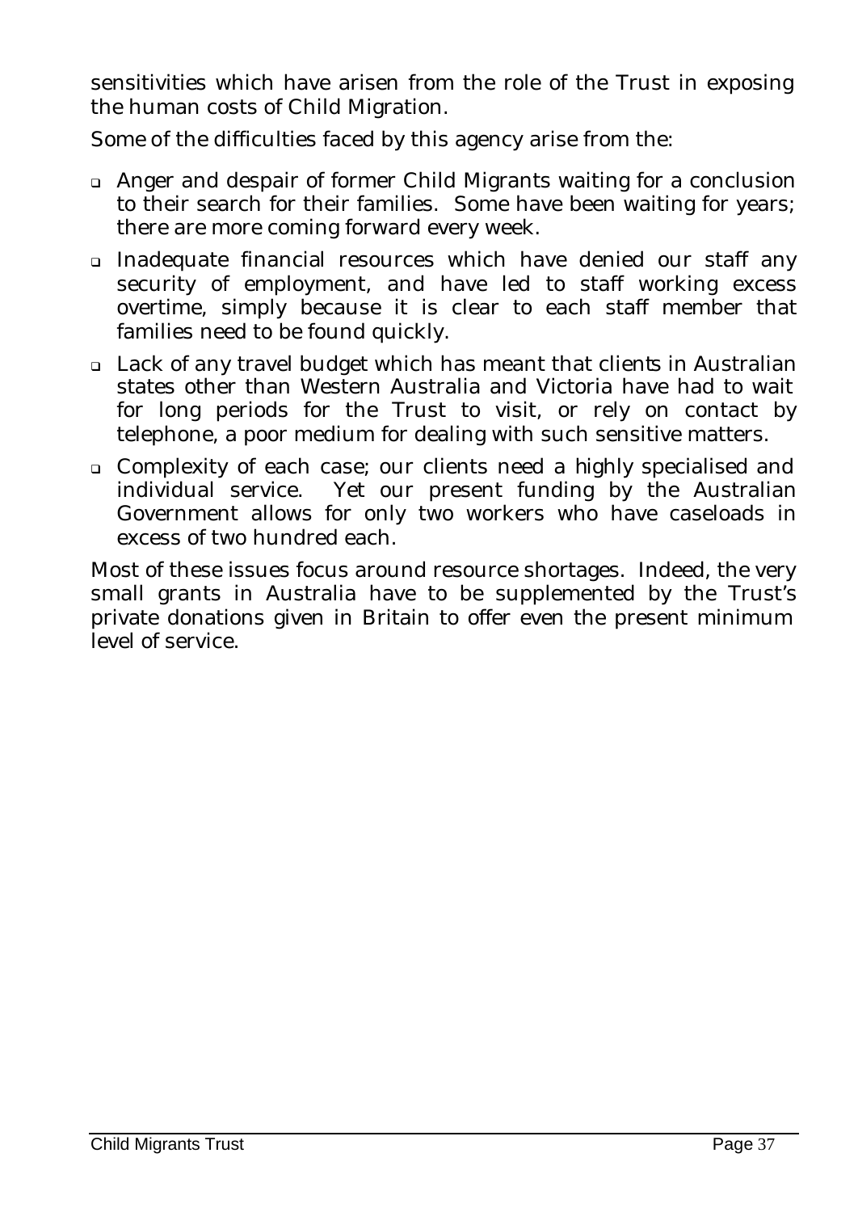sensitivities which have arisen from the role of the Trust in exposing the human costs of Child Migration.

Some of the difficulties faced by this agency arise from the:

- Anger and despair of former Child Migrants waiting for a conclusion to their search for their families. Some have been waiting for years; there are more coming forward every week.
- Inadequate financial resources which have denied our staff any security of employment, and have led to staff working excess overtime, simply because it is clear to each staff member that families need to be found quickly.
- Lack of any travel budget which has meant that clients in Australian states other than Western Australia and Victoria have had to wait for long periods for the Trust to visit, or rely on contact by telephone, a poor medium for dealing with such sensitive matters.
- Complexity of each case; our clients need a highly specialised and individual service. Yet our present funding by the Australian Government allows for only two workers who have caseloads in excess of two hundred each.

Most of these issues focus around resource shortages. Indeed, the very small grants in Australia have to be supplemented by the Trust's private donations given in Britain to offer even the present minimum level of service.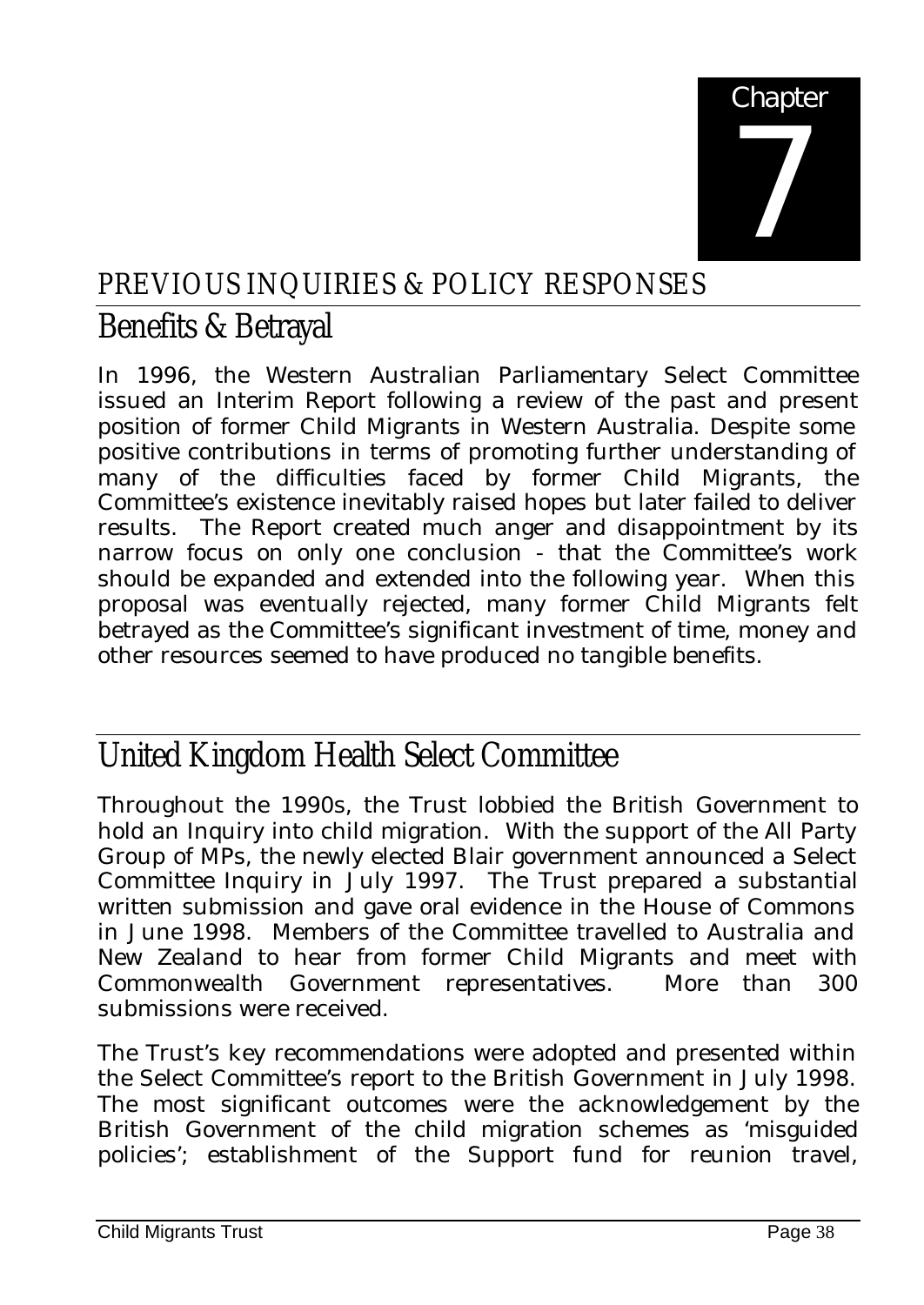# Chapter 7

## PREVIOUS INQUIRIES & POLICY RESPONSES

## Benefits & Betrayal

In 1996, the Western Australian Parliamentary Select Committee issued an Interim Report following a review of the past and present position of former Child Migrants in Western Australia. Despite some positive contributions in terms of promoting further understanding of many of the difficulties faced by former Child Migrants, the Committee's existence inevitably raised hopes but later failed to deliver results. The Report created much anger and disappointment by its narrow focus on only one conclusion - that the Committee's work should be expanded and extended into the following year. When this proposal was eventually rejected, many former Child Migrants felt betrayed as the Committee's significant investment of time, money and other resources seemed to have produced no tangible benefits.

## United Kingdom Health Select Committee

Throughout the 1990s, the Trust lobbied the British Government to hold an Inquiry into child migration. With the support of the All Party Group of MPs, the newly elected Blair government announced a Select Committee Inquiry in July 1997. The Trust prepared a substantial written submission and gave oral evidence in the House of Commons in June 1998. Members of the Committee travelled to Australia and New Zealand to hear from former Child Migrants and meet with Commonwealth Government representatives. More than 300 submissions were received.

The Trust's key recommendations were adopted and presented within the Select Committee's report to the British Government in July 1998. The most significant outcomes were the acknowledgement by the British Government of the child migration schemes as 'misguided policies'; establishment of the Support fund for reunion travel,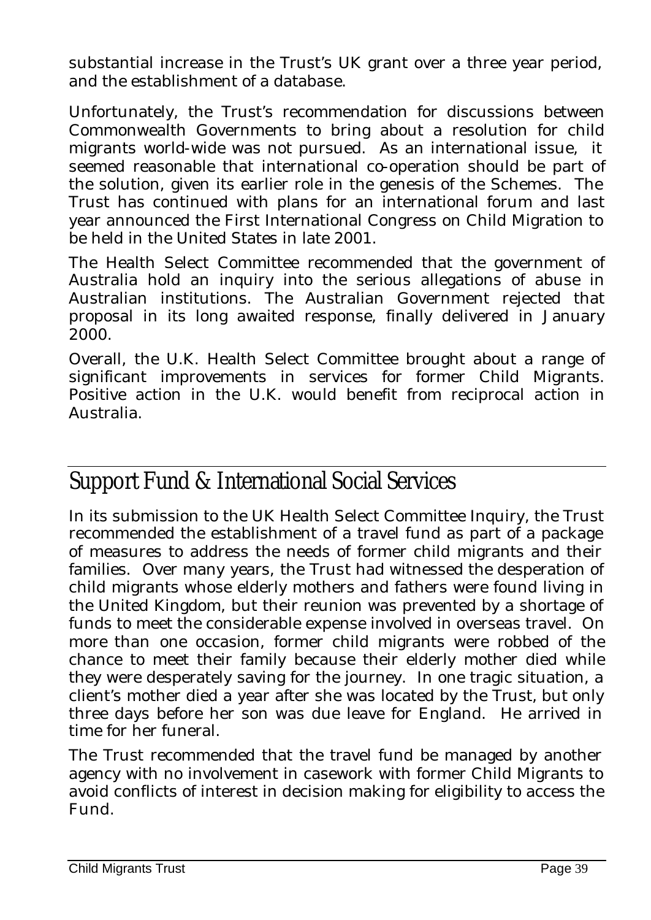substantial increase in the Trust's UK grant over a three year period, and the establishment of a database.

Unfortunately, the Trust's recommendation for discussions between Commonwealth Governments to bring about a resolution for child migrants world-wide was not pursued. As an international issue, it seemed reasonable that international co-operation should be part of the solution, given its earlier role in the genesis of the Schemes. The Trust has continued with plans for an international forum and last year announced the First International Congress on Child Migration to be held in the United States in late 2001.

The Health Select Committee recommended that the government of Australia hold an inquiry into the serious allegations of abuse in Australian institutions. The Australian Government rejected that proposal in its long awaited response, finally delivered in January 2000.

Overall, the U.K. Health Select Committee brought about a range of significant improvements in services for former Child Migrants. Positive action in the U.K. would benefit from reciprocal action in Australia.

## Support Fund & International Social Services

In its submission to the UK Health Select Committee Inquiry, the Trust recommended the establishment of a travel fund as part of a package of measures to address the needs of former child migrants and their families. Over many years, the Trust had witnessed the desperation of child migrants whose elderly mothers and fathers were found living in the United Kingdom, but their reunion was prevented by a shortage of funds to meet the considerable expense involved in overseas travel. On more than one occasion, former child migrants were robbed of the chance to meet their family because their elderly mother died while they were desperately saving for the journey. In one tragic situation, a client's mother died a year after she was located by the Trust, but only three days before her son was due leave for England. He arrived in time for her funeral.

The Trust recommended that the travel fund be managed by another agency with no involvement in casework with former Child Migrants to avoid conflicts of interest in decision making for eligibility to access the Fund.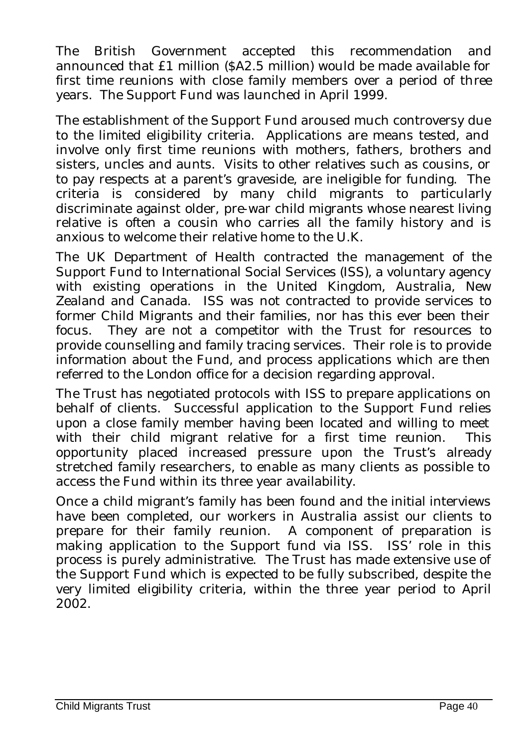The British Government accepted this recommendation and announced that £1 million ($A2.5 million) would be made available for first time reunions with close family members over a period of three years. The Support Fund was launched in April 1999.

The establishment of the Support Fund aroused much controversy due to the limited eligibility criteria. Applications are means tested, and involve only first time reunions with mothers, fathers, brothers and sisters, uncles and aunts. Visits to other relatives such as cousins, or to pay respects at a parent's graveside, are ineligible for funding. The criteria is considered by many child migrants to particularly discriminate against older, pre-war child migrants whose nearest living relative is often a cousin who carries all the family history and is anxious to welcome their relative home to the U.K.

The UK Department of Health contracted the management of the Support Fund to International Social Services (ISS), a voluntary agency with existing operations in the United Kingdom, Australia, New Zealand and Canada. ISS was not contracted to provide services to former Child Migrants and their families, nor has this ever been their focus. They are not a competitor with the Trust for resources to provide counselling and family tracing services. Their role is to provide information about the Fund, and process applications which are then referred to the London office for a decision regarding approval.

The Trust has negotiated protocols with ISS to prepare applications on behalf of clients. Successful application to the Support Fund relies upon a close family member having been located and willing to meet with their child migrant relative for a first time reunion. This opportunity placed increased pressure upon the Trust's already stretched family researchers, to enable as many clients as possible to access the Fund within its three year availability.

Once a child migrant's family has been found and the initial interviews have been completed, our workers in Australia assist our clients to prepare for their family reunion. A component of preparation is making application to the Support fund via ISS. ISS' role in this process is purely administrative. The Trust has made extensive use of the Support Fund which is expected to be fully subscribed, despite the very limited eligibility criteria, within the three year period to April 2002.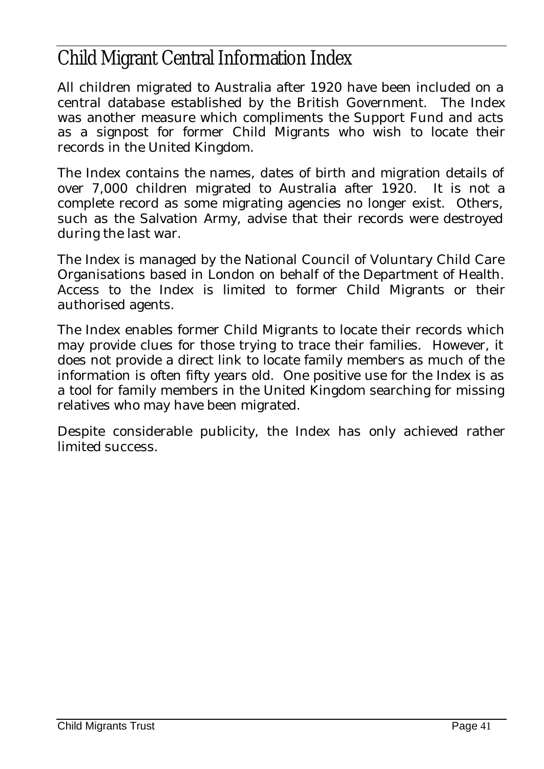# Child Migrant Central Information Index

All children migrated to Australia after 1920 have been included on a central database established by the British Government. The Index was another measure which compliments the Support Fund and acts as a signpost for former Child Migrants who wish to locate their records in the United Kingdom.

The Index contains the names, dates of birth and migration details of over 7,000 children migrated to Australia after 1920. It is not a complete record as some migrating agencies no longer exist. Others, such as the Salvation Army, advise that their records were destroyed during the last war.

The Index is managed by the National Council of Voluntary Child Care Organisations based in London on behalf of the Department of Health. Access to the Index is limited to former Child Migrants or their authorised agents.

The Index enables former Child Migrants to locate their records which may provide clues for those trying to trace their families. However, it does not provide a direct link to locate family members as much of the information is often fifty years old. One positive use for the Index is as a tool for family members in the United Kingdom searching for missing relatives who may have been migrated.

Despite considerable publicity, the Index has only achieved rather limited success.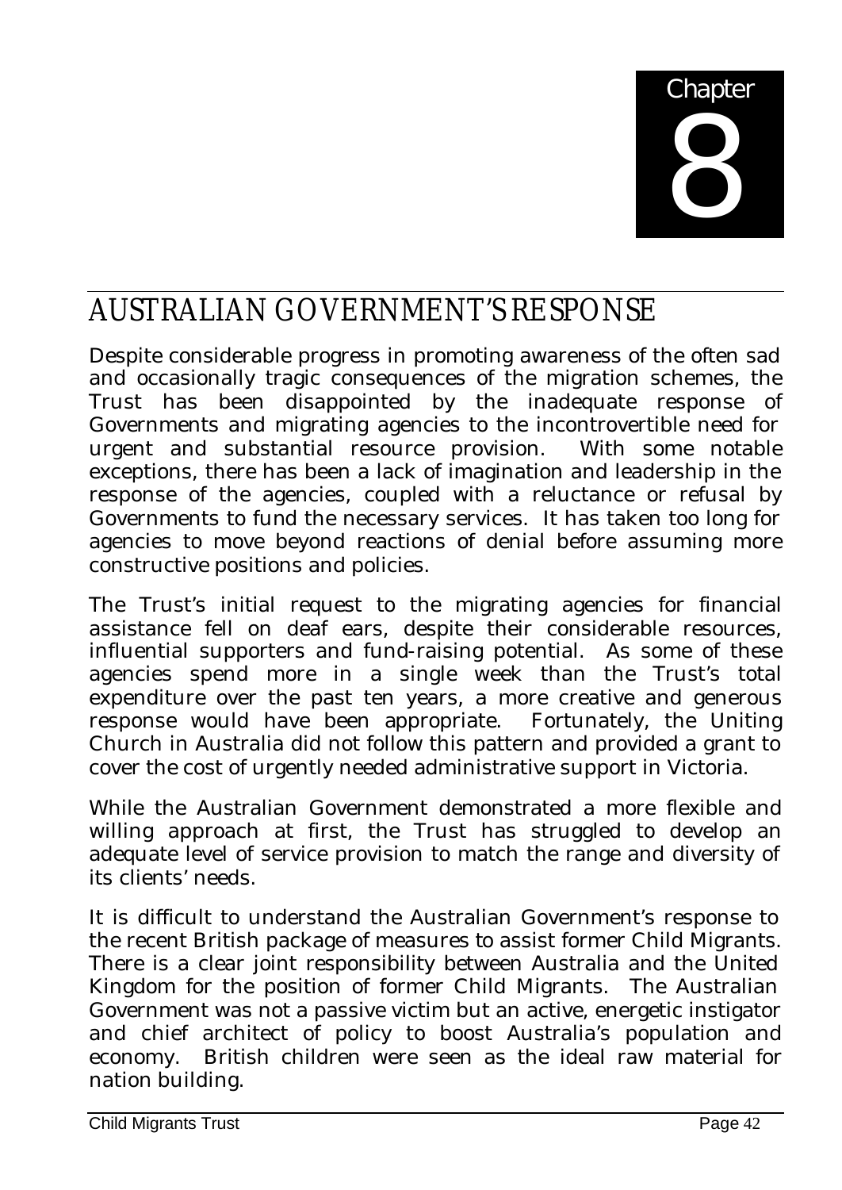Chapter 8

# AUSTRALIAN GOVERNMENT'S RESPONSE

Despite considerable progress in promoting awareness of the often sad and occasionally tragic consequences of the migration schemes, the Trust has been disappointed by the inadequate response of Governments and migrating agencies to the incontrovertible need for urgent and substantial resource provision. With some notable exceptions, there has been a lack of imagination and leadership in the response of the agencies, coupled with a reluctance or refusal by Governments to fund the necessary services. It has taken too long for agencies to move beyond reactions of denial before assuming more constructive positions and policies.

The Trust's initial request to the migrating agencies for financial assistance fell on deaf ears, despite their considerable resources, influential supporters and fund-raising potential. As some of these agencies spend more in a single week than the Trust's total expenditure over the past ten years, a more creative and generous response would have been appropriate. Fortunately, the Uniting Church in Australia did not follow this pattern and provided a grant to cover the cost of urgently needed administrative support in Victoria.

While the Australian Government demonstrated a more flexible and willing approach at first, the Trust has struggled to develop an adequate level of service provision to match the range and diversity of its clients' needs.

It is difficult to understand the Australian Government's response to the recent British package of measures to assist former Child Migrants. There is a clear joint responsibility between Australia and the United Kingdom for the position of former Child Migrants. The Australian Government was not a passive victim but an active, energetic instigator and chief architect of policy to boost Australia's population and economy. British children were seen as the ideal raw material for nation building.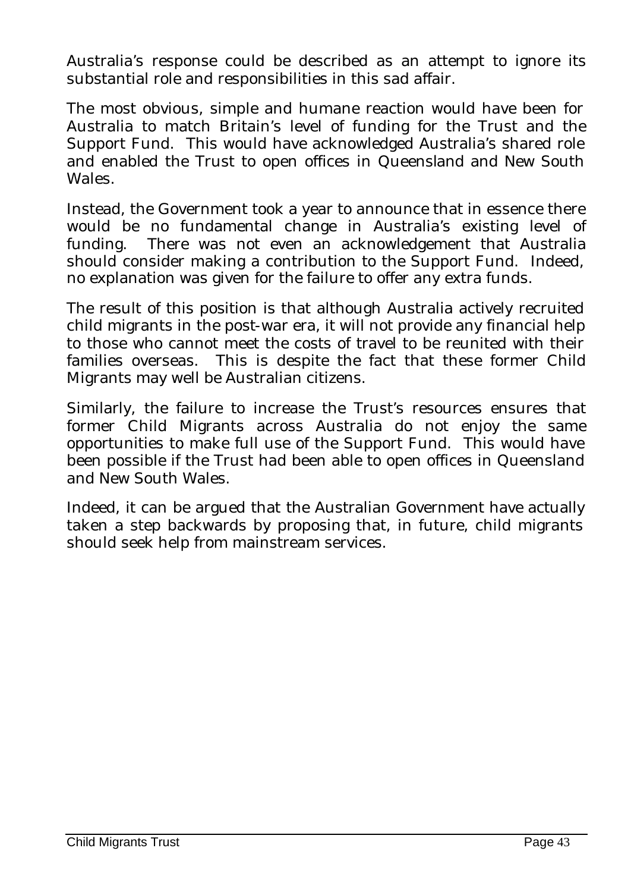Australia's response could be described as an attempt to ignore its substantial role and responsibilities in this sad affair.

The most obvious, simple and humane reaction would have been for Australia to match Britain's level of funding for the Trust and the Support Fund. This would have acknowledged Australia's shared role and enabled the Trust to open offices in Queensland and New South Wales.

Instead, the Government took a year to announce that in essence there would be no fundamental change in Australia's existing level of funding. There was not even an acknowledgement that Australia should consider making a contribution to the Support Fund. Indeed, no explanation was given for the failure to offer any extra funds.

The result of this position is that although Australia actively recruited child migrants in the post-war era, it will not provide any financial help to those who cannot meet the costs of travel to be reunited with their families overseas. This is despite the fact that these former Child Migrants may well be Australian citizens.

Similarly, the failure to increase the Trust's resources ensures that former Child Migrants across Australia do not enjoy the same opportunities to make full use of the Support Fund. This would have been possible if the Trust had been able to open offices in Queensland and New South Wales.

Indeed, it can be argued that the Australian Government have actually taken a step backwards by proposing that, in future, child migrants should seek help from mainstream services.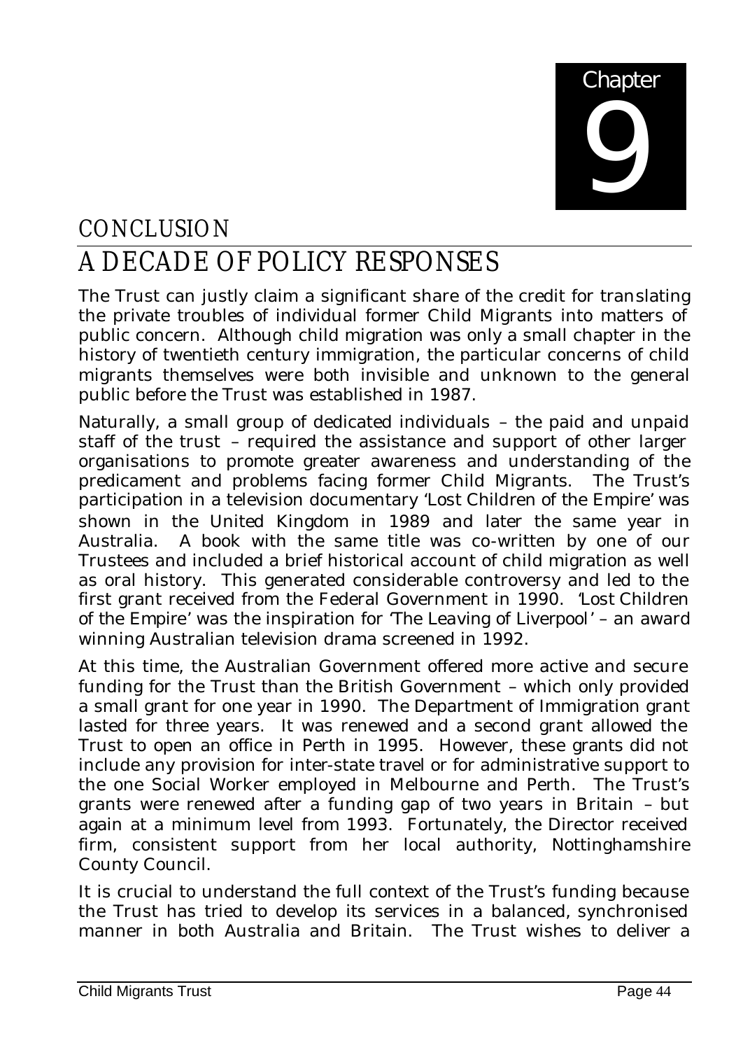Chapter 9

# CONCLUSION

# A DECADE OF POLICY RESPONSES

The Trust can justly claim a significant share of the credit for translating the private troubles of individual former Child Migrants into matters of public concern. Although child migration was only a small chapter in the history of twentieth century immigration, the particular concerns of child migrants themselves were both invisible and unknown to the general public before the Trust was established in 1987.

Naturally, a small group of dedicated individuals – the paid and unpaid staff of the trust – required the assistance and support of other larger organisations to promote greater awareness and understanding of the predicament and problems facing former Child Migrants. The Trust's participation in a television documentary 'Lost Children of the Empire' was shown in the United Kingdom in 1989 and later the same year in Australia. A book with the same title was co-written by one of our Trustees and included a brief historical account of child migration as well as oral history. This generated considerable controversy and led to the first grant received from the Federal Government in 1990. 'Lost Children of the Empire' was the inspiration for 'The Leaving of Liverpool' – an award winning Australian television drama screened in 1992.

At this time, the Australian Government offered more active and secure funding for the Trust than the British Government – which only provided a small grant for one year in 1990. The Department of Immigration grant lasted for three years. It was renewed and a second grant allowed the Trust to open an office in Perth in 1995. However, these grants did not include any provision for inter-state travel or for administrative support to the one Social Worker employed in Melbourne and Perth. The Trust's grants were renewed after a funding gap of two years in Britain – but again at a minimum level from 1993. Fortunately, the Director received firm, consistent support from her local authority, Nottinghamshire County Council.

It is crucial to understand the full context of the Trust's funding because the Trust has tried to develop its services in a balanced, synchronised manner in both Australia and Britain. The Trust wishes to deliver a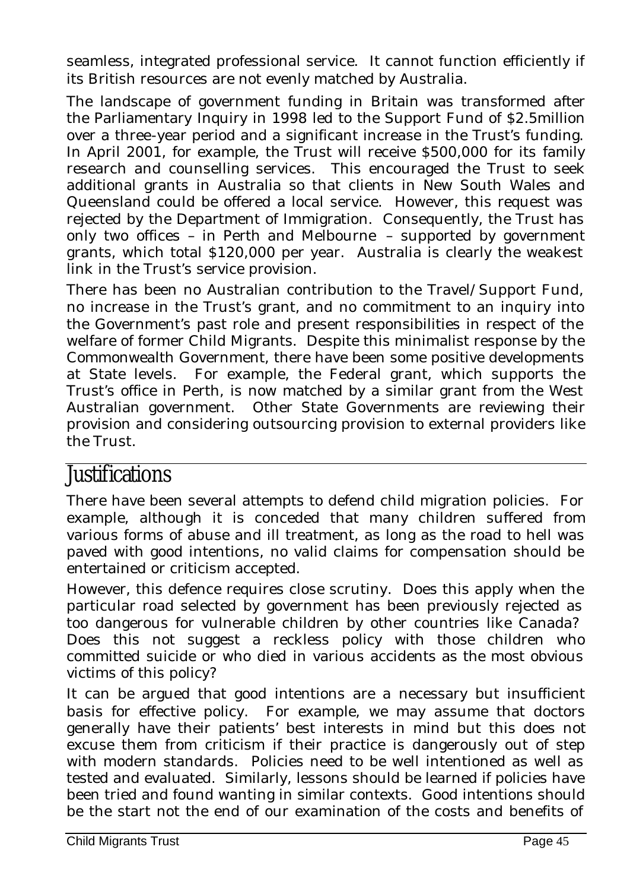seamless, integrated professional service. It cannot function efficiently if its British resources are not evenly matched by Australia.

The landscape of government funding in Britain was transformed after the Parliamentary Inquiry in 1998 led to the Support Fund of $2.5million over a three-year period and a significant increase in the Trust's funding. In April 2001, for example, the Trust will receive $500,000 for its family research and counselling services. This encouraged the Trust to seek additional grants in Australia so that clients in New South Wales and Queensland could be offered a local service. However, this request was rejected by the Department of Immigration. Consequently, the Trust has only two offices – in Perth and Melbourne – supported by government grants, which total $120,000 per year. Australia is clearly the weakest link in the Trust's service provision.

There has been no Australian contribution to the Travel/Support Fund, no increase in the Trust's grant, and no commitment to an inquiry into the Government's past role and present responsibilities in respect of the welfare of former Child Migrants. Despite this minimalist response by the Commonwealth Government, there have been some positive developments at State levels. For example, the Federal grant, which supports the Trust's office in Perth, is now matched by a similar grant from the West Australian government. Other State Governments are reviewing their provision and considering outsourcing provision to external providers like the Trust.

# Justifications

There have been several attempts to defend child migration policies. For example, although it is conceded that many children suffered from various forms of abuse and ill treatment, as long as the road to hell was paved with good intentions, no valid claims for compensation should be entertained or criticism accepted.

However, this defence requires close scrutiny. Does this apply when the particular road selected by government has been previously rejected as too dangerous for vulnerable children by other countries like Canada? Does this not suggest a reckless policy with those children who committed suicide or who died in various accidents as the most obvious victims of this policy?

It can be argued that good intentions are a necessary but insufficient basis for effective policy. For example, we may assume that doctors generally have their patients' best interests in mind but this does not excuse them from criticism if their practice is dangerously out of step with modern standards. Policies need to be well intentioned as well as tested and evaluated. Similarly, lessons should be learned if policies have been tried and found wanting in similar contexts. Good intentions should be the start not the end of our examination of the costs and benefits of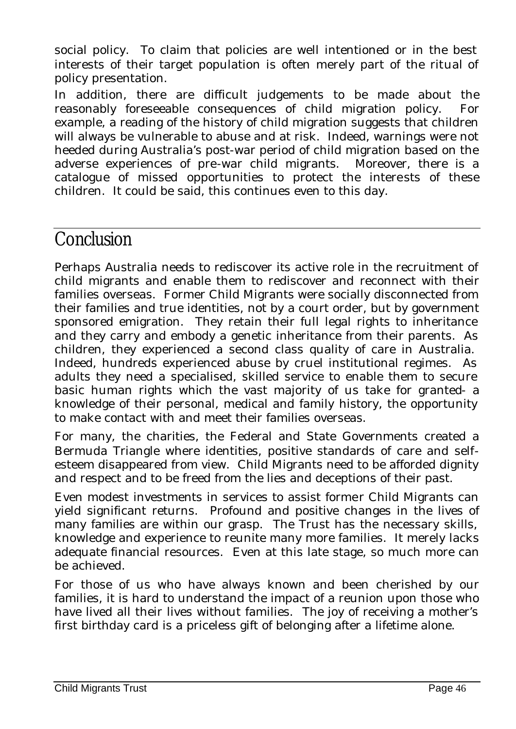social policy. To claim that policies are well intentioned or in the best interests of their target population is often merely part of the ritual of policy presentation.

In addition, there are difficult judgements to be made about the reasonably foreseeable consequences of child migration policy. For example, a reading of the history of child migration suggests that children will always be vulnerable to abuse and at risk. Indeed, warnings were not heeded during Australia's post-war period of child migration based on the adverse experiences of pre-war child migrants. Moreover, there is a catalogue of missed opportunities to protect the interests of these children. It could be said, this continues even to this day.

# Conclusion

Perhaps Australia needs to rediscover its active role in the recruitment of child migrants and enable them to rediscover and reconnect with their families overseas. Former Child Migrants were socially disconnected from their families and true identities, not by a court order, but by government sponsored emigration. They retain their full legal rights to inheritance and they carry and embody a genetic inheritance from their parents. As children, they experienced a second class quality of care in Australia. Indeed, hundreds experienced abuse by cruel institutional regimes. As adults they need a specialised, skilled service to enable them to secure basic human rights which the vast majority of us take for granted- a knowledge of their personal, medical and family history, the opportunity to make contact with and meet their families overseas.

For many, the charities, the Federal and State Governments created a Bermuda Triangle where identities, positive standards of care and self-esteem disappeared from view. Child Migrants need to be afforded dignity and respect and to be freed from the lies and deceptions of their past.

Even modest investments in services to assist former Child Migrants can yield significant returns. Profound and positive changes in the lives of many families are within our grasp. The Trust has the necessary skills, knowledge and experience to reunite many more families. It merely lacks adequate financial resources. Even at this late stage, so much more can be achieved.

For those of us who have always known and been cherished by our families, it is hard to understand the impact of a reunion upon those who have lived all their lives without families. The joy of receiving a mother's first birthday card is a priceless gift of belonging after a lifetime alone.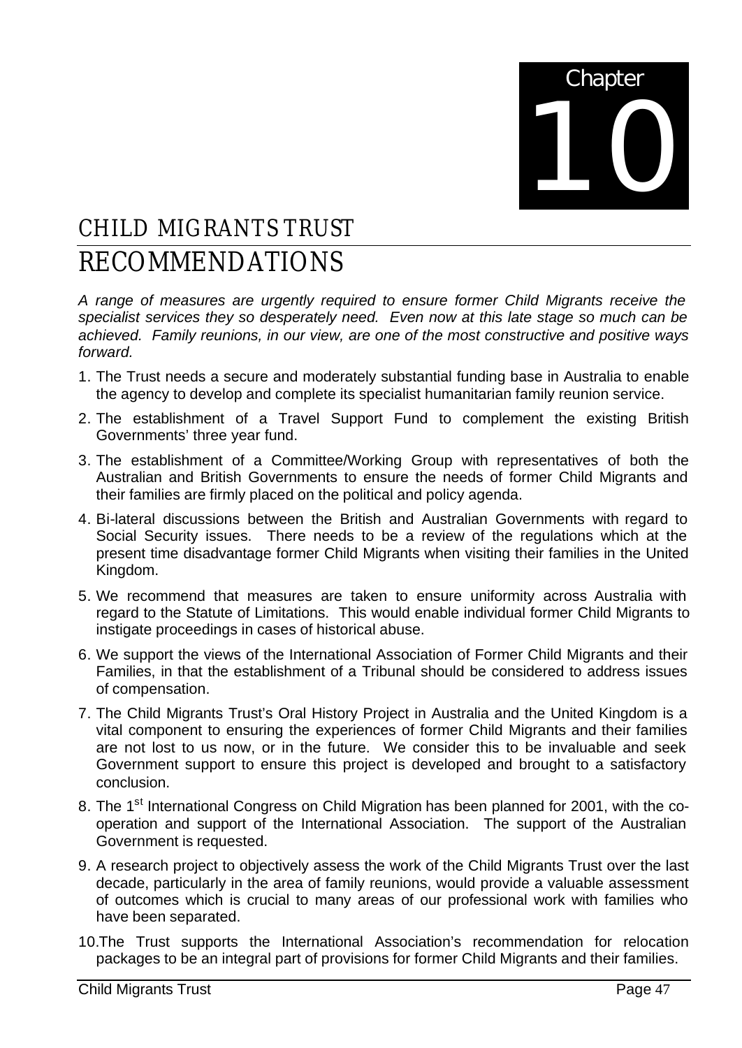Chapter 10

# CHILD MIGRANTS TRUST RECOMMENDATIONS

*A range of measures are urgently required to ensure former Child Migrants receive the specialist services they so desperately need. Even now at this late stage so much can be achieved. Family reunions, in our view, are one of the most constructive and positive ways forward.*

1. The Trust needs a secure and moderately substantial funding base in Australia to enable the agency to develop and complete its specialist humanitarian family reunion service.
2. The establishment of a Travel Support Fund to complement the existing British Governments' three year fund.
3. The establishment of a Committee/Working Group with representatives of both the Australian and British Governments to ensure the needs of former Child Migrants and their families are firmly placed on the political and policy agenda.
4. Bi-lateral discussions between the British and Australian Governments with regard to Social Security issues. There needs to be a review of the regulations which at the present time disadvantage former Child Migrants when visiting their families in the United Kingdom.
5. We recommend that measures are taken to ensure uniformity across Australia with regard to the Statute of Limitations. This would enable individual former Child Migrants to instigate proceedings in cases of historical abuse.
6. We support the views of the International Association of Former Child Migrants and their Families, in that the establishment of a Tribunal should be considered to address issues of compensation.
7. The Child Migrants Trust's Oral History Project in Australia and the United Kingdom is a vital component to ensuring the experiences of former Child Migrants and their families are not lost to us now, or in the future. We consider this to be invaluable and seek Government support to ensure this project is developed and brought to a satisfactory conclusion.
8. The 1st International Congress on Child Migration has been planned for 2001, with the co-operation and support of the International Association. The support of the Australian Government is requested.
9. A research project to objectively assess the work of the Child Migrants Trust over the last decade, particularly in the area of family reunions, would provide a valuable assessment of outcomes which is crucial to many areas of our professional work with families who have been separated.
10. The Trust supports the International Association's recommendation for relocation packages to be an integral part of provisions for former Child Migrants and their families.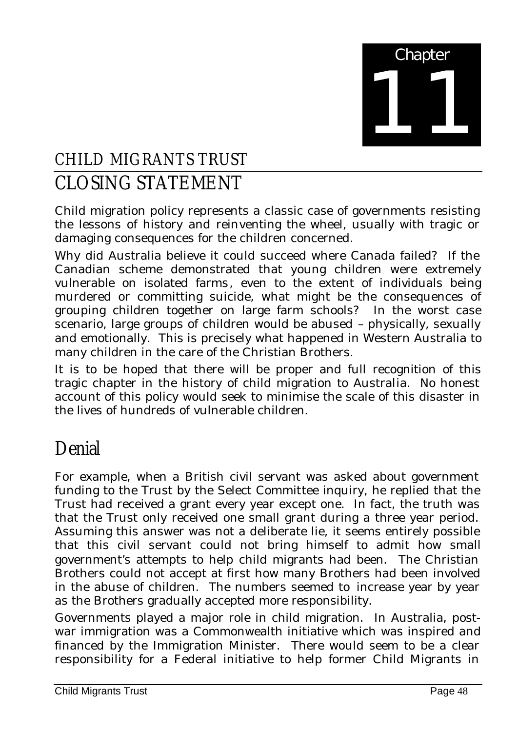# Chapter 11

## CHILD MIGRANTS TRUST

## CLOSING STATEMENT

Child migration policy represents a classic case of governments resisting the lessons of history and reinventing the wheel, usually with tragic or damaging consequences for the children concerned.

Why did Australia believe it could succeed where Canada failed? If the Canadian scheme demonstrated that young children were extremely vulnerable on isolated farms, even to the extent of individuals being murdered or committing suicide, what might be the consequences of grouping children together on large farm schools? In the worst case scenario, large groups of children would be abused – physically, sexually and emotionally. This is precisely what happened in Western Australia to many children in the care of the Christian Brothers.

It is to be hoped that there will be proper and full recognition of this tragic chapter in the history of child migration to Australia. No honest account of this policy would seek to minimise the scale of this disaster in the lives of hundreds of vulnerable children.

## Denial

For example, when a British civil servant was asked about government funding to the Trust by the Select Committee inquiry, he replied that the Trust had received a grant every year except one. In fact, the truth was that the Trust only received one small grant during a three year period. Assuming this answer was not a deliberate lie, it seems entirely possible that this civil servant could not bring himself to admit how small government's attempts to help child migrants had been. The Christian Brothers could not accept at first how many Brothers had been involved in the abuse of children. The numbers seemed to increase year by year as the Brothers gradually accepted more responsibility.

Governments played a major role in child migration. In Australia, post-war immigration was a Commonwealth initiative which was inspired and financed by the Immigration Minister. There would seem to be a clear responsibility for a Federal initiative to help former Child Migrants in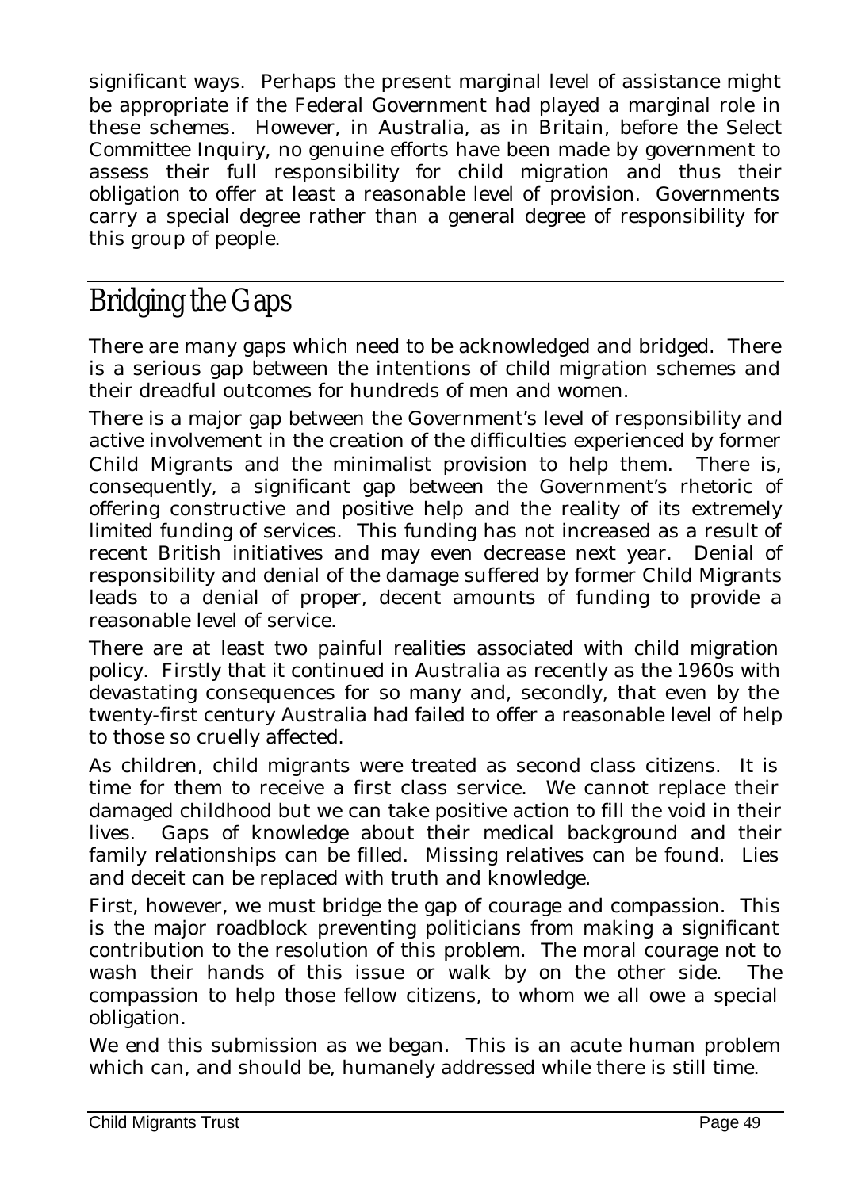significant ways. Perhaps the present marginal level of assistance might be appropriate if the Federal Government had played a marginal role in these schemes. However, in Australia, as in Britain, before the Select Committee Inquiry, no genuine efforts have been made by government to assess their full responsibility for child migration and thus their obligation to offer at least a reasonable level of provision. Governments carry a special degree rather than a general degree of responsibility for this group of people.

# Bridging the Gaps

There are many gaps which need to be acknowledged and bridged. There is a serious gap between the intentions of child migration schemes and their dreadful outcomes for hundreds of men and women.

There is a major gap between the Government's level of responsibility and active involvement in the creation of the difficulties experienced by former Child Migrants and the minimalist provision to help them. There is, consequently, a significant gap between the Government's rhetoric of offering constructive and positive help and the reality of its extremely limited funding of services. This funding has not increased as a result of recent British initiatives and may even decrease next year. Denial of responsibility and denial of the damage suffered by former Child Migrants leads to a denial of proper, decent amounts of funding to provide a reasonable level of service.

There are at least two painful realities associated with child migration policy. Firstly that it continued in Australia as recently as the 1960s with devastating consequences for so many and, secondly, that even by the twenty-first century Australia had failed to offer a reasonable level of help to those so cruelly affected.

As children, child migrants were treated as second class citizens. It is time for them to receive a first class service. We cannot replace their damaged childhood but we can take positive action to fill the void in their lives. Gaps of knowledge about their medical background and their family relationships can be filled. Missing relatives can be found. Lies and deceit can be replaced with truth and knowledge.

First, however, we must bridge the gap of courage and compassion. This is the major roadblock preventing politicians from making a significant contribution to the resolution of this problem. The moral courage not to wash their hands of this issue or walk by on the other side. The compassion to help those fellow citizens, to whom we all owe a special obligation.

We end this submission as we began. This is an acute human problem which can, and should be, humanely addressed while there is still time.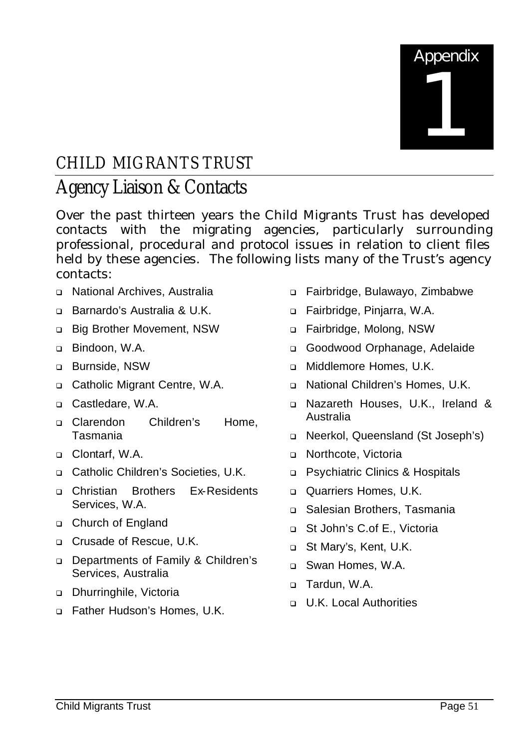# Appendix 1

## CHILD MIGRANTS TRUST

# Agency Liaison & Contacts

Over the past thirteen years the Child Migrants Trust has developed contacts with the migrating agencies, particularly surrounding professional, procedural and protocol issues in relation to client files held by these agencies. The following lists many of the Trust's agency contacts:

- National Archives, Australia
- Barnardo's Australia & U.K.
- Big Brother Movement, NSW
- Bindoon, W.A.
- Burnside, NSW
- Catholic Migrant Centre, W.A.
- Castledare, W.A.
- Clarendon Children's Home, Tasmania
- Clontarf, W.A.
- Catholic Children's Societies, U.K.
- Christian Brothers Ex-Residents Services, W.A.
- Church of England
- Crusade of Rescue, U.K.
- Departments of Family & Children's Services, Australia
- Dhurringhile, Victoria
- Father Hudson's Homes, U.K.
- Fairbridge, Bulawayo, Zimbabwe
- Fairbridge, Pinjarra, W.A.
- Fairbridge, Molong, NSW
- Goodwood Orphanage, Adelaide
- Middlemore Homes, U.K.
- National Children's Homes, U.K.
- Nazareth Houses, U.K., Ireland & Australia
- Neerkol, Queensland (St Joseph's)
- Northcote, Victoria
- Psychiatric Clinics & Hospitals
- Quarriers Homes, U.K.
- Salesian Brothers, Tasmania
- St John's C.of E., Victoria
- St Mary's, Kent, U.K.
- Swan Homes, W.A.
- Tardun, W.A.
- U.K. Local Authorities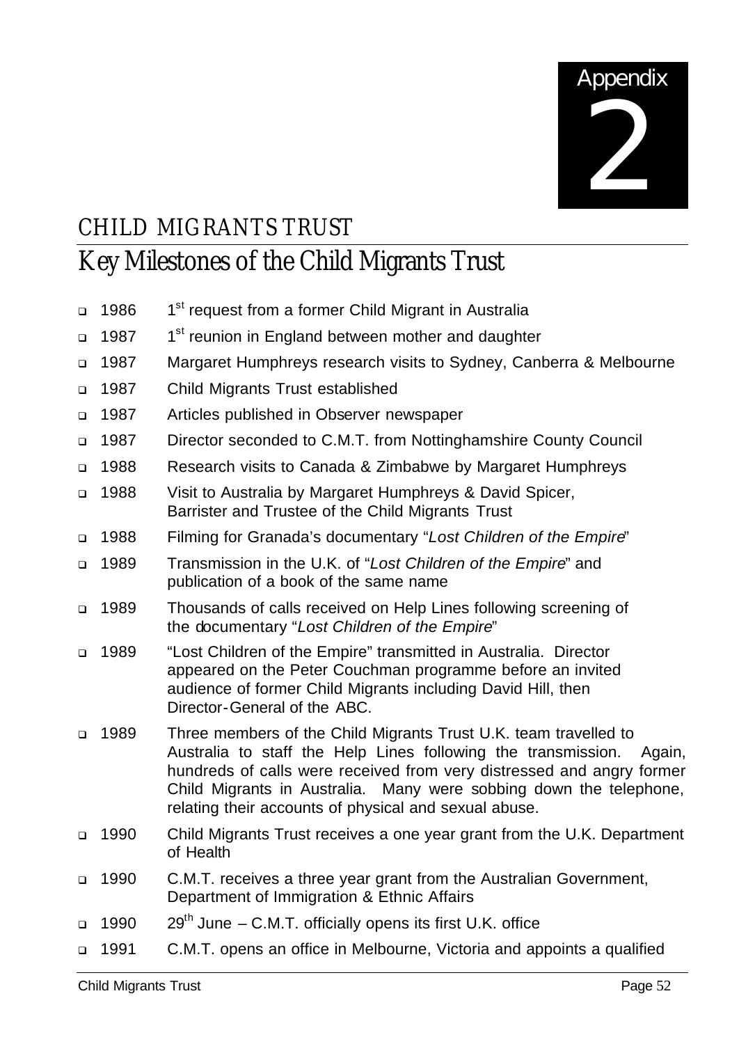# Appendix 2

## CHILD MIGRANTS TRUST

## Key Milestones of the Child Migrants Trust

- 1986 1st request from a former Child Migrant in Australia
- 1987 1st reunion in England between mother and daughter
- 1987 Margaret Humphreys research visits to Sydney, Canberra & Melbourne
- 1987 Child Migrants Trust established
- 1987 Articles published in Observer newspaper
- 1987 Director seconded to C.M.T. from Nottinghamshire County Council
- 1988 Research visits to Canada & Zimbabwe by Margaret Humphreys
- 1988 Visit to Australia by Margaret Humphreys & David Spicer, Barrister and Trustee of the Child Migrants Trust
- 1988 Filming for Granada's documentary "*Lost Children of the Empire*"
- 1989 Transmission in the U.K. of "*Lost Children of the Empire*" and publication of a book of the same name
- 1989 Thousands of calls received on Help Lines following screening of the documentary "*Lost Children of the Empire*"
- 1989 "Lost Children of the Empire" transmitted in Australia. Director appeared on the Peter Couchman programme before an invited audience of former Child Migrants including David Hill, then Director-General of the ABC.
- 1989 Three members of the Child Migrants Trust U.K. team travelled to Australia to staff the Help Lines following the transmission. Again, hundreds of calls were received from very distressed and angry former Child Migrants in Australia. Many were sobbing down the telephone, relating their accounts of physical and sexual abuse.
- 1990 Child Migrants Trust receives a one year grant from the U.K. Department of Health
- 1990 C.M.T. receives a three year grant from the Australian Government, Department of Immigration & Ethnic Affairs
- 1990 29th June – C.M.T. officially opens its first U.K. office
- 1991 C.M.T. opens an office in Melbourne, Victoria and appoints a qualified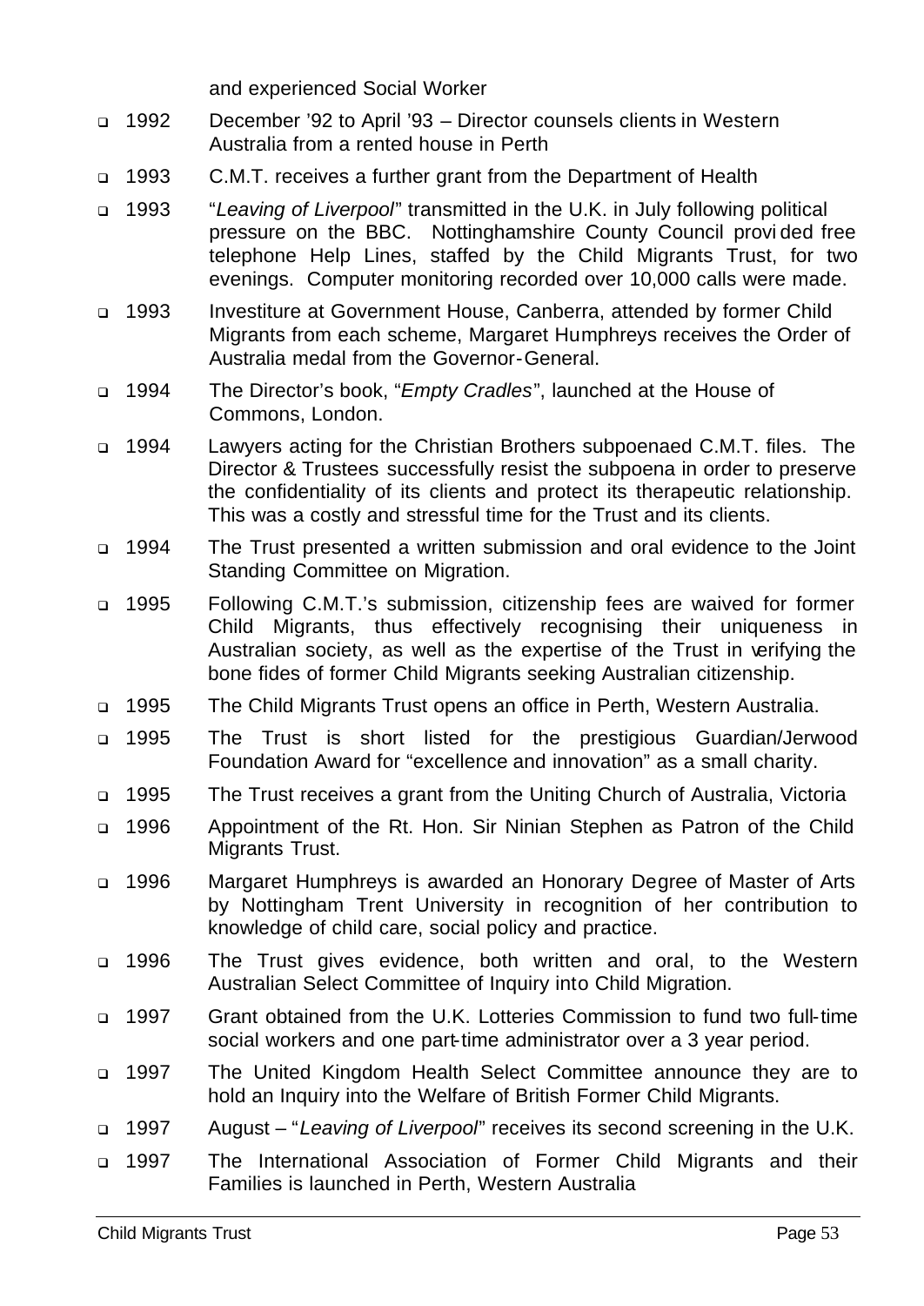and experienced Social Worker

- 1992 December ’92 to April ’93 – Director counsels clients in Western Australia from a rented house in Perth
- 1993 C.M.T. receives a further grant from the Department of Health
- 1993 “*Leaving of Liverpool*” transmitted in the U.K. in July following political pressure on the BBC. Nottinghamshire County Council provided free telephone Help Lines, staffed by the Child Migrants Trust, for two evenings. Computer monitoring recorded over 10,000 calls were made.
- 1993 Investiture at Government House, Canberra, attended by former Child Migrants from each scheme, Margaret Humphreys receives the Order of Australia medal from the Governor-General.
- 1994 The Director’s book, “*Empty Cradles*”, launched at the House of Commons, London.
- 1994 Lawyers acting for the Christian Brothers subpoenaed C.M.T. files. The Director & Trustees successfully resist the subpoena in order to preserve the confidentiality of its clients and protect its therapeutic relationship. This was a costly and stressful time for the Trust and its clients.
- 1994 The Trust presented a written submission and oral evidence to the Joint Standing Committee on Migration.
- 1995 Following C.M.T.’s submission, citizenship fees are waived for former Child Migrants, thus effectively recognising their uniqueness in Australian society, as well as the expertise of the Trust in verifying the bone fides of former Child Migrants seeking Australian citizenship.
- 1995 The Child Migrants Trust opens an office in Perth, Western Australia.
- 1995 The Trust is short listed for the prestigious Guardian/Jerwood Foundation Award for “excellence and innovation” as a small charity.
- 1995 The Trust receives a grant from the Uniting Church of Australia, Victoria
- 1996 Appointment of the Rt. Hon. Sir Ninian Stephen as Patron of the Child Migrants Trust.
- 1996 Margaret Humphreys is awarded an Honorary Degree of Master of Arts by Nottingham Trent University in recognition of her contribution to knowledge of child care, social policy and practice.
- 1996 The Trust gives evidence, both written and oral, to the Western Australian Select Committee of Inquiry into Child Migration.
- 1997 Grant obtained from the U.K. Lotteries Commission to fund two full-time social workers and one part-time administrator over a 3 year period.
- 1997 The United Kingdom Health Select Committee announce they are to hold an Inquiry into the Welfare of British Former Child Migrants.
- 1997 August – “*Leaving of Liverpool*” receives its second screening in the U.K.
- 1997 The International Association of Former Child Migrants and their Families is launched in Perth, Western Australia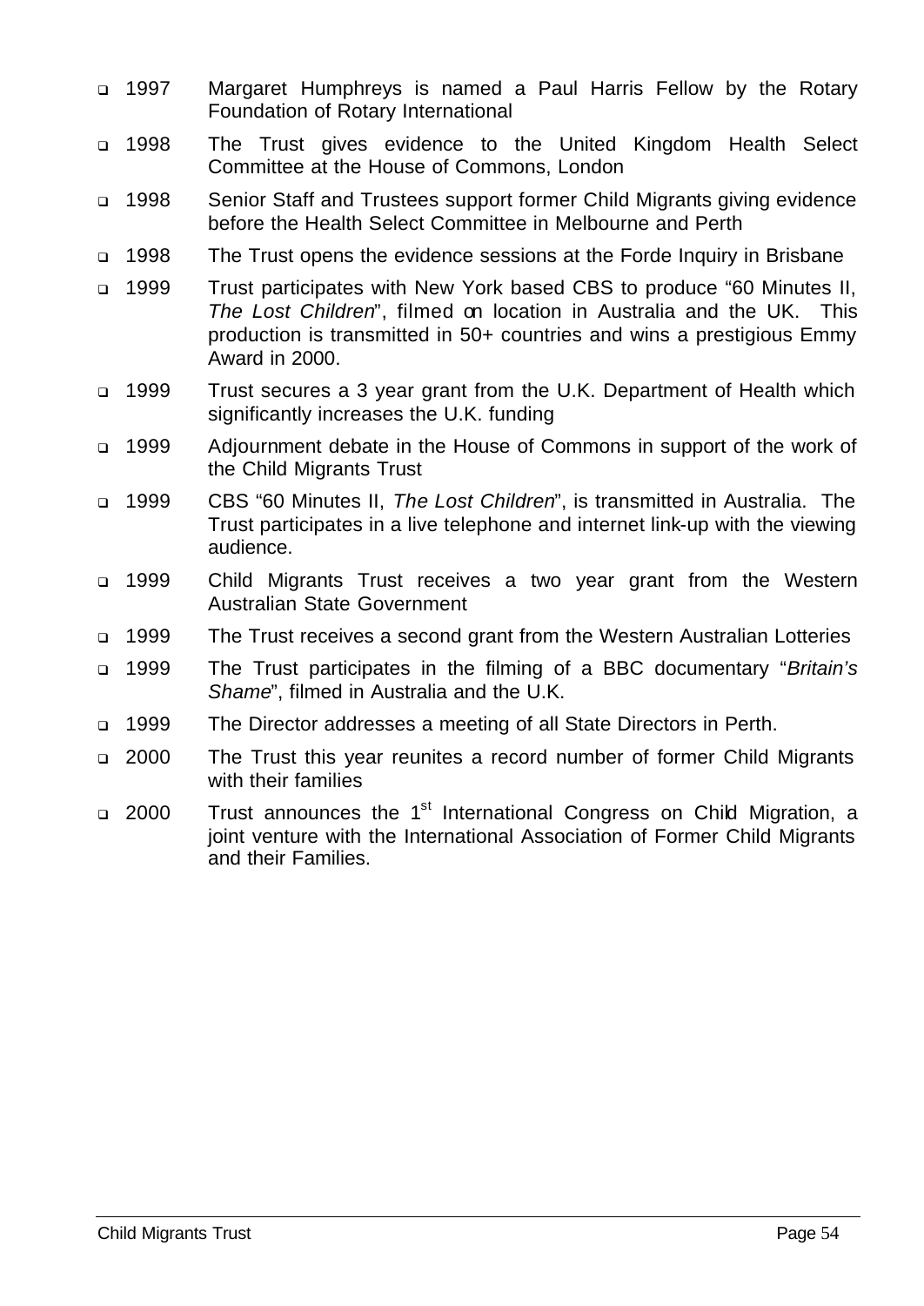- 1997 Margaret Humphreys is named a Paul Harris Fellow by the Rotary Foundation of Rotary International
- 1998 The Trust gives evidence to the United Kingdom Health Select Committee at the House of Commons, London
- 1998 Senior Staff and Trustees support former Child Migrants giving evidence before the Health Select Committee in Melbourne and Perth
- 1998 The Trust opens the evidence sessions at the Forde Inquiry in Brisbane
- 1999 Trust participates with New York based CBS to produce "60 Minutes II, *The Lost Children*", filmed on location in Australia and the UK. This production is transmitted in 50+ countries and wins a prestigious Emmy Award in 2000.
- 1999 Trust secures a 3 year grant from the U.K. Department of Health which significantly increases the U.K. funding
- 1999 Adjournment debate in the House of Commons in support of the work of the Child Migrants Trust
- 1999 CBS "60 Minutes II, *The Lost Children*", is transmitted in Australia. The Trust participates in a live telephone and internet link-up with the viewing audience.
- 1999 Child Migrants Trust receives a two year grant from the Western Australian State Government
- 1999 The Trust receives a second grant from the Western Australian Lotteries
- 1999 The Trust participates in the filming of a BBC documentary "*Britain's Shame*", filmed in Australia and the U.K.
- 1999 The Director addresses a meeting of all State Directors in Perth.
- 2000 The Trust this year reunites a record number of former Child Migrants with their families
- 2000 Trust announces the 1st International Congress on Child Migration, a joint venture with the International Association of Former Child Migrants and their Families.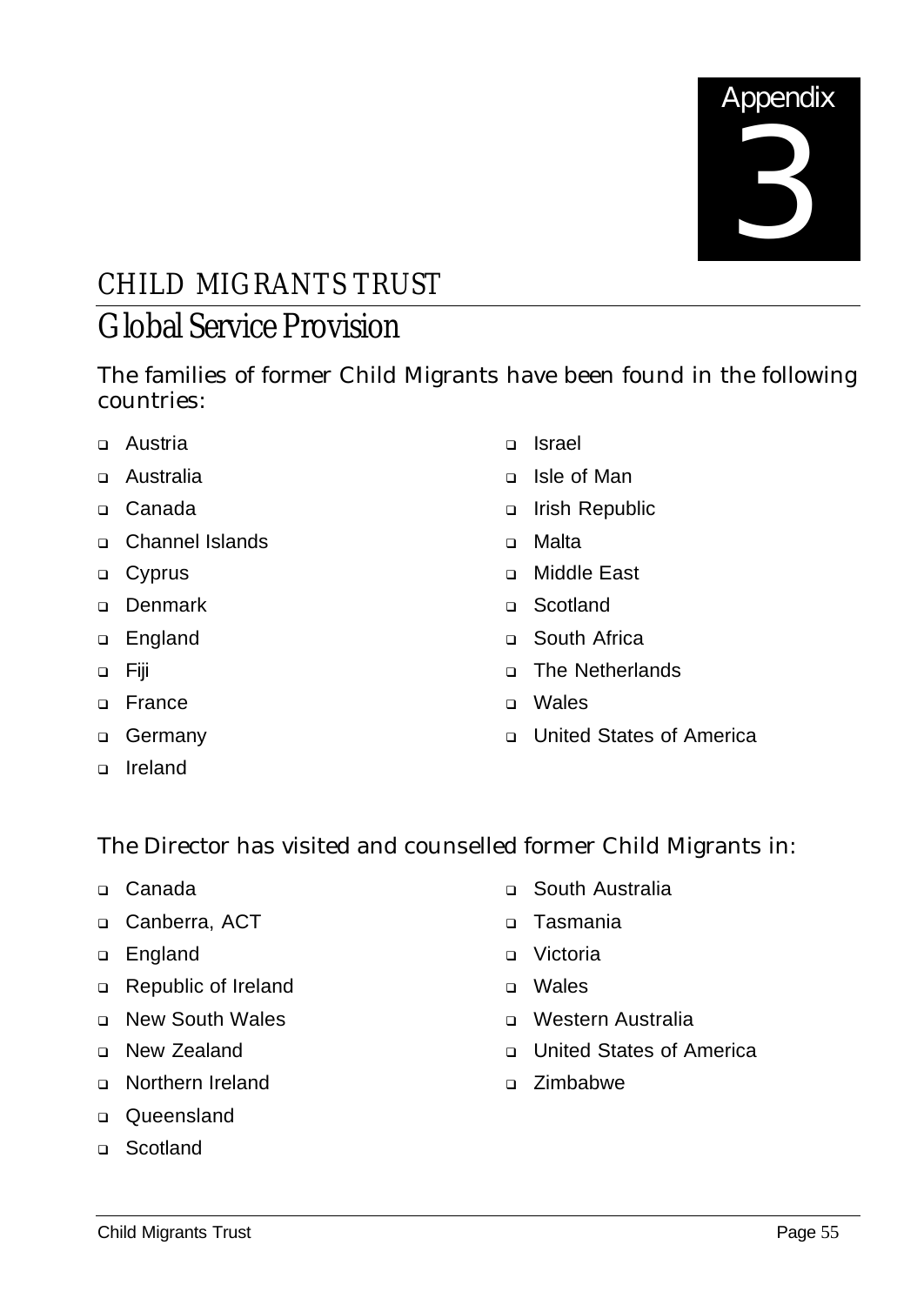# Appendix 3

## CHILD MIGRANTS TRUST

## Global Service Provision

The families of former Child Migrants have been found in the following countries:

- Austria
- Australia
- Canada
- Channel Islands
- Cyprus
- Denmark
- England
- Fiji
- France
- Germany
- Ireland
- Israel
- Isle of Man
- Irish Republic
- Malta
- Middle East
- Scotland
- South Africa
- The Netherlands
- Wales
- United States of America

The Director has visited and counselled former Child Migrants in:

- Canada
- Canberra, ACT
- England
- Republic of Ireland
- New South Wales
- New Zealand
- Northern Ireland
- Queensland
- Scotland
- South Australia
- Tasmania
- Victoria
- Wales
- Western Australia
- United States of America
- Zimbabwe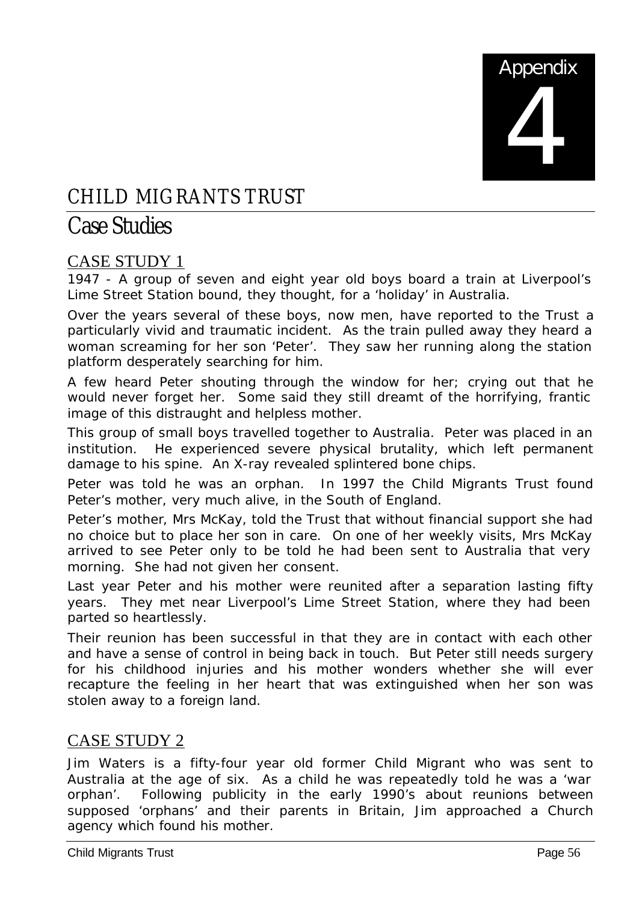# Appendix 4

# CHILD MIGRANTS TRUST

## Case Studies

### CASE STUDY 1

1947 - A group of seven and eight year old boys board a train at Liverpool's Lime Street Station bound, they thought, for a 'holiday' in Australia.

Over the years several of these boys, now men, have reported to the Trust a particularly vivid and traumatic incident. As the train pulled away they heard a woman screaming for her son 'Peter'. They saw her running along the station platform desperately searching for him.

A few heard Peter shouting through the window for her; crying out that he would never forget her. Some said they still dreamt of the horrifying, frantic image of this distraught and helpless mother.

This group of small boys travelled together to Australia. Peter was placed in an institution. He experienced severe physical brutality, which left permanent damage to his spine. An X-ray revealed splintered bone chips.

Peter was told he was an orphan. In 1997 the Child Migrants Trust found Peter's mother, very much alive, in the South of England.

Peter's mother, Mrs McKay, told the Trust that without financial support she had no choice but to place her son in care. On one of her weekly visits, Mrs McKay arrived to see Peter only to be told he had been sent to Australia that very morning. She had not given her consent.

Last year Peter and his mother were reunited after a separation lasting fifty years. They met near Liverpool's Lime Street Station, where they had been parted so heartlessly.

Their reunion has been successful in that they are in contact with each other and have a sense of control in being back in touch. But Peter still needs surgery for his childhood injuries and his mother wonders whether she will ever recapture the feeling in her heart that was extinguished when her son was stolen away to a foreign land.

### CASE STUDY 2

Jim Waters is a fifty-four year old former Child Migrant who was sent to Australia at the age of six. As a child he was repeatedly told he was a 'war orphan'. Following publicity in the early 1990's about reunions between supposed 'orphans' and their parents in Britain, Jim approached a Church agency which found his mother.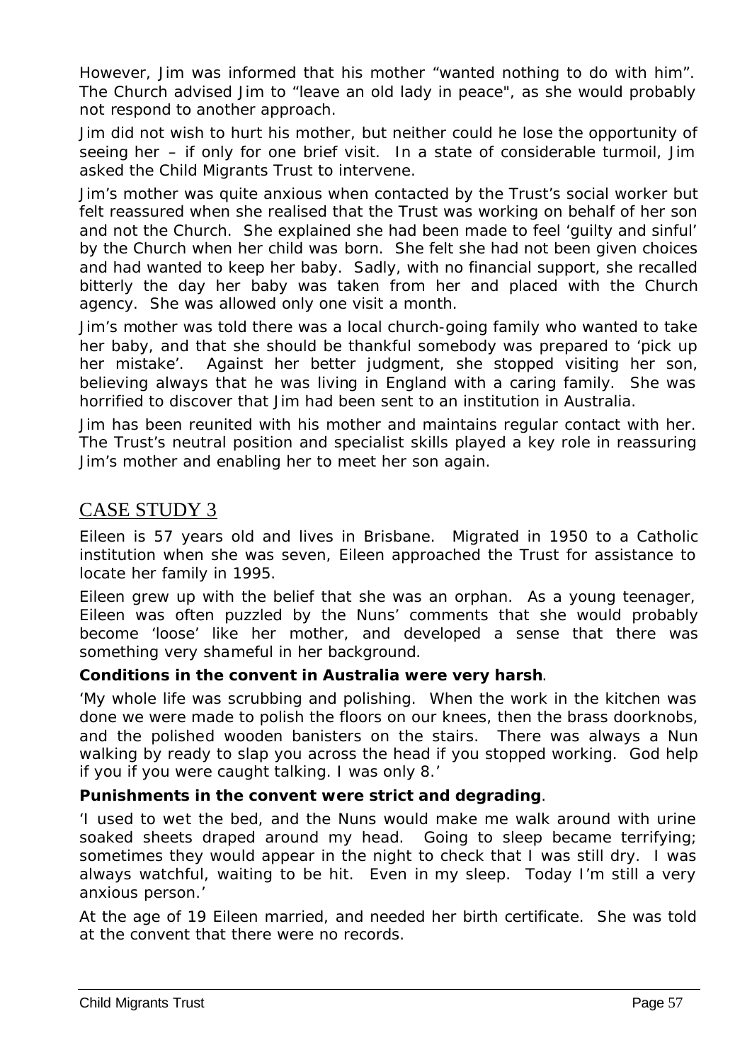However, Jim was informed that his mother "wanted nothing to do with him". The Church advised Jim to "leave an old lady in peace", as she would probably not respond to another approach.

Jim did not wish to hurt his mother, but neither could he lose the opportunity of seeing her – if only for one brief visit. In a state of considerable turmoil, Jim asked the Child Migrants Trust to intervene.

Jim's mother was quite anxious when contacted by the Trust's social worker but felt reassured when she realised that the Trust was working on behalf of her son and not the Church. She explained she had been made to feel 'guilty and sinful' by the Church when her child was born. She felt she had not been given choices and had wanted to keep her baby. Sadly, with no financial support, she recalled bitterly the day her baby was taken from her and placed with the Church agency. She was allowed only one visit a month.

Jim's mother was told there was a local church-going family who wanted to take her baby, and that she should be thankful somebody was prepared to 'pick up her mistake'. Against her better judgment, she stopped visiting her son, believing always that he was living in England with a caring family. She was horrified to discover that Jim had been sent to an institution in Australia.

Jim has been reunited with his mother and maintains regular contact with her. The Trust's neutral position and specialist skills played a key role in reassuring Jim's mother and enabling her to meet her son again.

## CASE STUDY 3

Eileen is 57 years old and lives in Brisbane. Migrated in 1950 to a Catholic institution when she was seven, Eileen approached the Trust for assistance to locate her family in 1995.

Eileen grew up with the belief that she was an orphan. As a young teenager, Eileen was often puzzled by the Nuns' comments that she would probably become 'loose' like her mother, and developed a sense that there was something very shameful in her background.

**Conditions in the convent in Australia were very harsh**.

*'My whole life was scrubbing and polishing. When the work in the kitchen was done we were made to polish the floors on our knees, then the brass doorknobs, and the polished wooden banisters on the stairs. There was always a Nun walking by ready to slap you across the head if you stopped working. God help if you if you were caught talking. I was only 8.'*

**Punishments in the convent were strict and degrading**.

*'I used to wet the bed, and the Nuns would make me walk around with urine soaked sheets draped around my head. Going to sleep became terrifying; sometimes they would appear in the night to check that I was still dry. I was always watchful, waiting to be hit. Even in my sleep. Today I'm still a very anxious person.'*

At the age of 19 Eileen married, and needed her birth certificate. She was told at the convent that there were no records.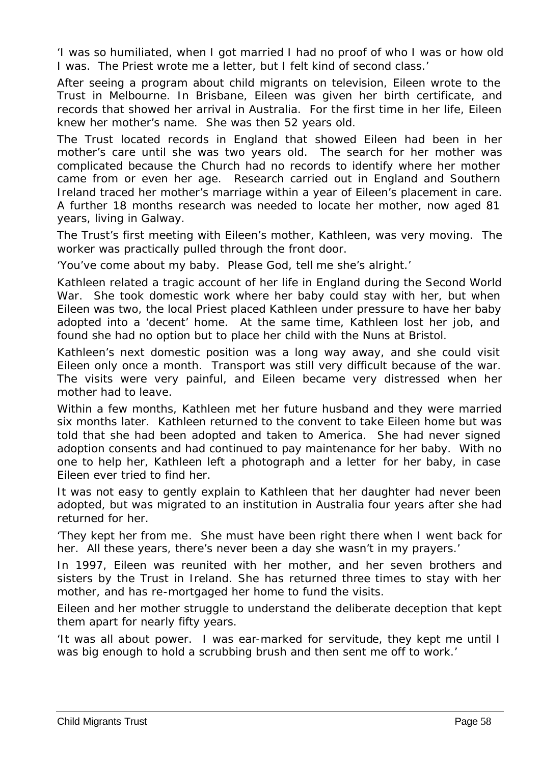'I was so humiliated, when I got married I had no proof of who I was or how old I was. The Priest wrote me a letter, but I felt kind of second class.'

After seeing a program about child migrants on television, Eileen wrote to the Trust in Melbourne. In Brisbane, Eileen was given her birth certificate, and records that showed her arrival in Australia. For the first time in her life, Eileen knew her mother's name. She was then 52 years old.

The Trust located records in England that showed Eileen had been in her mother's care until she was two years old. The search for her mother was complicated because the Church had no records to identify where her mother came from or even her age. Research carried out in England and Southern Ireland traced her mother's marriage within a year of Eileen's placement in care. A further 18 months research was needed to locate her mother, now aged 81 years, living in Galway.

The Trust's first meeting with Eileen's mother, Kathleen, was very moving. The worker was practically pulled through the front door.

'You've come about my baby. Please God, tell me she's alright.'

Kathleen related a tragic account of her life in England during the Second World War. She took domestic work where her baby could stay with her, but when Eileen was two, the local Priest placed Kathleen under pressure to have her baby adopted into a 'decent' home. At the same time, Kathleen lost her job, and found she had no option but to place her child with the Nuns at Bristol.

Kathleen's next domestic position was a long way away, and she could visit Eileen only once a month. Transport was still very difficult because of the war. The visits were very painful, and Eileen became very distressed when her mother had to leave.

Within a few months, Kathleen met her future husband and they were married six months later. Kathleen returned to the convent to take Eileen home but was told that she had been adopted and taken to America. She had never signed adoption consents and had continued to pay maintenance for her baby. With no one to help her, Kathleen left a photograph and a letter for her baby, in case Eileen ever tried to find her.

It was not easy to gently explain to Kathleen that her daughter had never been adopted, but was migrated to an institution in Australia four years after she had returned for her.

'They kept her from me. She must have been right there when I went back for her. All these years, there's never been a day she wasn't in my prayers.'

In 1997, Eileen was reunited with her mother, and her seven brothers and sisters by the Trust in Ireland. She has returned three times to stay with her mother, and has re-mortgaged her home to fund the visits.

Eileen and her mother struggle to understand the deliberate deception that kept them apart for nearly fifty years.

'It was all about power. I was ear-marked for servitude, they kept me until I was big enough to hold a scrubbing brush and then sent me off to work.'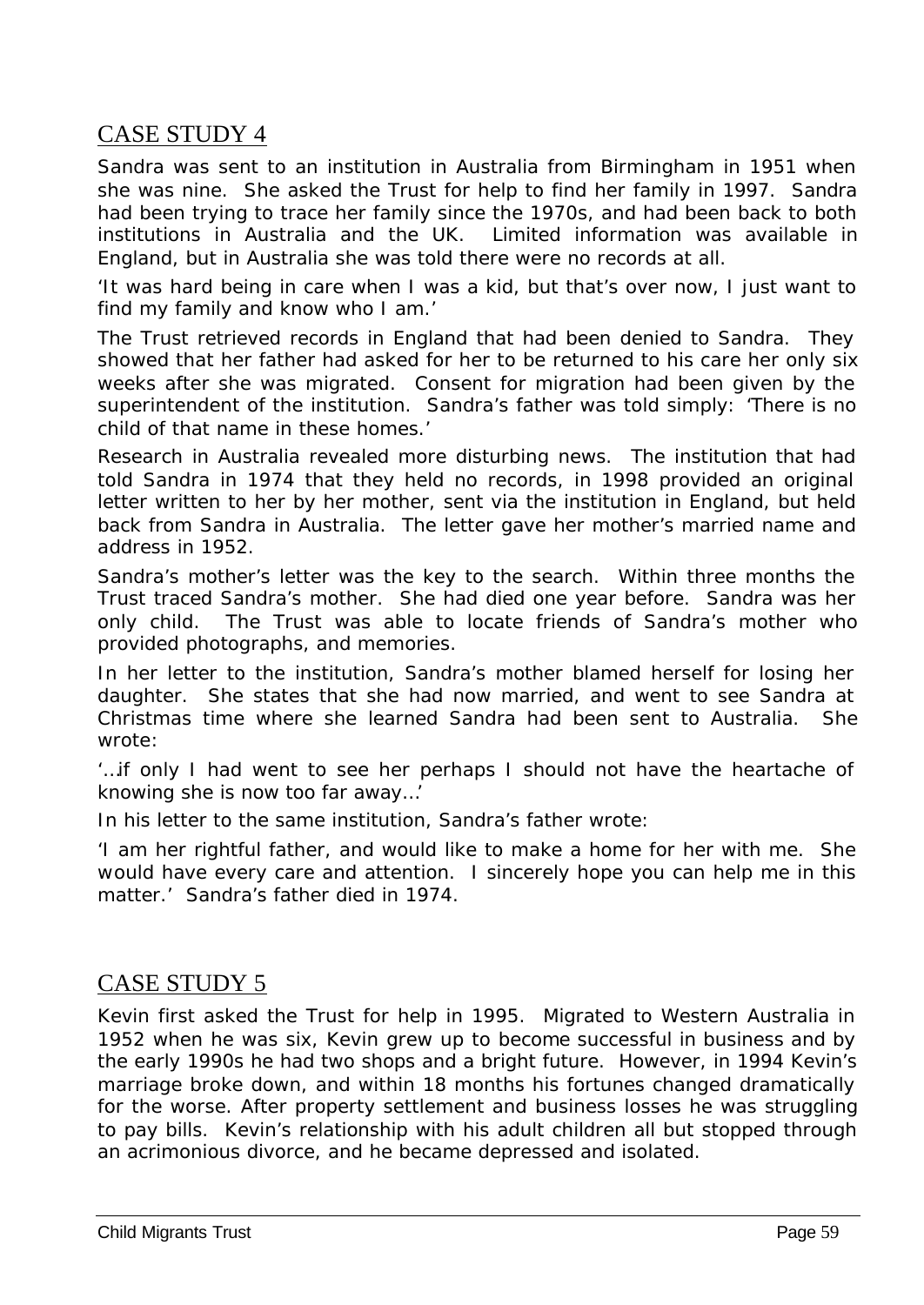## CASE STUDY 4

Sandra was sent to an institution in Australia from Birmingham in 1951 when she was nine. She asked the Trust for help to find her family in 1997. Sandra had been trying to trace her family since the 1970s, and had been back to both institutions in Australia and the UK. Limited information was available in England, but in Australia she was told there were no records at all.

'It was hard being in care when I was a kid, but that's over now, I just want to find my family and know who I am.'

The Trust retrieved records in England that had been denied to Sandra. They showed that her father had asked for her to be returned to his care her only six weeks after she was migrated. Consent for migration had been given by the superintendent of the institution. Sandra's father was told simply: 'There is no child of that name in these homes.'

Research in Australia revealed more disturbing news. The institution that had told Sandra in 1974 that they held no records, in 1998 provided an original letter written to her by her mother, sent via the institution in England, but held back from Sandra in Australia. The letter gave her mother's married name and address in 1952.

Sandra's mother's letter was the key to the search. Within three months the Trust traced Sandra's mother. She had died one year before. Sandra was her only child. The Trust was able to locate friends of Sandra's mother who provided photographs, and memories.

In her letter to the institution, Sandra's mother blamed herself for losing her daughter. She states that she had now married, and went to see Sandra at Christmas time where she learned Sandra had been sent to Australia. She wrote:

'…if only I had went to see her perhaps I should not have the heartache of knowing she is now too far away…'

In his letter to the same institution, Sandra's father wrote:

'I am her rightful father, and would like to make a home for her with me. She would have every care and attention. I sincerely hope you can help me in this matter.' Sandra's father died in 1974.

## CASE STUDY 5

Kevin first asked the Trust for help in 1995. Migrated to Western Australia in 1952 when he was six, Kevin grew up to become successful in business and by the early 1990s he had two shops and a bright future. However, in 1994 Kevin's marriage broke down, and within 18 months his fortunes changed dramatically for the worse. After property settlement and business losses he was struggling to pay bills. Kevin's relationship with his adult children all but stopped through an acrimonious divorce, and he became depressed and isolated.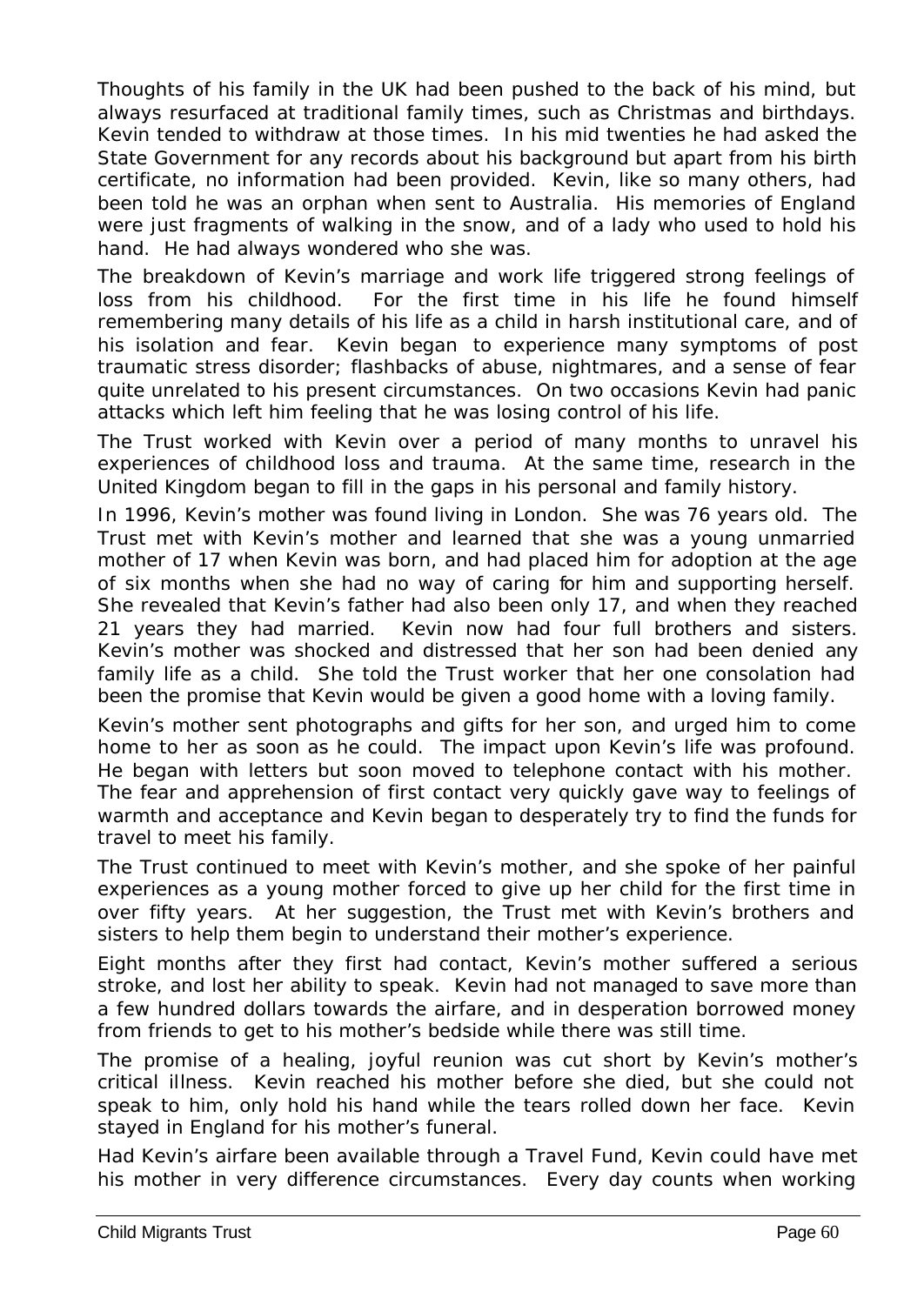Thoughts of his family in the UK had been pushed to the back of his mind, but always resurfaced at traditional family times, such as Christmas and birthdays. Kevin tended to withdraw at those times. In his mid twenties he had asked the State Government for any records about his background but apart from his birth certificate, no information had been provided. Kevin, like so many others, had been told he was an orphan when sent to Australia. His memories of England were just fragments of walking in the snow, and of a lady who used to hold his hand. He had always wondered who she was.

The breakdown of Kevin's marriage and work life triggered strong feelings of loss from his childhood. For the first time in his life he found himself remembering many details of his life as a child in harsh institutional care, and of his isolation and fear. Kevin began to experience many symptoms of post traumatic stress disorder; flashbacks of abuse, nightmares, and a sense of fear quite unrelated to his present circumstances. On two occasions Kevin had panic attacks which left him feeling that he was losing control of his life.

The Trust worked with Kevin over a period of many months to unravel his experiences of childhood loss and trauma. At the same time, research in the United Kingdom began to fill in the gaps in his personal and family history.

In 1996, Kevin's mother was found living in London. She was 76 years old. The Trust met with Kevin's mother and learned that she was a young unmarried mother of 17 when Kevin was born, and had placed him for adoption at the age of six months when she had no way of caring for him and supporting herself. She revealed that Kevin's father had also been only 17, and when they reached 21 years they had married. Kevin now had four full brothers and sisters. Kevin's mother was shocked and distressed that her son had been denied any family life as a child. She told the Trust worker that her one consolation had been the promise that Kevin would be given a good home with a loving family.

Kevin's mother sent photographs and gifts for her son, and urged him to come home to her as soon as he could. The impact upon Kevin's life was profound. He began with letters but soon moved to telephone contact with his mother. The fear and apprehension of first contact very quickly gave way to feelings of warmth and acceptance and Kevin began to desperately try to find the funds for travel to meet his family.

The Trust continued to meet with Kevin's mother, and she spoke of her painful experiences as a young mother forced to give up her child for the first time in over fifty years. At her suggestion, the Trust met with Kevin's brothers and sisters to help them begin to understand their mother's experience.

Eight months after they first had contact, Kevin's mother suffered a serious stroke, and lost her ability to speak. Kevin had not managed to save more than a few hundred dollars towards the airfare, and in desperation borrowed money from friends to get to his mother's bedside while there was still time.

The promise of a healing, joyful reunion was cut short by Kevin's mother's critical illness. Kevin reached his mother before she died, but she could not speak to him, only hold his hand while the tears rolled down her face. Kevin stayed in England for his mother's funeral.

Had Kevin's airfare been available through a Travel Fund, Kevin could have met his mother in very difference circumstances. Every day counts when working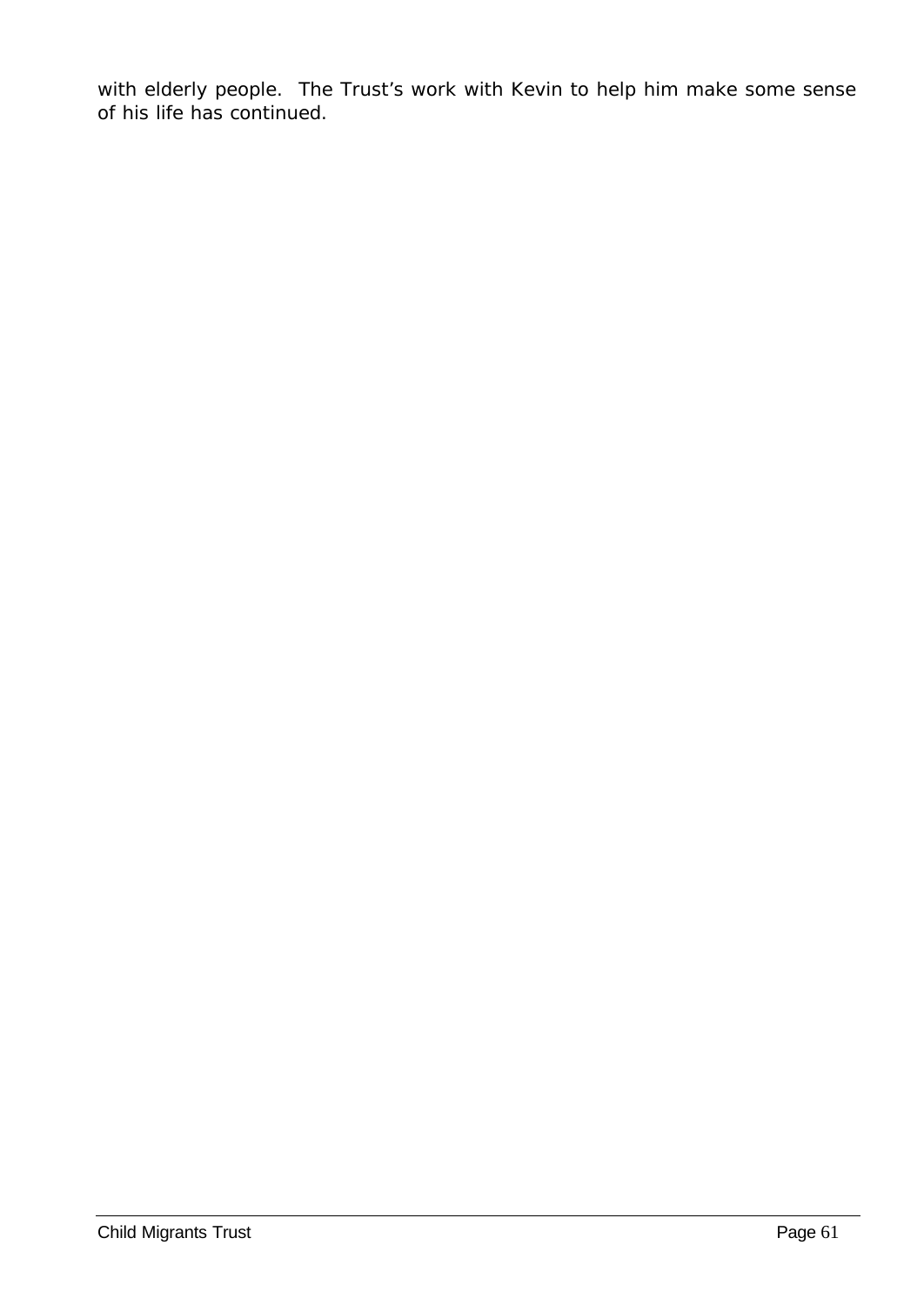with elderly people.  The Trust's work with Kevin to help him make some sense of his life has continued.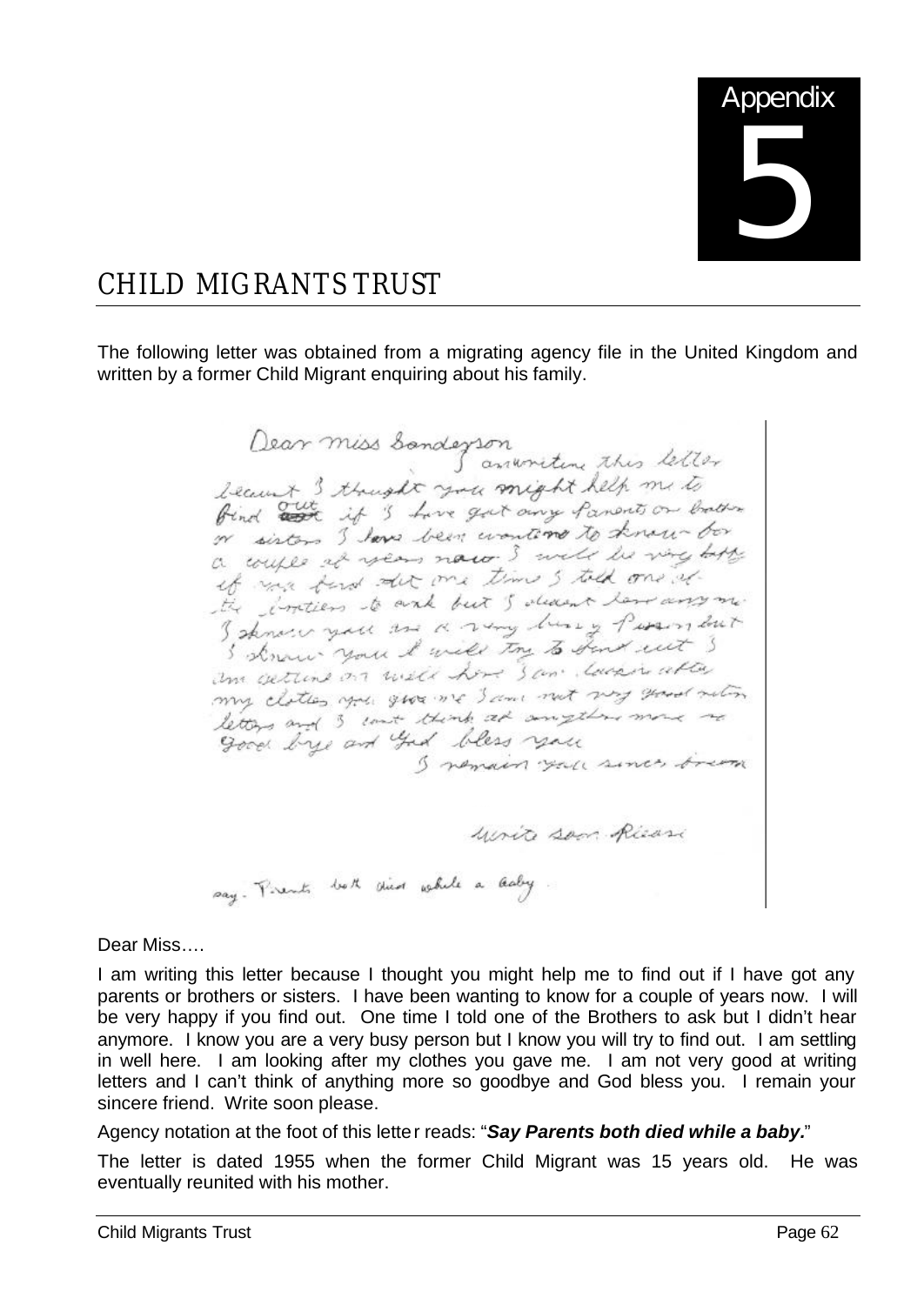# Appendix 5

## CHILD MIGRANTS TRUST

The following letter was obtained from a migrating agency file in the United Kingdom and written by a former Child Migrant enquiring about his family.

> Dear miss Sanderson
> I am writing this letter because I thought you might help me to find out if I have got any Parents or brothers or sisters I have been wanting to know for a couple of years now I will be very happy if you find out one time I told one of the brothers to ask but I didn't hear any more I know you are a very busy Person but I know you will try to find out I am settling in well here I am looking after my clothes you gave me I am not very good at writing letters and I can't think of anything more so Good bye and God bless you
> I remain your sincere friend
>
> Write soon Please
>
> say. Parents both died while a baby.

Dear Miss….

I am writing this letter because I thought you might help me to find out if I have got any parents or brothers or sisters. I have been wanting to know for a couple of years now. I will be very happy if you find out. One time I told one of the Brothers to ask but I didn't hear anymore. I know you are a very busy person but I know you will try to find out. I am settling in well here. I am looking after my clothes you gave me. I am not very good at writing letters and I can't think of anything more so goodbye and God bless you. I remain your sincere friend. Write soon please.

Agency notation at the foot of this letter reads: "***Say Parents both died while a baby.***"

The letter is dated 1955 when the former Child Migrant was 15 years old. He was eventually reunited with his mother.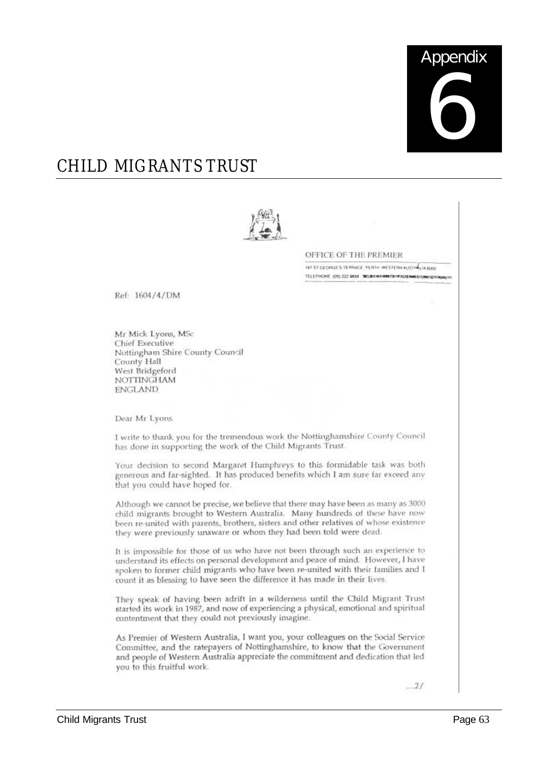# Appendix 6

## CHILD MIGRANTS TRUST

OFFICE OF THE PREMIER

197 ST GEORGE'S TERRACE PERTH WESTERN AUSTRALIA 6000
TELEPHONE (09) 222 9888

Ref: 1604/4/DM

Mr Mick Lyons, MSc
Chief Executive
Nottingham Shire County Council
County Hall
West Bridgeford
NOTTINGHAM
ENGLAND

Dear Mr Lyons

I write to thank you for the tremendous work the Nottinghamshire County Council has done in supporting the work of the Child Migrants Trust.

Your decision to second Margaret Humphreys to this formidable task was both generous and far-sighted. It has produced benefits which I am sure far exceed any that you could have hoped for.

Although we cannot be precise, we believe that there may have been as many as 3000 child migrants brought to Western Australia. Many hundreds of these have now been re-united with parents, brothers, sisters and other relatives of whose existence they were previously unaware or whom they had been told were dead.

It is impossible for those of us who have not been through such an experience to understand its effects on personal development and peace of mind. However, I have spoken to former child migrants who have been re-united with their families and I count it as blessing to have seen the difference it has made in their lives.

They speak of having been adrift in a wilderness until the Child Migrant Trust started its work in 1987, and now of experiencing a physical, emotional and spiritual contentment that they could not previously imagine.

As Premier of Western Australia, I want you, your colleagues on the Social Service Committee, and the ratepayers of Nottinghamshire, to know that the Government and people of Western Australia appreciate the commitment and dedication that led you to this fruitful work.

....2/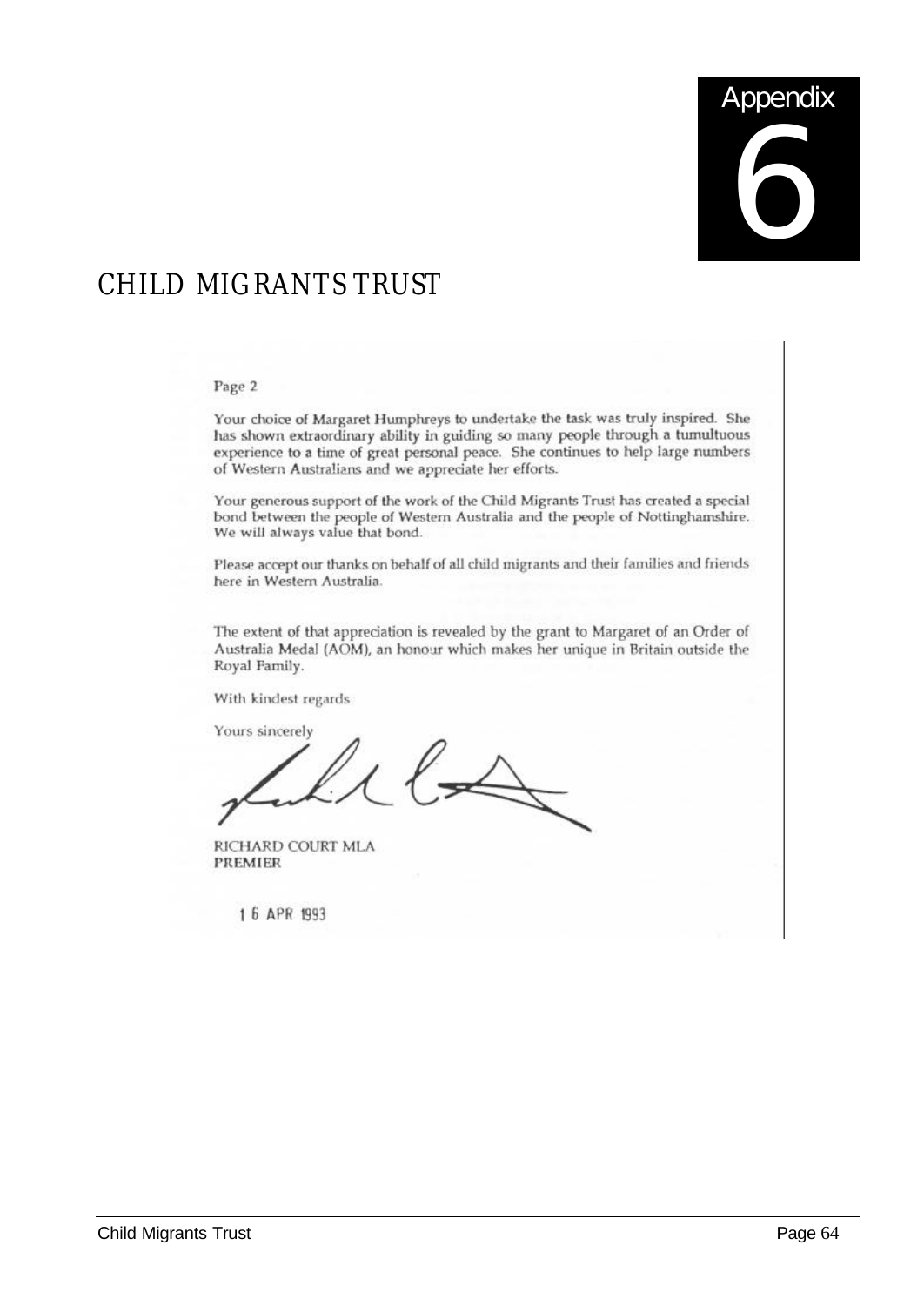# Appendix 6

## CHILD MIGRANTS TRUST

Page 2

Your choice of Margaret Humphreys to undertake the task was truly inspired. She has shown extraordinary ability in guiding so many people through a tumultuous experience to a time of great personal peace. She continues to help large numbers of Western Australians and we appreciate her efforts.

Your generous support of the work of the Child Migrants Trust has created a special bond between the people of Western Australia and the people of Nottinghamshire. We will always value that bond.

Please accept our thanks on behalf of all child migrants and their families and friends here in Western Australia.

The extent of that appreciation is revealed by the grant to Margaret of an Order of Australia Medal (AOM), an honour which makes her unique in Britain outside the Royal Family.

With kindest regards

Yours sincerely

RICHARD COURT MLA
**PREMIER**

16 APR 1993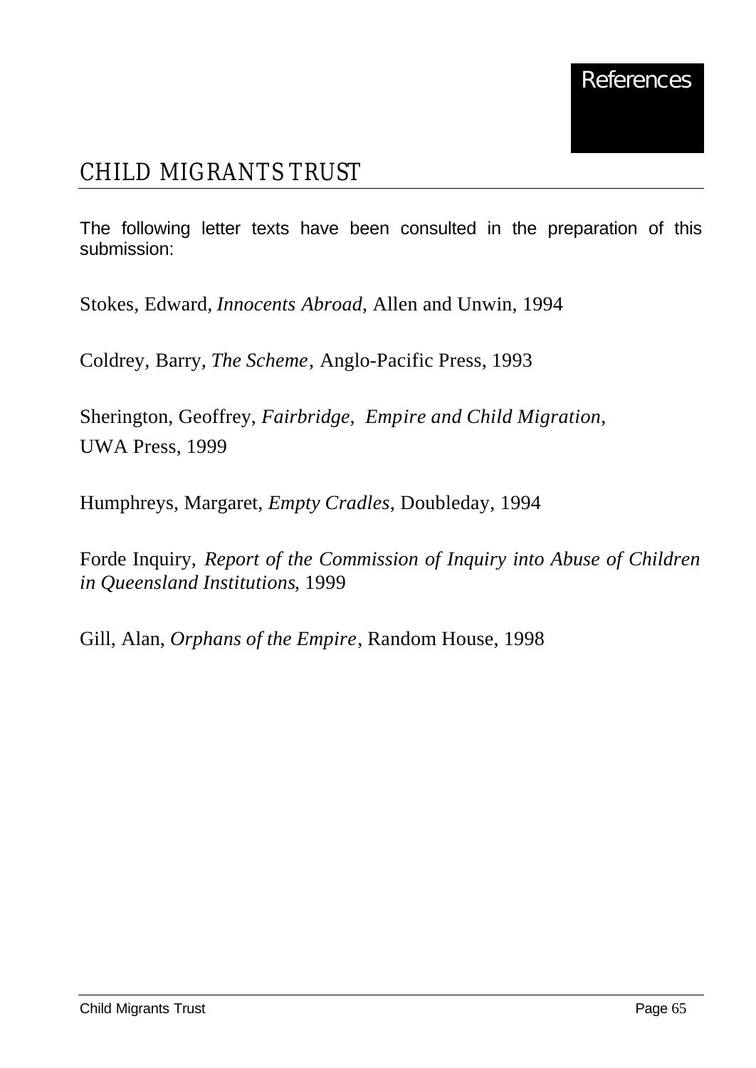# References

## CHILD MIGRANTS TRUST

The following letter texts have been consulted in the preparation of this submission:

Stokes, Edward, *Innocents Abroad*, Allen and Unwin, 1994

Coldrey, Barry, *The Scheme*, Anglo-Pacific Press, 1993

Sherington, Geoffrey, *Fairbridge, Empire and Child Migration*, UWA Press, 1999

Humphreys, Margaret, *Empty Cradles*, Doubleday, 1994

Forde Inquiry, *Report of the Commission of Inquiry into Abuse of Children in Queensland Institutions*, 1999

Gill, Alan, *Orphans of the Empire*, Random House, 1998